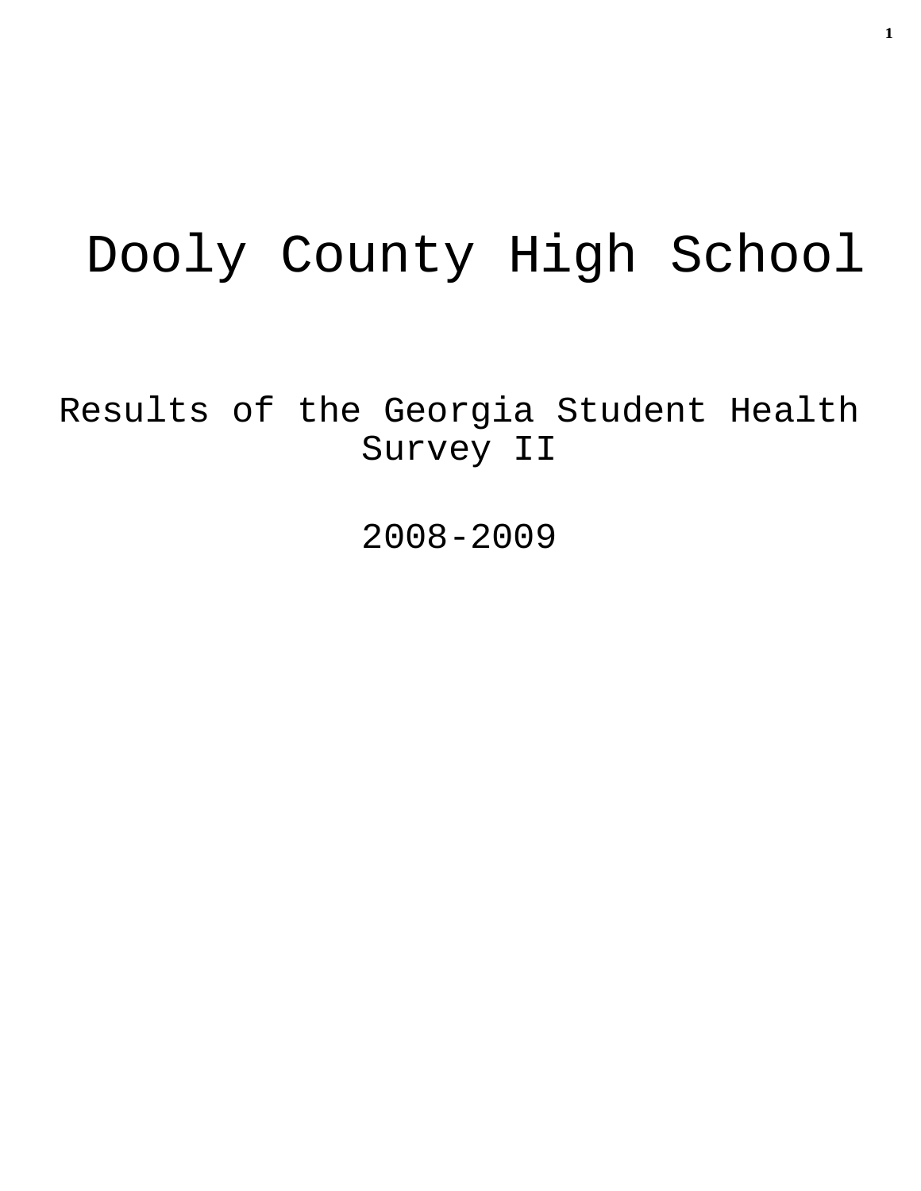# Dooly County High School

## Results of the Georgia Student Health Survey II

## 2008-2009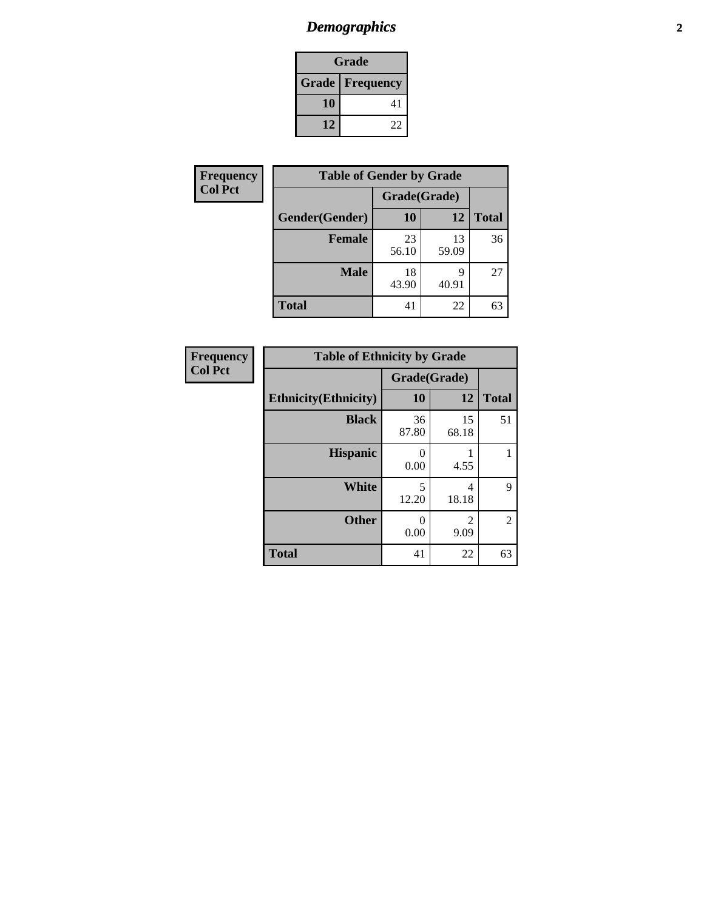## Demographics

| Grade | |
|---|---|
| **Grade** | **Frequency** |
| **10** | 41 |
| **12** | 22 |

**Frequency**
**Col Pct**

| Table of Gender by Grade | | | |
|---|---|---|---|
| | Grade(Grade) | | |
| **Gender(Gender)** | **10** | **12** | **Total** |
| **Female** | 23<br>56.10 | 13<br>59.09 | 36 |
| **Male** | 18<br>43.90 | 9<br>40.91 | 27 |
| **Total** | 41 | 22 | 63 |

**Frequency**
**Col Pct**

| Table of Ethnicity by Grade | | | |
|---|---|---|---|
| | Grade(Grade) | | |
| **Ethnicity(Ethnicity)** | **10** | **12** | **Total** |
| **Black** | 36<br>87.80 | 15<br>68.18 | 51 |
| **Hispanic** | 0<br>0.00 | 1<br>4.55 | 1 |
| **White** | 5<br>12.20 | 4<br>18.18 | 9 |
| **Other** | 0<br>0.00 | 2<br>9.09 | 2 |
| **Total** | 41 | 22 | 63 |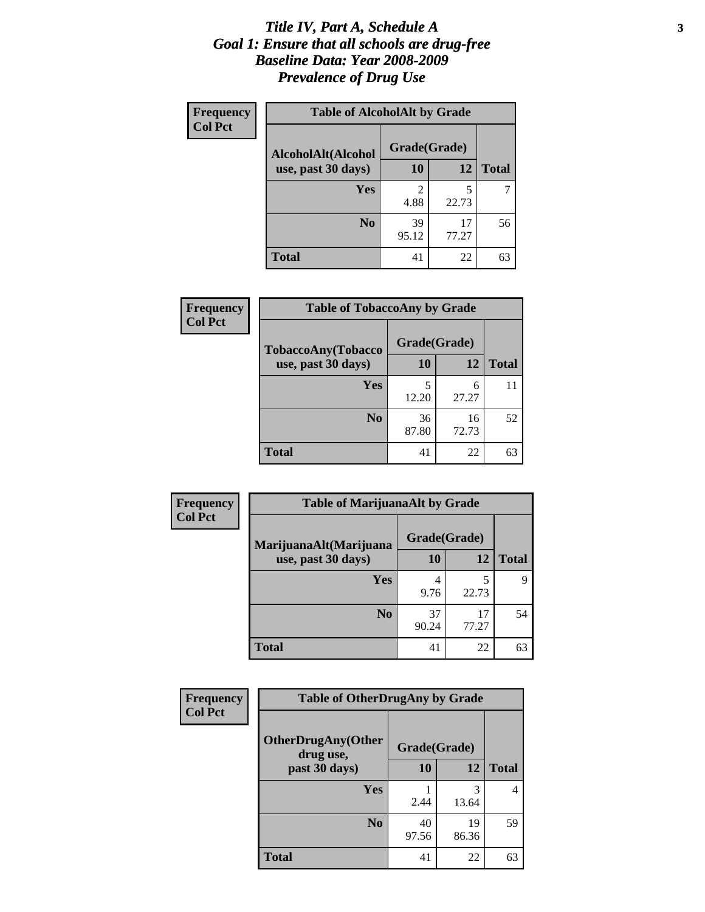# *Title IV, Part A, Schedule A*
# *Goal 1: Ensure that all schools are drug-free*
# *Baseline Data: Year 2008-2009*
# *Prevalence of Drug Use*

**Frequency**
**Col Pct**

| Table of AlcoholAlt by Grade | | | |
|---|---|---|---|
| AlcoholAlt(Alcohol use, past 30 days) | Grade(Grade) | | |
| | 10 | 12 | Total |
| Yes | 2<br>4.88 | 5<br>22.73 | 7 |
| No | 39<br>95.12 | 17<br>77.27 | 56 |
| Total | 41 | 22 | 63 |

**Frequency**
**Col Pct**

| Table of TobaccoAny by Grade | | | |
|---|---|---|---|
| TobaccoAny(Tobacco use, past 30 days) | Grade(Grade) | | |
| | 10 | 12 | Total |
| Yes | 5<br>12.20 | 6<br>27.27 | 11 |
| No | 36<br>87.80 | 16<br>72.73 | 52 |
| Total | 41 | 22 | 63 |

**Frequency**
**Col Pct**

| Table of MarijuanaAlt by Grade | | | |
|---|---|---|---|
| MarijuanaAlt(Marijuana use, past 30 days) | Grade(Grade) | | |
| | 10 | 12 | Total |
| Yes | 4<br>9.76 | 5<br>22.73 | 9 |
| No | 37<br>90.24 | 17<br>77.27 | 54 |
| Total | 41 | 22 | 63 |

**Frequency**
**Col Pct**

| Table of OtherDrugAny by Grade | | | |
|---|---|---|---|
| OtherDrugAny(Other drug use, past 30 days) | Grade(Grade) | | |
| | 10 | 12 | Total |
| Yes | 1<br>2.44 | 3<br>13.64 | 4 |
| No | 40<br>97.56 | 19<br>86.36 | 59 |
| Total | 41 | 22 | 63 |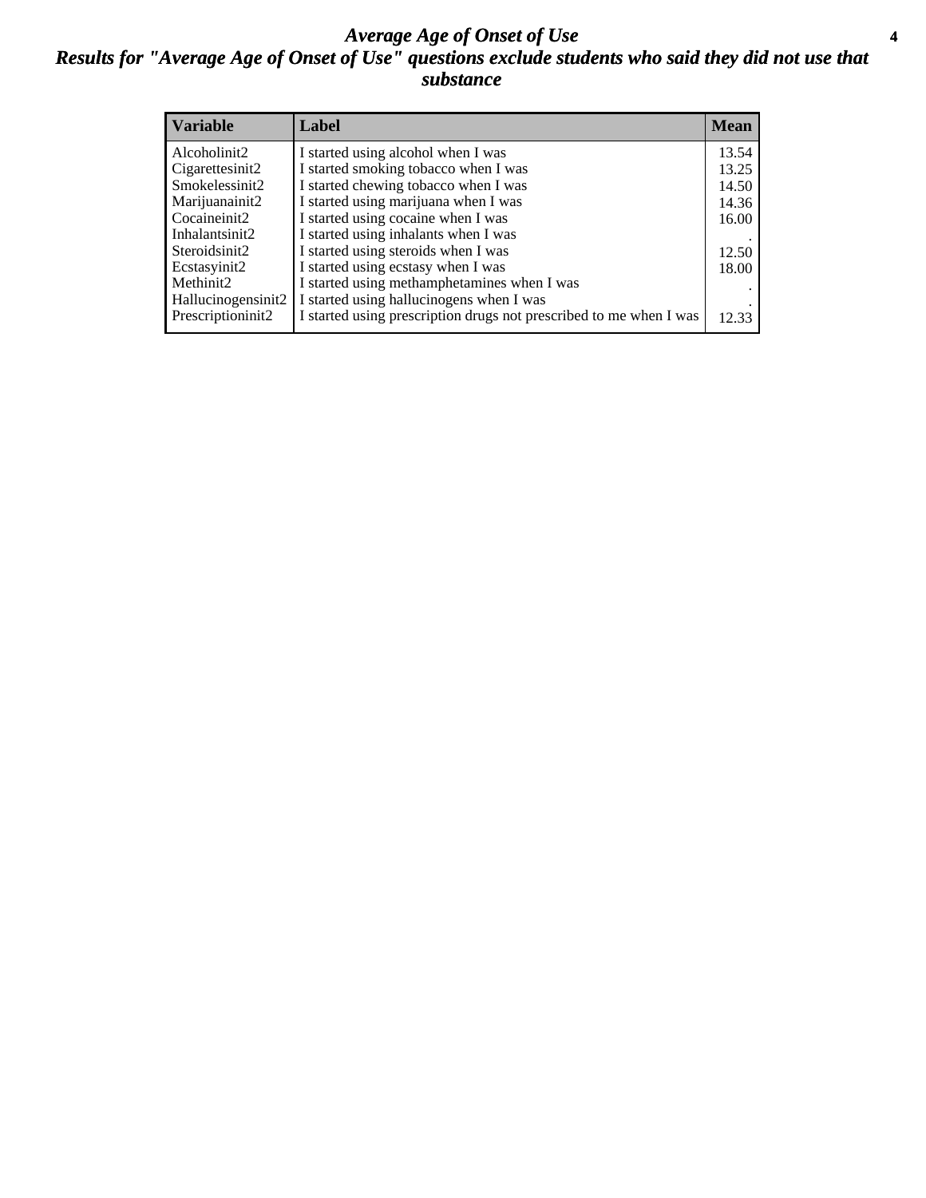# *Average Age of Onset of Use*

## *Results for "Average Age of Onset of Use" questions exclude students who said they did not use that substance*

| Variable | Label | Mean |
|---|---|---|
| Alcoholinit2 | I started using alcohol when I was | 13.54 |
| Cigarettesinit2 | I started smoking tobacco when I was | 13.25 |
| Smokelessinit2 | I started chewing tobacco when I was | 14.50 |
| Marijuanainit2 | I started using marijuana when I was | 14.36 |
| Cocaineinit2 | I started using cocaine when I was | 16.00 |
| Inhalantsinit2 | I started using inhalants when I was | . |
| Steroidsinit2 | I started using steroids when I was | 12.50 |
| Ecstasyinit2 | I started using ecstasy when I was | 18.00 |
| Methinit2 | I started using methamphetamines when I was | . |
| Hallucinogensinit2 | I started using hallucinogens when I was | . |
| Prescriptioninit2 | I started using prescription drugs not prescribed to me when I was | 12.33 |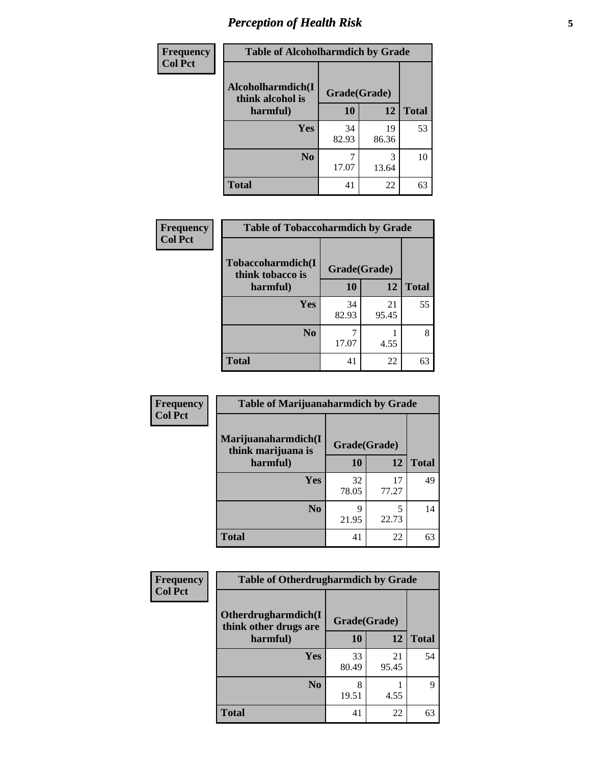# Perception of Health Risk

| Frequency Col Pct | Table of Alcoholharmdich by Grade | | |
|---|---|---|---|
| Alcoholharmdich(I think alcohol is harmful) | Grade(Grade) | | |
| | 10 | 12 | Total |
| Yes | 34<br>82.93 | 19<br>86.36 | 53 |
| No | 7<br>17.07 | 3<br>13.64 | 10 |
| Total | 41 | 22 | 63 |

| Frequency Col Pct | Table of Tobaccoharmdich by Grade | | |
|---|---|---|---|
| Tobaccoharmdich(I think tobacco is harmful) | Grade(Grade) | | |
| | 10 | 12 | Total |
| Yes | 34<br>82.93 | 21<br>95.45 | 55 |
| No | 7<br>17.07 | 1<br>4.55 | 8 |
| Total | 41 | 22 | 63 |

| Frequency Col Pct | Table of Marijuanaharmdich by Grade | | |
|---|---|---|---|
| Marijuanaharmdich(I think marijuana is harmful) | Grade(Grade) | | |
| | 10 | 12 | Total |
| Yes | 32<br>78.05 | 17<br>77.27 | 49 |
| No | 9<br>21.95 | 5<br>22.73 | 14 |
| Total | 41 | 22 | 63 |

| Frequency Col Pct | Table of Otherdrugharmdich by Grade | | |
|---|---|---|---|
| Otherdrugharmdich(I think other drugs are harmful) | Grade(Grade) | | |
| | 10 | 12 | Total |
| Yes | 33<br>80.49 | 21<br>95.45 | 54 |
| No | 8<br>19.51 | 1<br>4.55 | 9 |
| Total | 41 | 22 | 63 |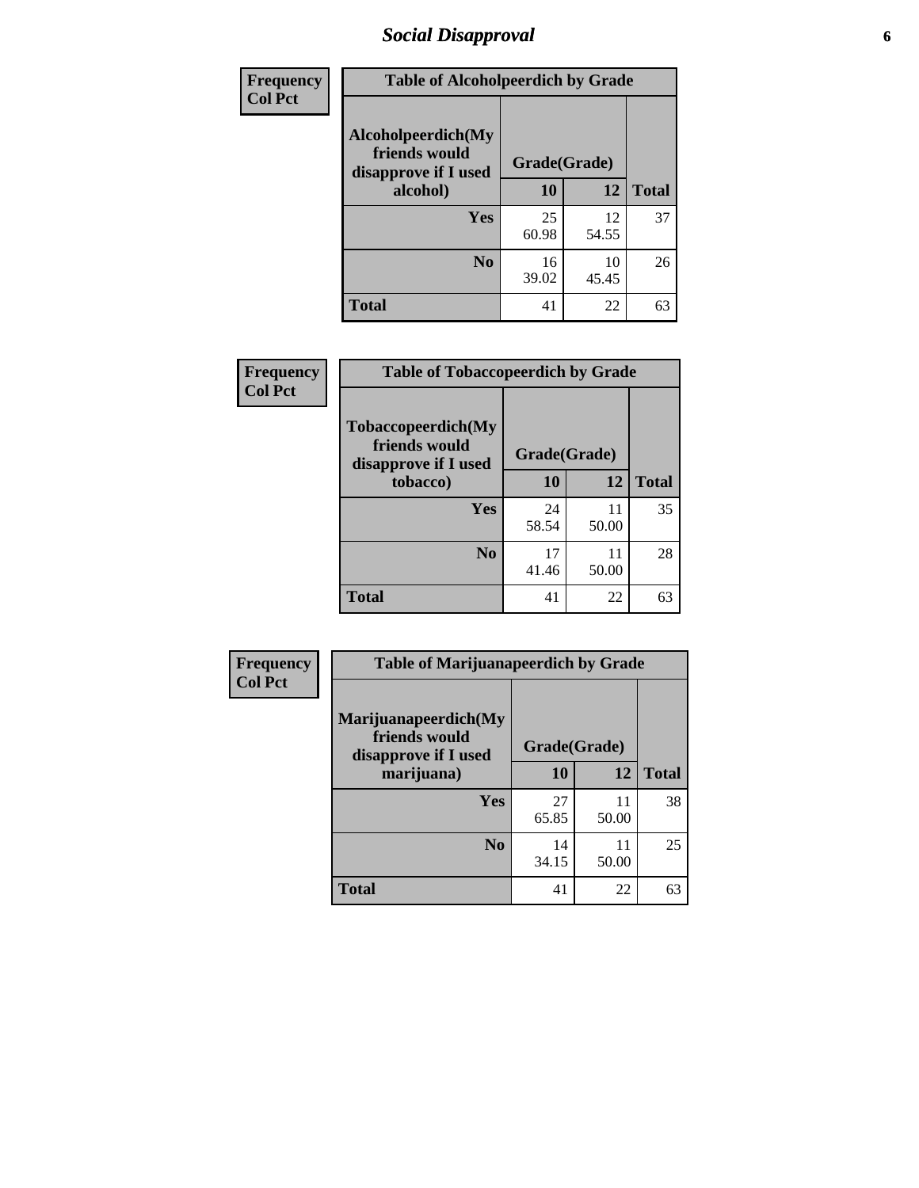# *Social Disapproval*

| Frequency<br>Col Pct | Table of Alcoholpeerdich by Grade | | |
|---|---|---|---|
| **Alcoholpeerdich(My friends would disapprove if I used alcohol)** | **Grade(Grade)** | | |
| | **10** | **12** | **Total** |
| **Yes** | 25<br>60.98 | 12<br>54.55 | 37 |
| **No** | 16<br>39.02 | 10<br>45.45 | 26 |
| **Total** | 41 | 22 | 63 |

| Frequency<br>Col Pct | Table of Tobaccopeerdich by Grade | | |
|---|---|---|---|
| **Tobaccopeerdich(My friends would disapprove if I used tobacco)** | **Grade(Grade)** | | |
| | **10** | **12** | **Total** |
| **Yes** | 24<br>58.54 | 11<br>50.00 | 35 |
| **No** | 17<br>41.46 | 11<br>50.00 | 28 |
| **Total** | 41 | 22 | 63 |

| Frequency<br>Col Pct | Table of Marijuanapeerdich by Grade | | |
|---|---|---|---|
| **Marijuanapeerdich(My friends would disapprove if I used marijuana)** | **Grade(Grade)** | | |
| | **10** | **12** | **Total** |
| **Yes** | 27<br>65.85 | 11<br>50.00 | 38 |
| **No** | 14<br>34.15 | 11<br>50.00 | 25 |
| **Total** | 41 | 22 | 63 |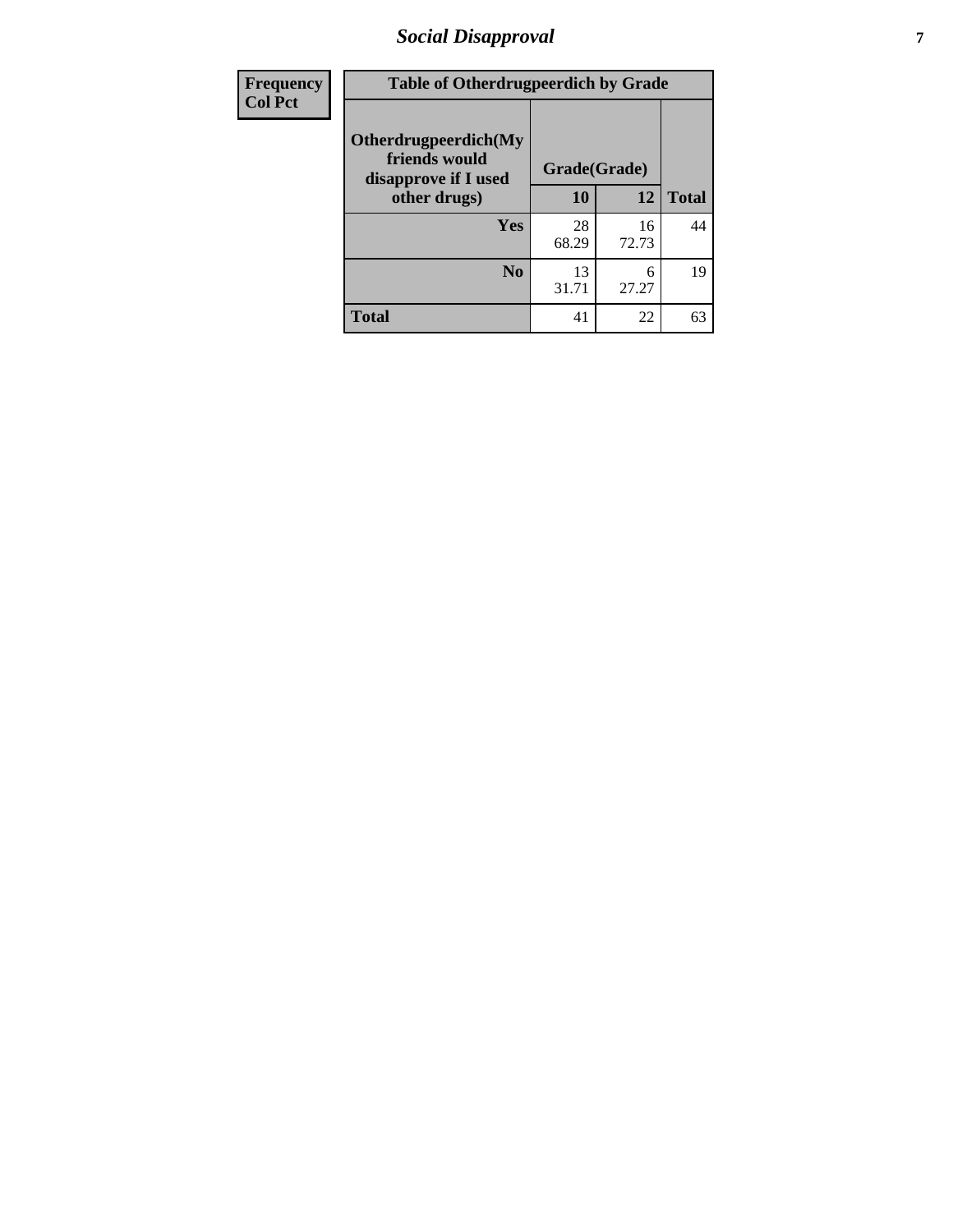## *Social Disapproval*

| Frequency<br>Col Pct |
|---|

| Table of Otherdrugpeerdich by Grade | | | |
|---|---|---|---|
| Otherdrugpeerdich(My friends would disapprove if I used other drugs) | Grade(Grade) | | Total |
| | 10 | 12 | |
| Yes | 28<br>68.29 | 16<br>72.73 | 44 |
| No | 13<br>31.71 | 6<br>27.27 | 19 |
| Total | 41 | 22 | 63 |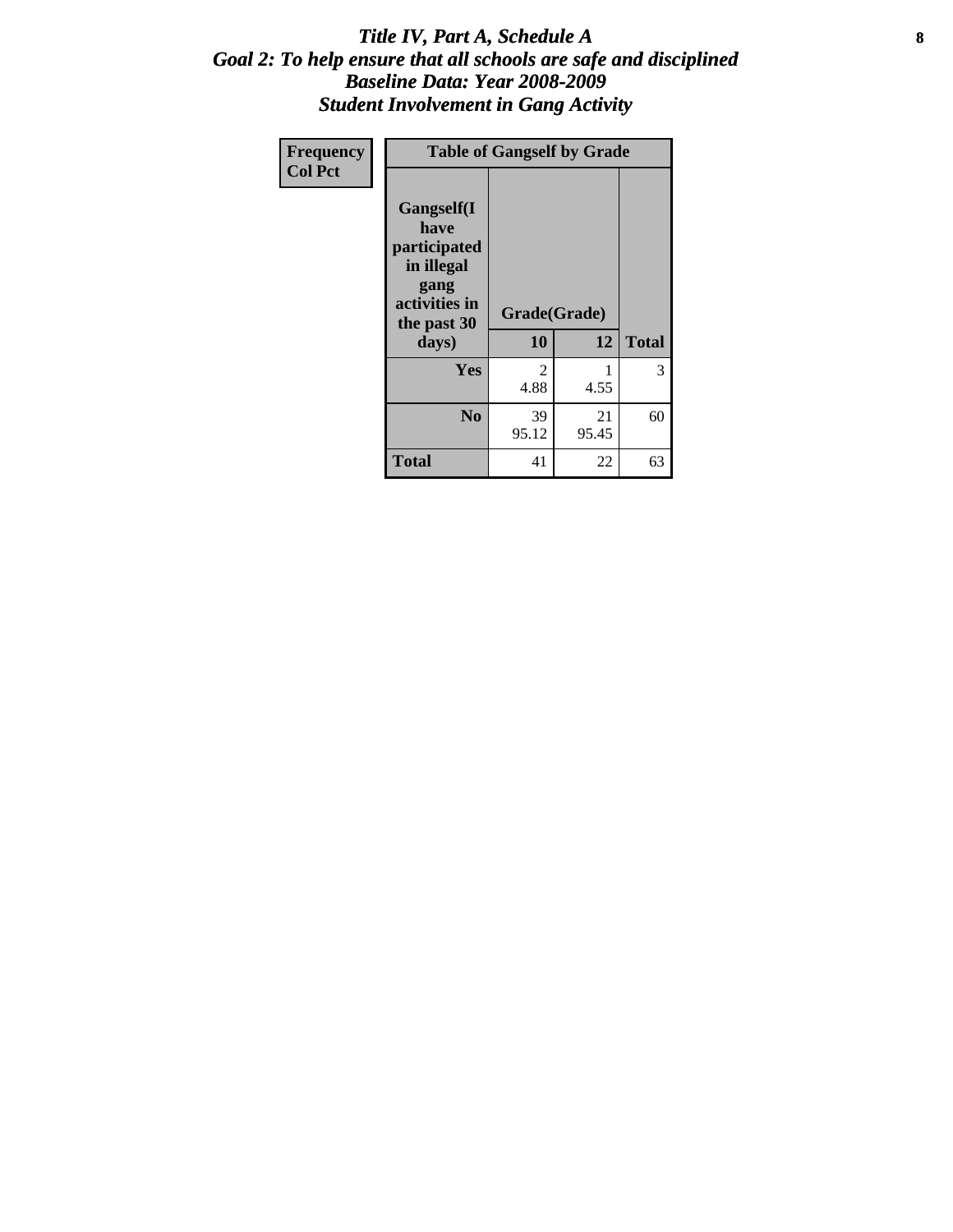# *Title IV, Part A, Schedule A*
## *Goal 2: To help ensure that all schools are safe and disciplined*
## *Baseline Data: Year 2008-2009*
## *Student Involvement in Gang Activity*

| Frequency<br>Col Pct | Table of Gangself by Grade | | |
|---|---|---|---|
| **Gangself(I have participated in illegal gang activities in the past 30 days)** | **Grade(Grade)** | | |
| | **10** | **12** | **Total** |
| **Yes** | 2<br>4.88 | 1<br>4.55 | 3 |
| **No** | 39<br>95.12 | 21<br>95.45 | 60 |
| **Total** | 41 | 22 | 63 |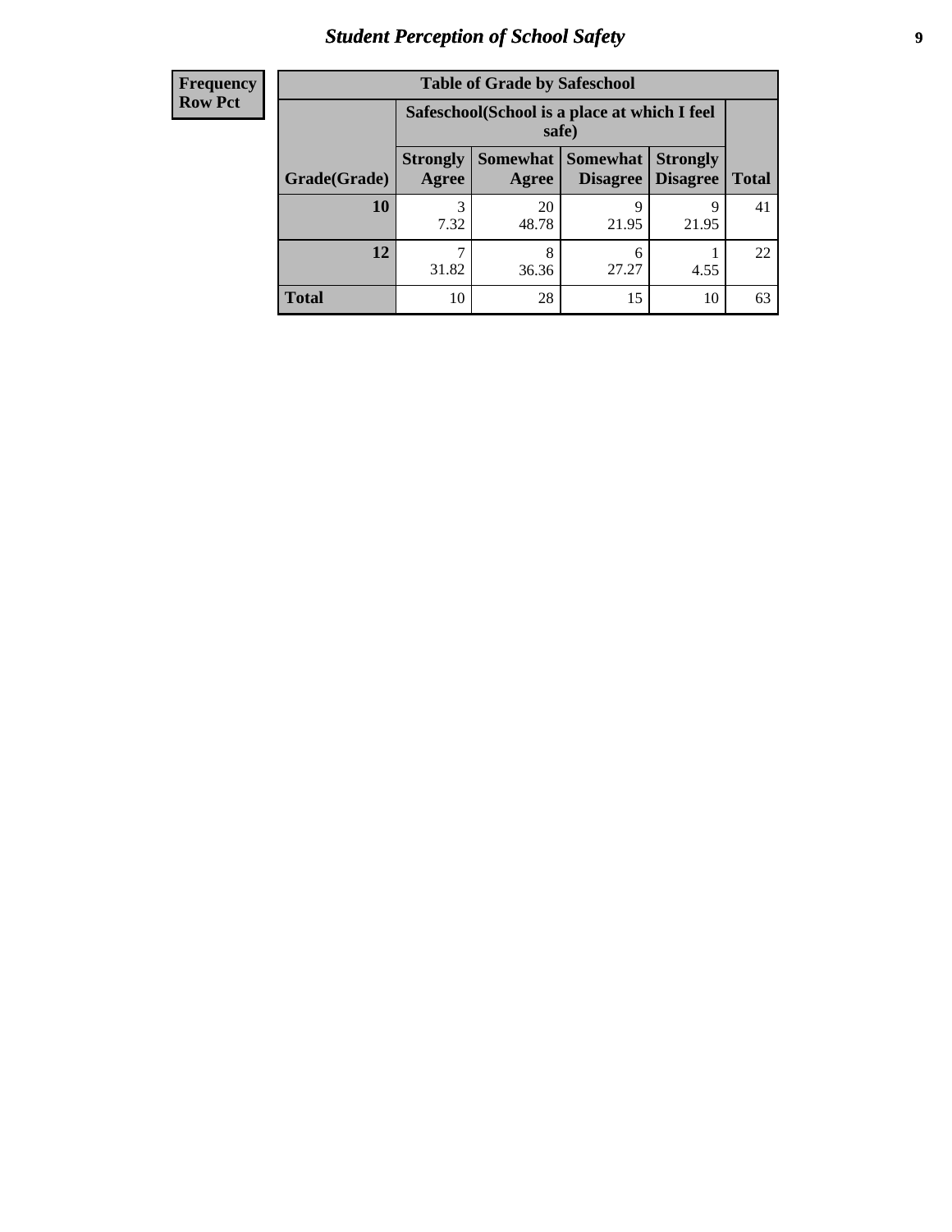# Student Perception of School Safety

**Frequency**
**Row Pct**

**Table of Grade by Safeschool**

| Grade(Grade) | Safeschool(School is a place at which I feel safe) | | | | Total |
|---|---|---|---|---|---|
| | Strongly Agree | Somewhat Agree | Somewhat Disagree | Strongly Disagree | |
| **10** | 3<br>7.32 | 20<br>48.78 | 9<br>21.95 | 9<br>21.95 | 41 |
| **12** | 7<br>31.82 | 8<br>36.36 | 6<br>27.27 | 1<br>4.55 | 22 |
| **Total** | 10 | 28 | 15 | 10 | 63 |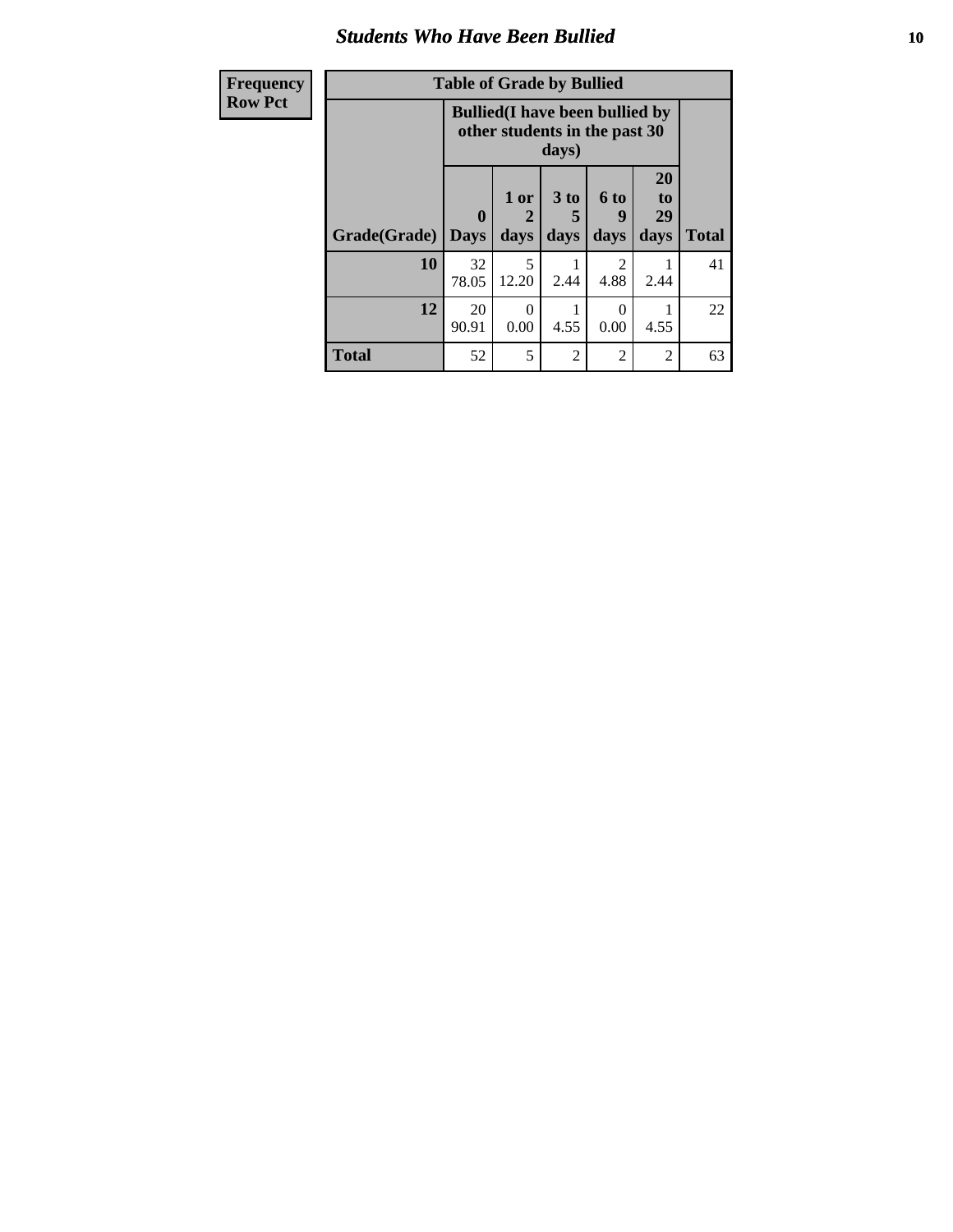| Frequency<br>Row Pct | Table of Grade by Bullied | | | | | |
|---|---|---|---|---|---|---|
| | Bullied(I have been bullied by other students in the past 30 days) | | | | | |
| Grade(Grade) | 0 Days | 1 or 2 days | 3 to 5 days | 6 to 9 days | 20 to 29 days | Total |
| 10 | 32<br>78.05 | 5<br>12.20 | 1<br>2.44 | 2<br>4.88 | 1<br>2.44 | 41 |
| 12 | 20<br>90.91 | 0<br>0.00 | 1<br>4.55 | 0<br>0.00 | 1<br>4.55 | 22 |
| Total | 52 | 5 | 2 | 2 | 2 | 63 |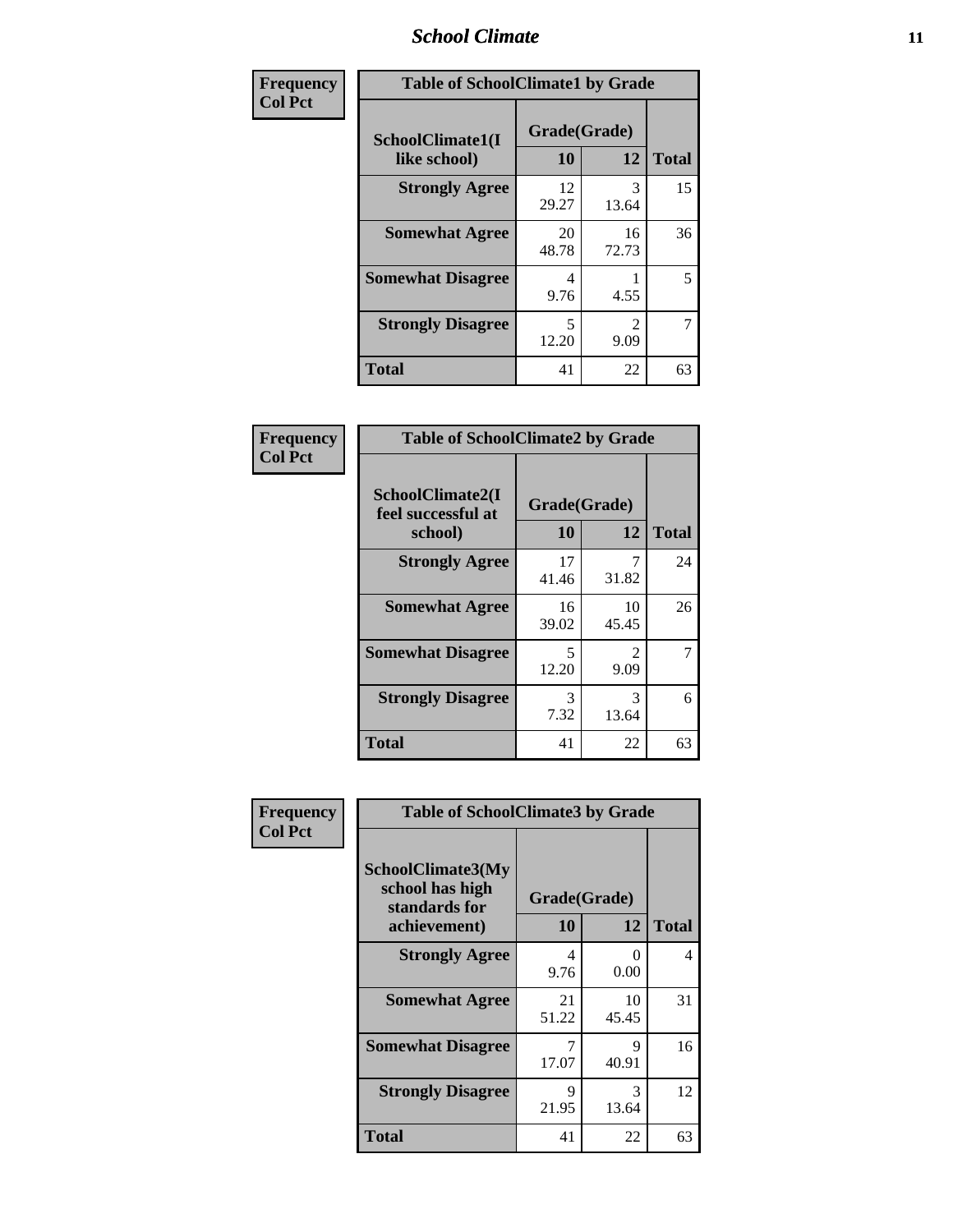# School Climate

**Frequency Col Pct**

| Table of SchoolClimate1 by Grade | | | |
|---|---|---|---|
| SchoolClimate1(I like school) | Grade(Grade) | | |
| | 10 | 12 | Total |
| Strongly Agree | 12<br>29.27 | 3<br>13.64 | 15 |
| Somewhat Agree | 20<br>48.78 | 16<br>72.73 | 36 |
| Somewhat Disagree | 4<br>9.76 | 1<br>4.55 | 5 |
| Strongly Disagree | 5<br>12.20 | 2<br>9.09 | 7 |
| Total | 41 | 22 | 63 |

**Frequency Col Pct**

| Table of SchoolClimate2 by Grade | | | |
|---|---|---|---|
| SchoolClimate2(I feel successful at school) | Grade(Grade) | | |
| | 10 | 12 | Total |
| Strongly Agree | 17<br>41.46 | 7<br>31.82 | 24 |
| Somewhat Agree | 16<br>39.02 | 10<br>45.45 | 26 |
| Somewhat Disagree | 5<br>12.20 | 2<br>9.09 | 7 |
| Strongly Disagree | 3<br>7.32 | 3<br>13.64 | 6 |
| Total | 41 | 22 | 63 |

**Frequency Col Pct**

| Table of SchoolClimate3 by Grade | | | |
|---|---|---|---|
| SchoolClimate3(My school has high standards for achievement) | Grade(Grade) | | |
| | 10 | 12 | Total |
| Strongly Agree | 4<br>9.76 | 0<br>0.00 | 4 |
| Somewhat Agree | 21<br>51.22 | 10<br>45.45 | 31 |
| Somewhat Disagree | 7<br>17.07 | 9<br>40.91 | 16 |
| Strongly Disagree | 9<br>21.95 | 3<br>13.64 | 12 |
| Total | 41 | 22 | 63 |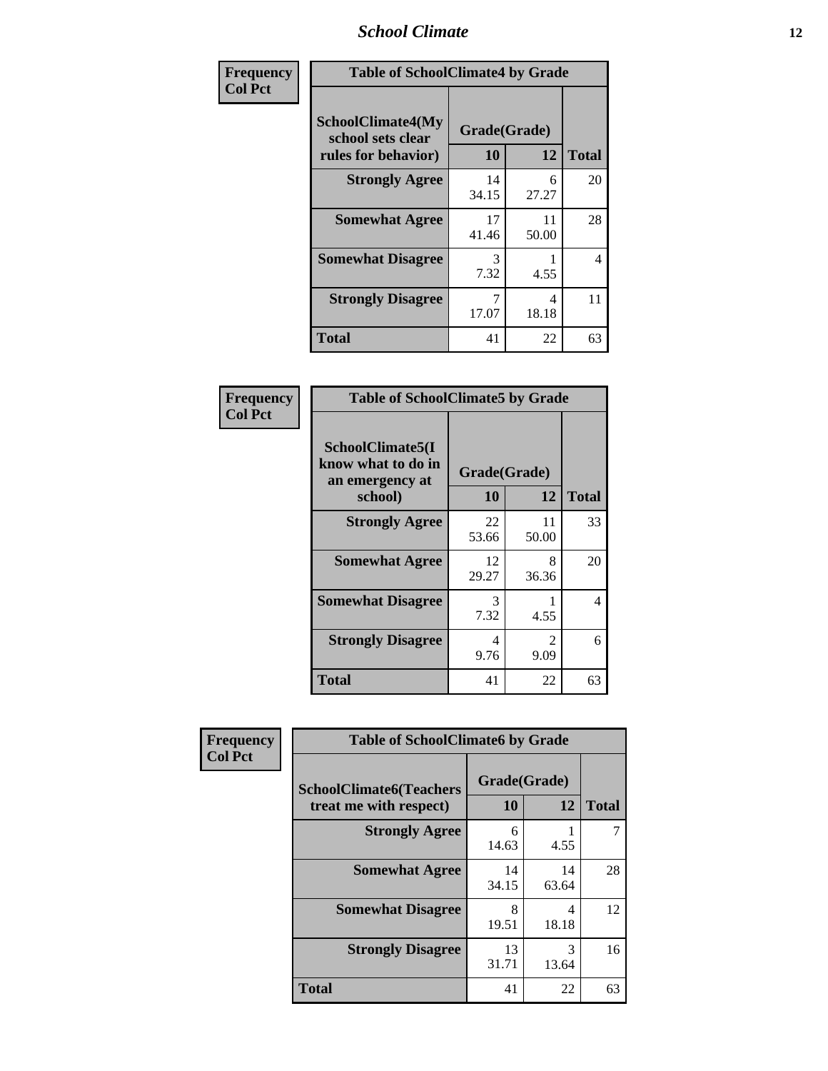| Frequency<br>Col Pct | | | |
|---|---|---|---|

**Table of SchoolClimate4 by Grade**

| SchoolClimate4(My school sets clear rules for behavior) | Grade(Grade) 10 | 12 | Total |
|---|---|---|---|
| Strongly Agree | 14<br>34.15 | 6<br>27.27 | 20 |
| Somewhat Agree | 17<br>41.46 | 11<br>50.00 | 28 |
| Somewhat Disagree | 3<br>7.32 | 1<br>4.55 | 4 |
| Strongly Disagree | 7<br>17.07 | 4<br>18.18 | 11 |
| Total | 41 | 22 | 63 |

Frequency
Col Pct

**Table of SchoolClimate5 by Grade**

| SchoolClimate5(I know what to do in an emergency at school) | Grade(Grade) 10 | 12 | Total |
|---|---|---|---|
| Strongly Agree | 22<br>53.66 | 11<br>50.00 | 33 |
| Somewhat Agree | 12<br>29.27 | 8<br>36.36 | 20 |
| Somewhat Disagree | 3<br>7.32 | 1<br>4.55 | 4 |
| Strongly Disagree | 4<br>9.76 | 2<br>9.09 | 6 |
| Total | 41 | 22 | 63 |

Frequency
Col Pct

**Table of SchoolClimate6 by Grade**

| SchoolClimate6(Teachers treat me with respect) | Grade(Grade) 10 | 12 | Total |
|---|---|---|---|
| Strongly Agree | 6<br>14.63 | 1<br>4.55 | 7 |
| Somewhat Agree | 14<br>34.15 | 14<br>63.64 | 28 |
| Somewhat Disagree | 8<br>19.51 | 4<br>18.18 | 12 |
| Strongly Disagree | 13<br>31.71 | 3<br>13.64 | 16 |
| Total | 41 | 22 | 63 |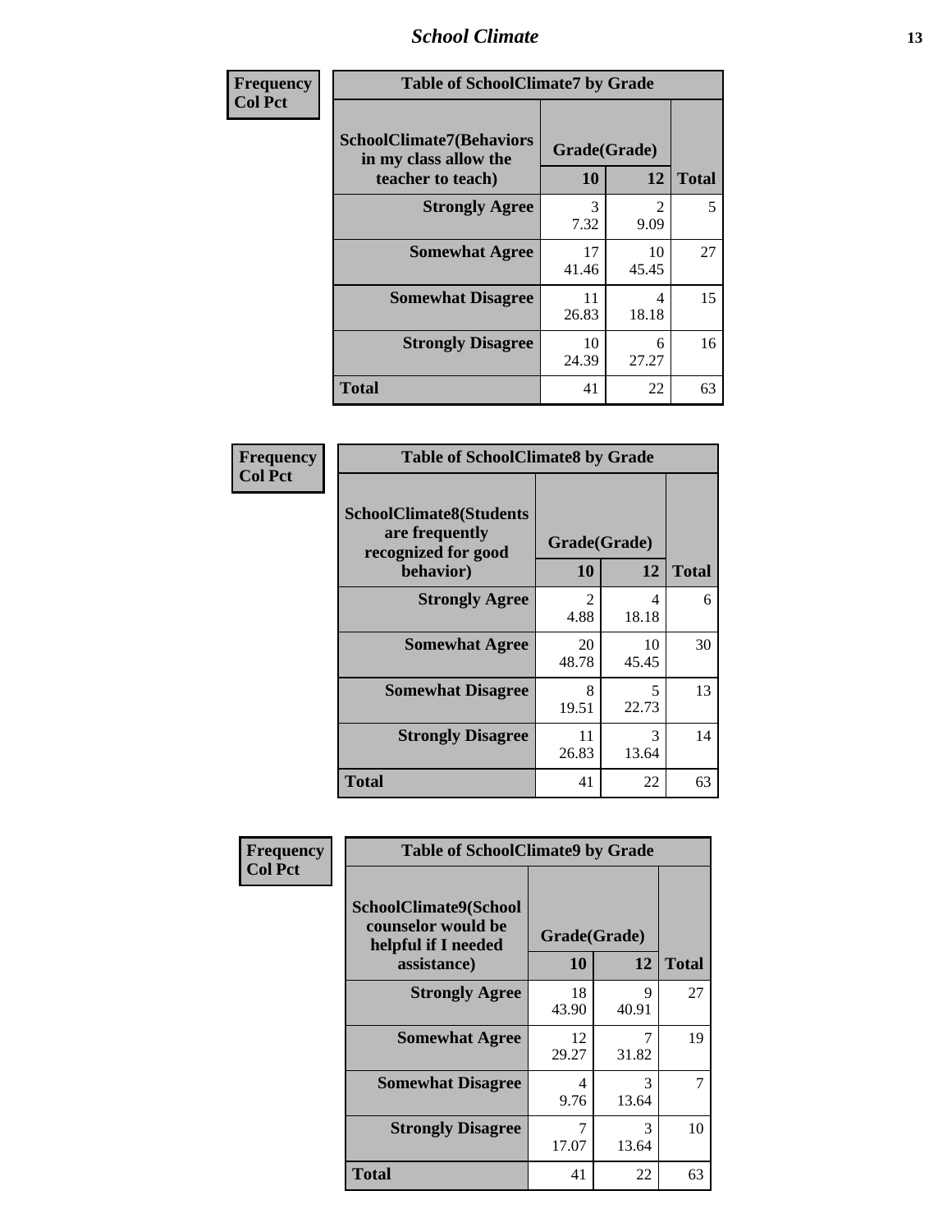| Frequency<br>Col Pct | Table of SchoolClimate7 by Grade | | |
|---|---|---|---|
| SchoolClimate7(Behaviors in my class allow the teacher to teach) | Grade(Grade) | | |
| | 10 | 12 | Total |
| Strongly Agree | 3<br>7.32 | 2<br>9.09 | 5 |
| Somewhat Agree | 17<br>41.46 | 10<br>45.45 | 27 |
| Somewhat Disagree | 11<br>26.83 | 4<br>18.18 | 15 |
| Strongly Disagree | 10<br>24.39 | 6<br>27.27 | 16 |
| Total | 41 | 22 | 63 |

| Frequency<br>Col Pct | Table of SchoolClimate8 by Grade | | |
|---|---|---|---|
| SchoolClimate8(Students are frequently recognized for good behavior) | Grade(Grade) | | |
| | 10 | 12 | Total |
| Strongly Agree | 2<br>4.88 | 4<br>18.18 | 6 |
| Somewhat Agree | 20<br>48.78 | 10<br>45.45 | 30 |
| Somewhat Disagree | 8<br>19.51 | 5<br>22.73 | 13 |
| Strongly Disagree | 11<br>26.83 | 3<br>13.64 | 14 |
| Total | 41 | 22 | 63 |

| Frequency<br>Col Pct | Table of SchoolClimate9 by Grade | | |
|---|---|---|---|
| SchoolClimate9(School counselor would be helpful if I needed assistance) | Grade(Grade) | | |
| | 10 | 12 | Total |
| Strongly Agree | 18<br>43.90 | 9<br>40.91 | 27 |
| Somewhat Agree | 12<br>29.27 | 7<br>31.82 | 19 |
| Somewhat Disagree | 4<br>9.76 | 3<br>13.64 | 7 |
| Strongly Disagree | 7<br>17.07 | 3<br>13.64 | 10 |
| Total | 41 | 22 | 63 |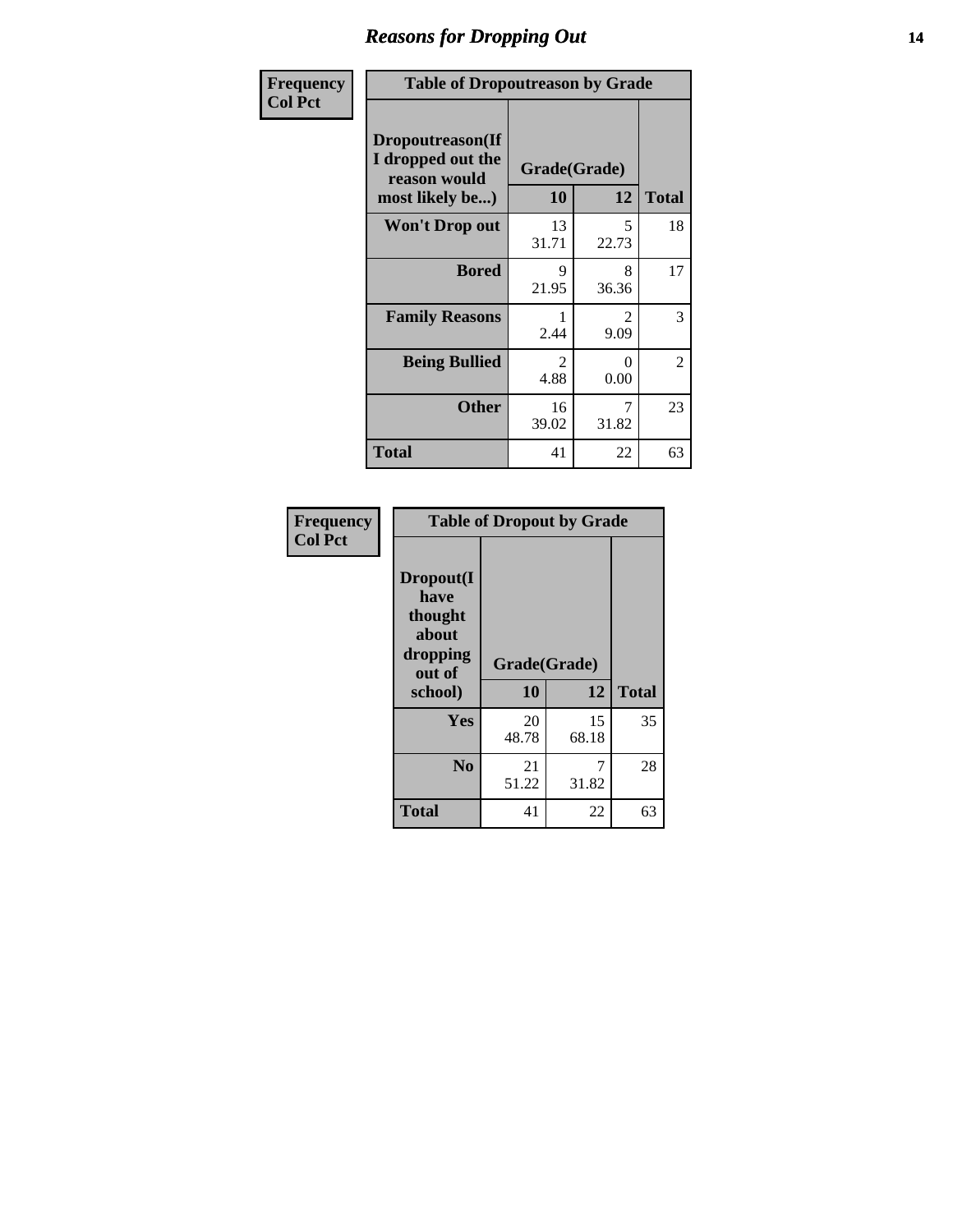# Reasons for Dropping Out

**Frequency**
**Col Pct**

| Dropoutreason(If I dropped out the reason would most likely be...) | Grade(Grade) 10 | 12 | Total |
|---|---|---|---|
| **Won't Drop out** | 13<br>31.71 | 5<br>22.73 | 18 |
| **Bored** | 9<br>21.95 | 8<br>36.36 | 17 |
| **Family Reasons** | 1<br>2.44 | 2<br>9.09 | 3 |
| **Being Bullied** | 2<br>4.88 | 0<br>0.00 | 2 |
| **Other** | 16<br>39.02 | 7<br>31.82 | 23 |
| **Total** | 41 | 22 | 63 |

Table of Dropoutreason by Grade

**Frequency**
**Col Pct**

| Dropout(I have thought about dropping out of school) | Grade(Grade) 10 | 12 | Total |
|---|---|---|---|
| **Yes** | 20<br>48.78 | 15<br>68.18 | 35 |
| **No** | 21<br>51.22 | 7<br>31.82 | 28 |
| **Total** | 41 | 22 | 63 |

Table of Dropout by Grade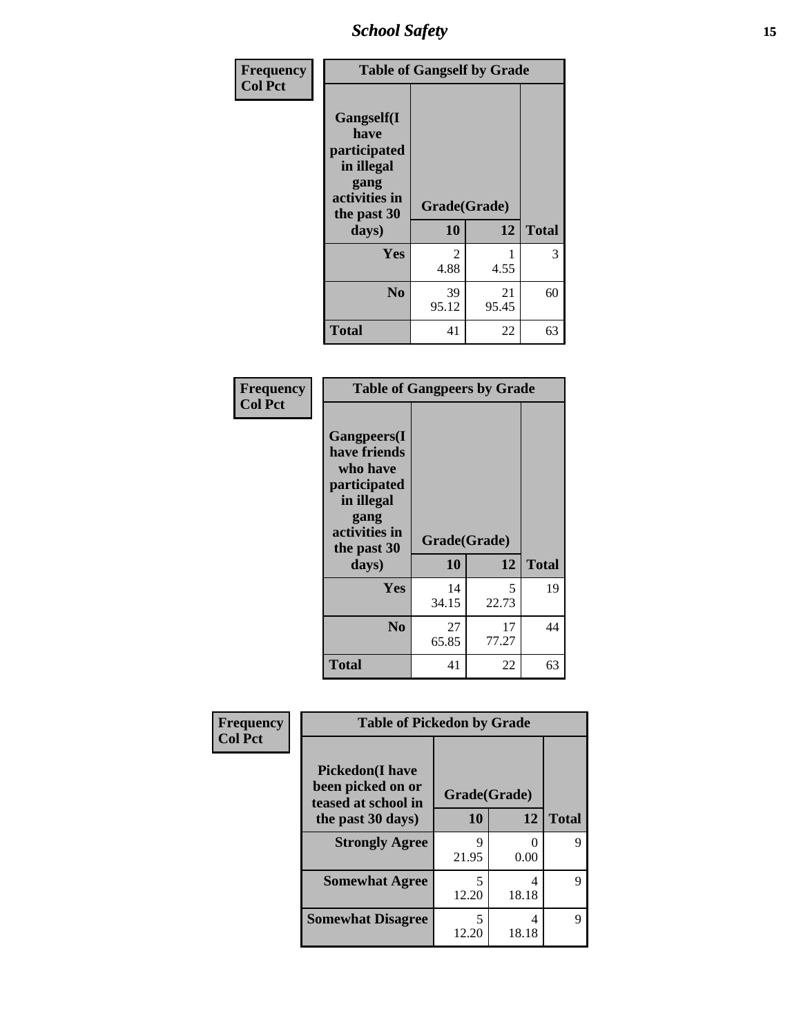| Frequency<br>Col Pct | Table of Gangself by Grade | | |
|---|---|---|---|
| Gangself(I have participated in illegal gang activities in the past 30 days) | Grade(Grade) | | |
| | 10 | 12 | Total |
| Yes | 2<br>4.88 | 1<br>4.55 | 3 |
| No | 39<br>95.12 | 21<br>95.45 | 60 |
| Total | 41 | 22 | 63 |

| Frequency<br>Col Pct | Table of Gangpeers by Grade | | |
|---|---|---|---|
| Gangpeers(I have friends who have participated in illegal gang activities in the past 30 days) | Grade(Grade) | | |
| | 10 | 12 | Total |
| Yes | 14<br>34.15 | 5<br>22.73 | 19 |
| No | 27<br>65.85 | 17<br>77.27 | 44 |
| Total | 41 | 22 | 63 |

| Frequency<br>Col Pct | Table of Pickedon by Grade | | |
|---|---|---|---|
| Pickedon(I have been picked on or teased at school in the past 30 days) | Grade(Grade) | | |
| | 10 | 12 | Total |
| Strongly Agree | 9<br>21.95 | 0<br>0.00 | 9 |
| Somewhat Agree | 5<br>12.20 | 4<br>18.18 | 9 |
| Somewhat Disagree | 5<br>12.20 | 4<br>18.18 | 9 |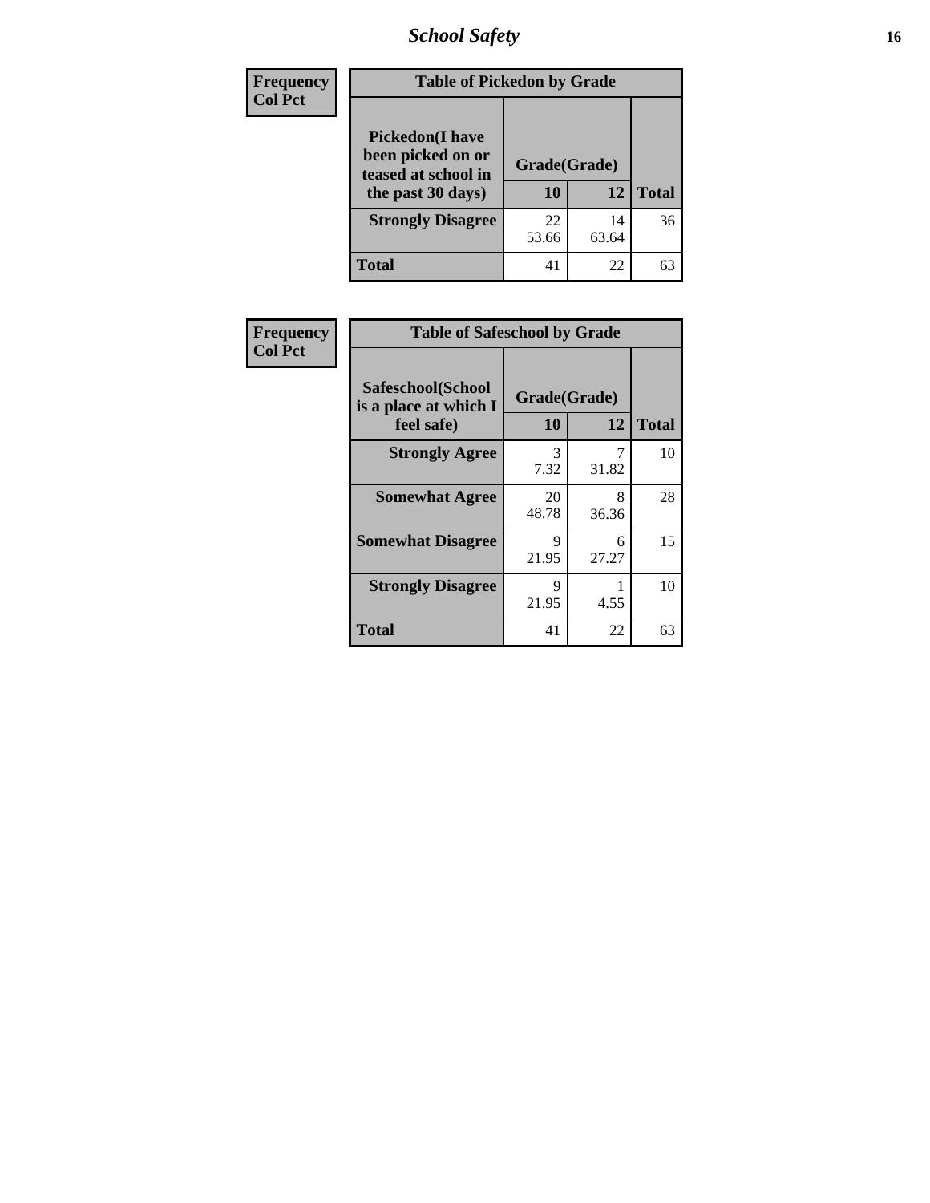# School Safety

| Frequency<br>Col Pct | Table of Pickedon by Grade | | |
|---|---|---|---|
| **Pickedon(I have been picked on or teased at school in the past 30 days)** | **Grade(Grade)** | | |
| | **10** | **12** | **Total** |
| **Strongly Disagree** | 22<br>53.66 | 14<br>63.64 | 36 |
| **Total** | 41 | 22 | 63 |

| Frequency<br>Col Pct | Table of Safeschool by Grade | | |
|---|---|---|---|
| **Safeschool(School is a place at which I feel safe)** | **Grade(Grade)** | | |
| | **10** | **12** | **Total** |
| **Strongly Agree** | 3<br>7.32 | 7<br>31.82 | 10 |
| **Somewhat Agree** | 20<br>48.78 | 8<br>36.36 | 28 |
| **Somewhat Disagree** | 9<br>21.95 | 6<br>27.27 | 15 |
| **Strongly Disagree** | 9<br>21.95 | 1<br>4.55 | 10 |
| **Total** | 41 | 22 | 63 |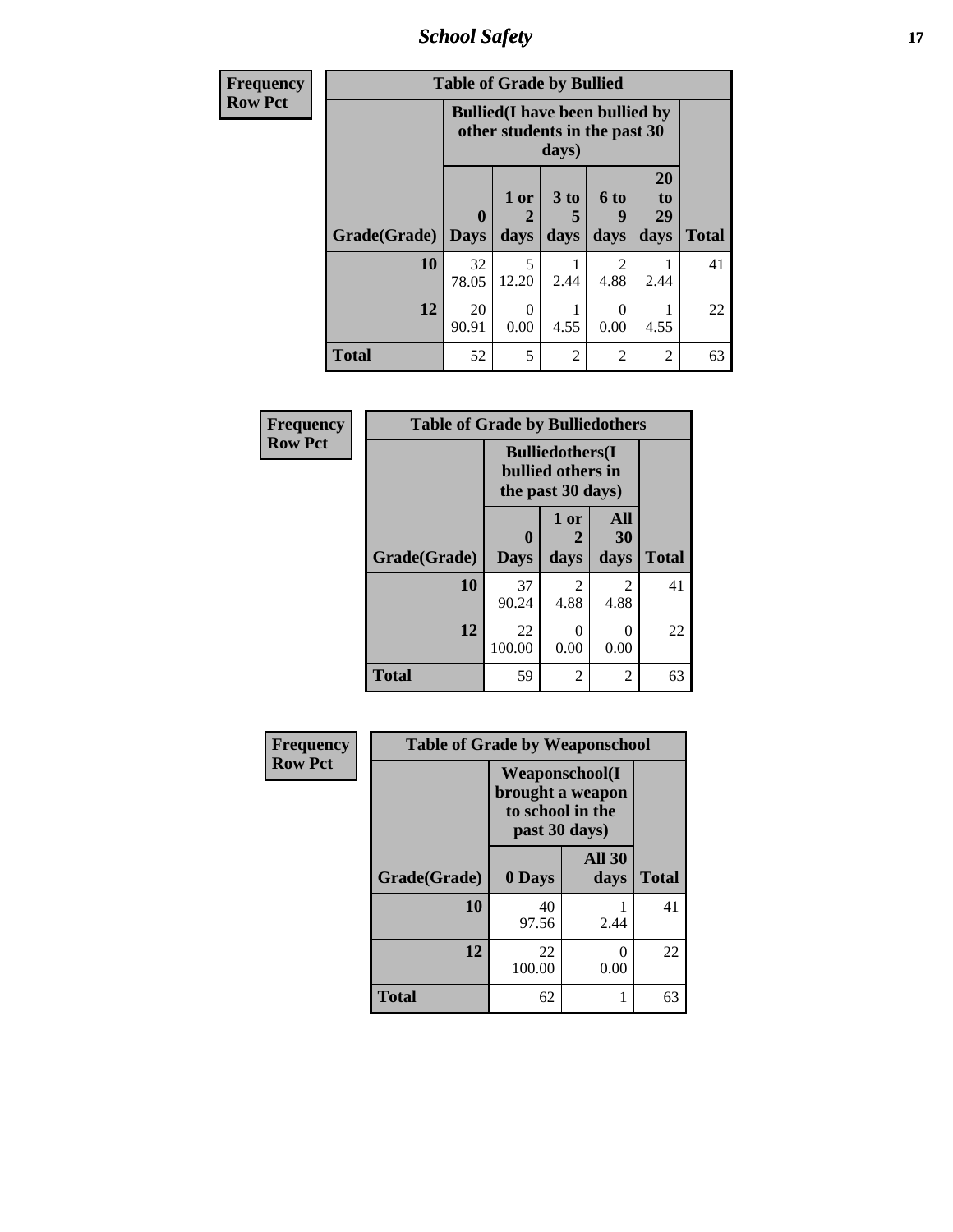# School Safety

| Frequency<br>Row Pct |
|---|

**Table of Grade by Bullied**

| Grade(Grade) | Bullied(I have been bullied by other students in the past 30 days) | | | | | Total |
|---|---|---|---|---|---|---|
| | 0 Days | 1 or 2 days | 3 to 5 days | 6 to 9 days | 20 to 29 days | |
| 10 | 32<br>78.05 | 5<br>12.20 | 1<br>2.44 | 2<br>4.88 | 1<br>2.44 | 41 |
| 12 | 20<br>90.91 | 0<br>0.00 | 1<br>4.55 | 0<br>0.00 | 1<br>4.55 | 22 |
| Total | 52 | 5 | 2 | 2 | 2 | 63 |

| Frequency<br>Row Pct |
|---|

**Table of Grade by Bulliedothers**

| Grade(Grade) | Bulliedothers(I bullied others in the past 30 days) | | | Total |
|---|---|---|---|---|
| | 0 Days | 1 or 2 days | All 30 days | |
| 10 | 37<br>90.24 | 2<br>4.88 | 2<br>4.88 | 41 |
| 12 | 22<br>100.00 | 0<br>0.00 | 0<br>0.00 | 22 |
| Total | 59 | 2 | 2 | 63 |

| Frequency<br>Row Pct |
|---|

**Table of Grade by Weaponschool**

| Grade(Grade) | Weaponschool(I brought a weapon to school in the past 30 days) | | Total |
|---|---|---|---|
| | 0 Days | All 30 days | |
| 10 | 40<br>97.56 | 1<br>2.44 | 41 |
| 12 | 22<br>100.00 | 0<br>0.00 | 22 |
| Total | 62 | 1 | 63 |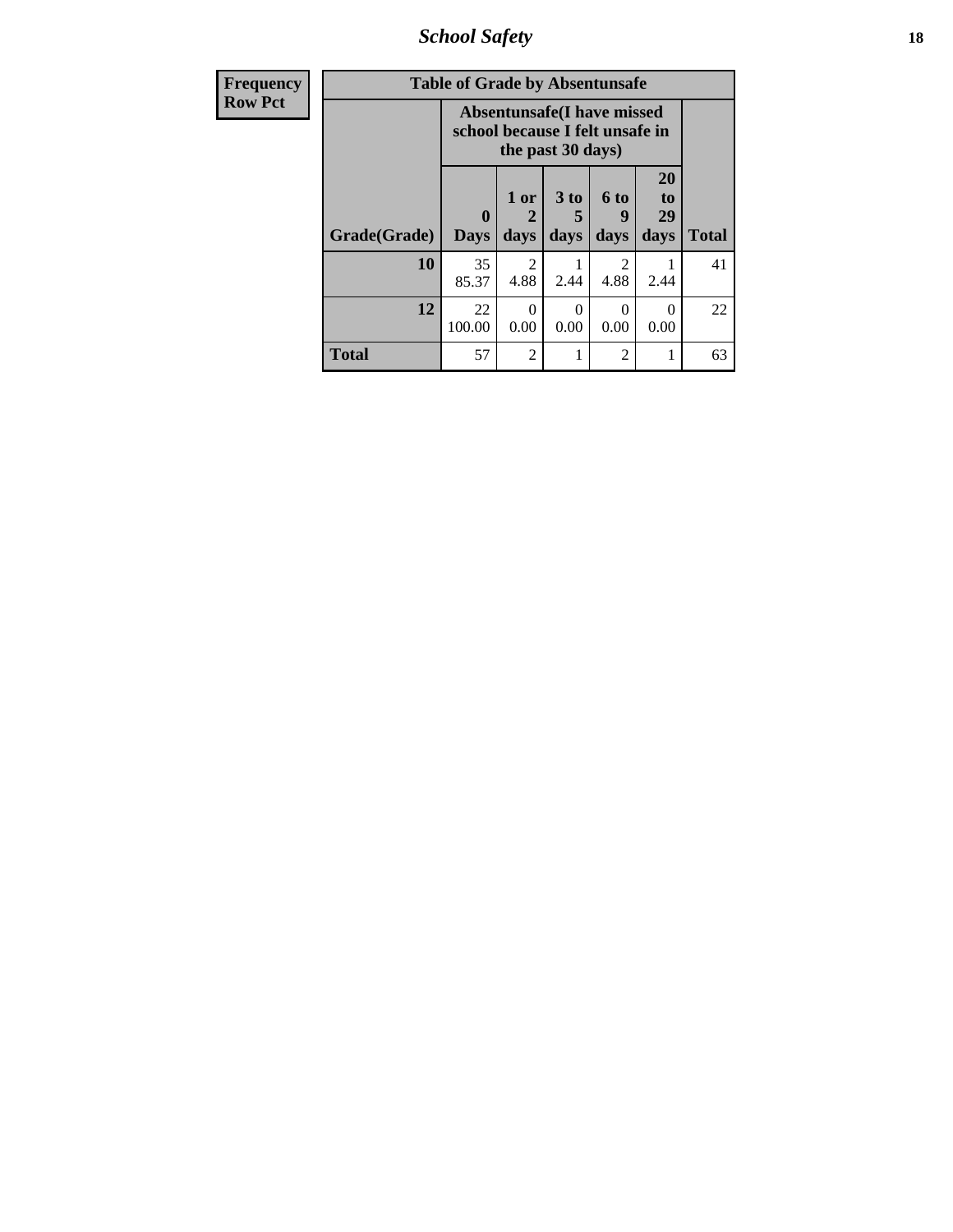| Frequency<br>Row Pct |
|---|

**Table of Grade by Absentunsafe**

| Grade(Grade) | Absentunsafe(I have missed school because I felt unsafe in the past 30 days) | | | | | Total |
|---|---|---|---|---|---|---|
| | 0 Days | 1 or 2 days | 3 to 5 days | 6 to 9 days | 20 to 29 days | |
| **10** | 35<br>85.37 | 2<br>4.88 | 1<br>2.44 | 2<br>4.88 | 1<br>2.44 | 41 |
| **12** | 22<br>100.00 | 0<br>0.00 | 0<br>0.00 | 0<br>0.00 | 0<br>0.00 | 22 |
| **Total** | 57 | 2 | 1 | 2 | 1 | 63 |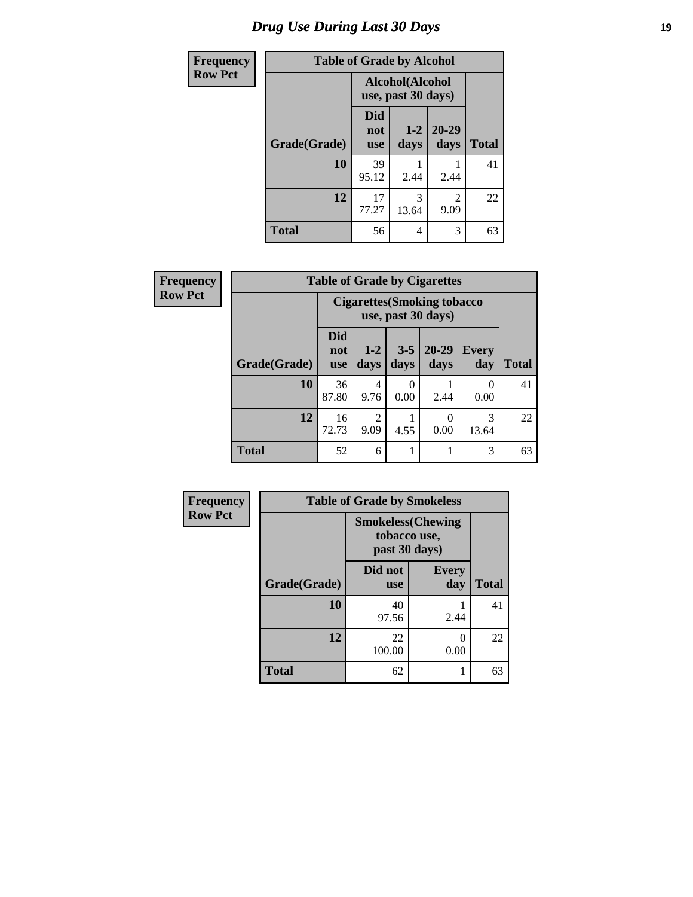# Drug Use During Last 30 Days

**Frequency**
**Row Pct**

| Table of Grade by Alcohol | | | | |
|---|---|---|---|---|
| | Alcohol(Alcohol use, past 30 days) | | | |
| Grade(Grade) | Did not use | 1-2 days | 20-29 days | Total |
| 10 | 39<br>95.12 | 1<br>2.44 | 1<br>2.44 | 41 |
| 12 | 17<br>77.27 | 3<br>13.64 | 2<br>9.09 | 22 |
| Total | 56 | 4 | 3 | 63 |

**Frequency**
**Row Pct**

| Table of Grade by Cigarettes | | | | | | |
|---|---|---|---|---|---|---|
| | Cigarettes(Smoking tobacco use, past 30 days) | | | | | |
| Grade(Grade) | Did not use | 1-2 days | 3-5 days | 20-29 days | Every day | Total |
| 10 | 36<br>87.80 | 4<br>9.76 | 0<br>0.00 | 1<br>2.44 | 0<br>0.00 | 41 |
| 12 | 16<br>72.73 | 2<br>9.09 | 1<br>4.55 | 0<br>0.00 | 3<br>13.64 | 22 |
| Total | 52 | 6 | 1 | 1 | 3 | 63 |

**Frequency**
**Row Pct**

| Table of Grade by Smokeless | | | |
|---|---|---|---|
| | Smokeless(Chewing tobacco use, past 30 days) | | |
| Grade(Grade) | Did not use | Every day | Total |
| 10 | 40<br>97.56 | 1<br>2.44 | 41 |
| 12 | 22<br>100.00 | 0<br>0.00 | 22 |
| Total | 62 | 1 | 63 |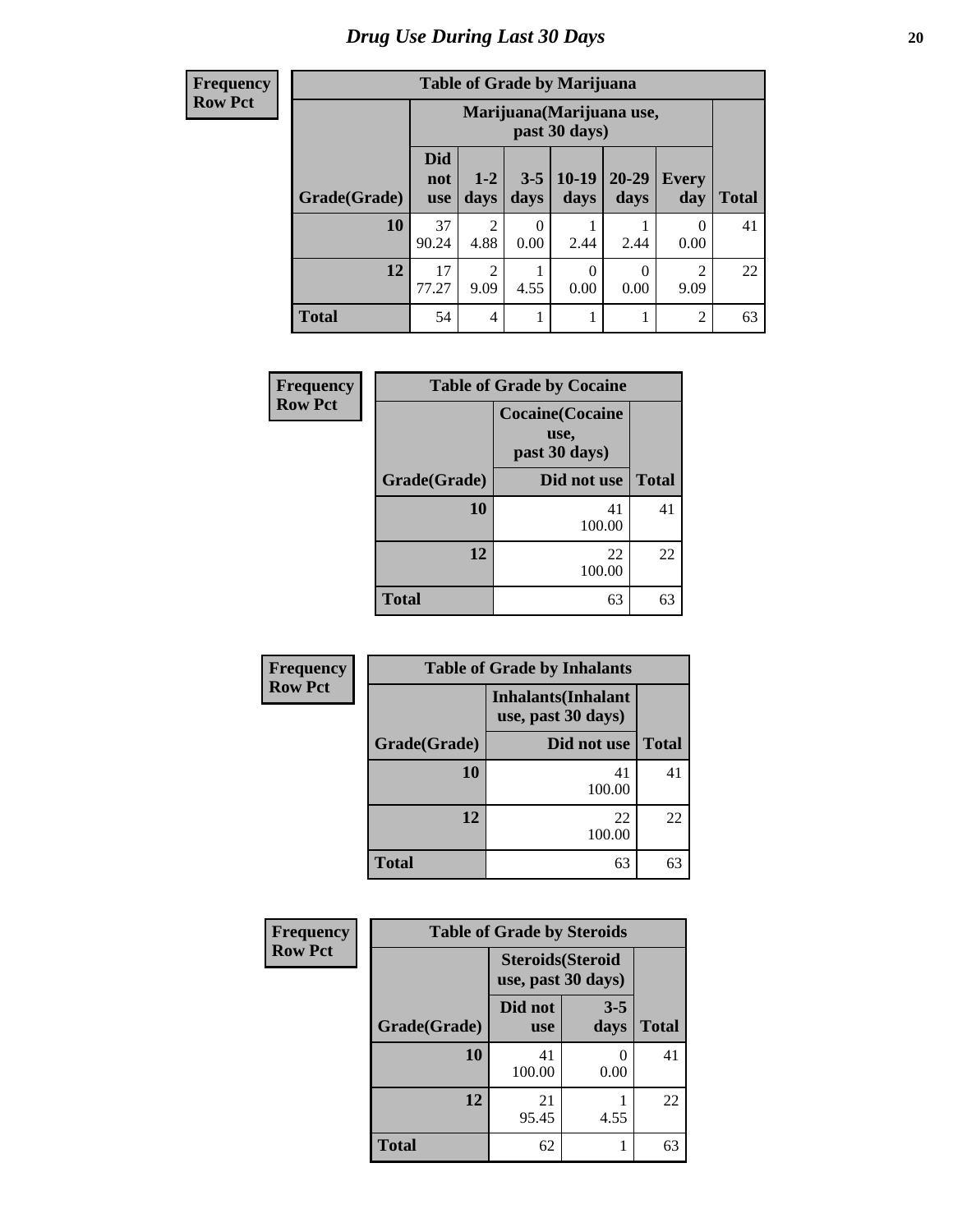# Drug Use During Last 30 Days

**Frequency**
**Row Pct**

**Table of Grade by Marijuana**

| Grade(Grade) | Marijuana(Marijuana use, past 30 days) | | | | | | Total |
|---|---|---|---|---|---|---|---|
| | Did not use | 1-2 days | 3-5 days | 10-19 days | 20-29 days | Every day | |
| 10 | 37<br>90.24 | 2<br>4.88 | 0<br>0.00 | 1<br>2.44 | 1<br>2.44 | 0<br>0.00 | 41 |
| 12 | 17<br>77.27 | 2<br>9.09 | 1<br>4.55 | 0<br>0.00 | 0<br>0.00 | 2<br>9.09 | 22 |
| Total | 54 | 4 | 1 | 1 | 1 | 2 | 63 |

**Frequency**
**Row Pct**

**Table of Grade by Cocaine**

| Grade(Grade) | Cocaine(Cocaine use, past 30 days) | Total |
|---|---|---|
| | Did not use | |
| 10 | 41<br>100.00 | 41 |
| 12 | 22<br>100.00 | 22 |
| Total | 63 | 63 |

**Frequency**
**Row Pct**

**Table of Grade by Inhalants**

| Grade(Grade) | Inhalants(Inhalant use, past 30 days) | Total |
|---|---|---|
| | Did not use | |
| 10 | 41<br>100.00 | 41 |
| 12 | 22<br>100.00 | 22 |
| Total | 63 | 63 |

**Frequency**
**Row Pct**

**Table of Grade by Steroids**

| Grade(Grade) | Steroids(Steroid use, past 30 days) | | Total |
|---|---|---|---|
| | Did not use | 3-5 days | |
| 10 | 41<br>100.00 | 0<br>0.00 | 41 |
| 12 | 21<br>95.45 | 1<br>4.55 | 22 |
| Total | 62 | 1 | 63 |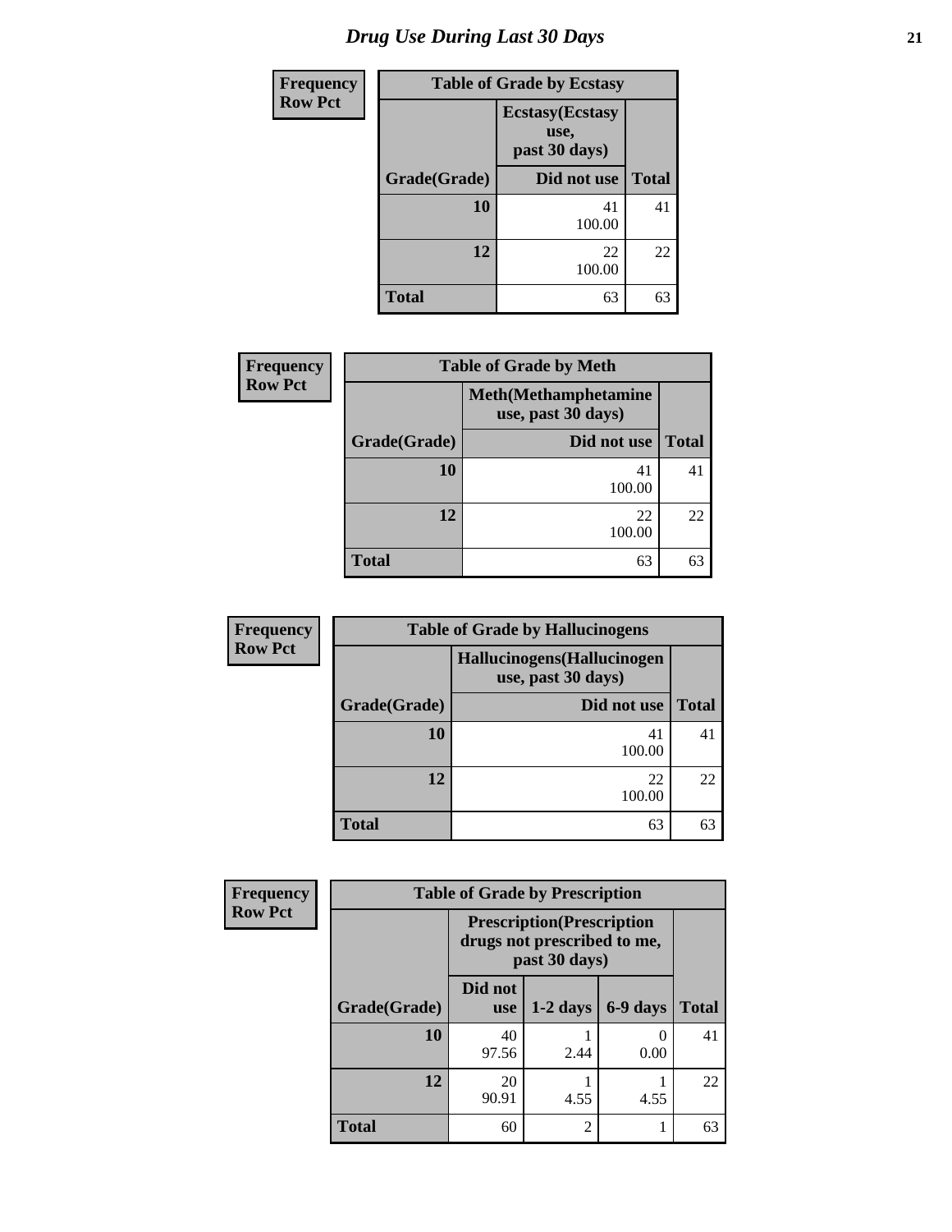# Drug Use During Last 30 Days

| Frequency Row Pct | Table of Grade by Ecstasy | |
|---|---|---|
| | Ecstasy(Ecstasy use, past 30 days) | |
| Grade(Grade) | Did not use | Total |
| 10 | 41<br>100.00 | 41 |
| 12 | 22<br>100.00 | 22 |
| Total | 63 | 63 |

| Frequency Row Pct | Table of Grade by Meth | |
|---|---|---|
| | Meth(Methamphetamine use, past 30 days) | |
| Grade(Grade) | Did not use | Total |
| 10 | 41<br>100.00 | 41 |
| 12 | 22<br>100.00 | 22 |
| Total | 63 | 63 |

| Frequency Row Pct | Table of Grade by Hallucinogens | |
|---|---|---|
| | Hallucinogens(Hallucinogen use, past 30 days) | |
| Grade(Grade) | Did not use | Total |
| 10 | 41<br>100.00 | 41 |
| 12 | 22<br>100.00 | 22 |
| Total | 63 | 63 |

| Frequency Row Pct | Table of Grade by Prescription | | | |
|---|---|---|---|---|
| | Prescription(Prescription drugs not prescribed to me, past 30 days) | | | |
| Grade(Grade) | Did not use | 1-2 days | 6-9 days | Total |
| 10 | 40<br>97.56 | 1<br>2.44 | 0<br>0.00 | 41 |
| 12 | 20<br>90.91 | 1<br>4.55 | 1<br>4.55 | 22 |
| Total | 60 | 2 | 1 | 63 |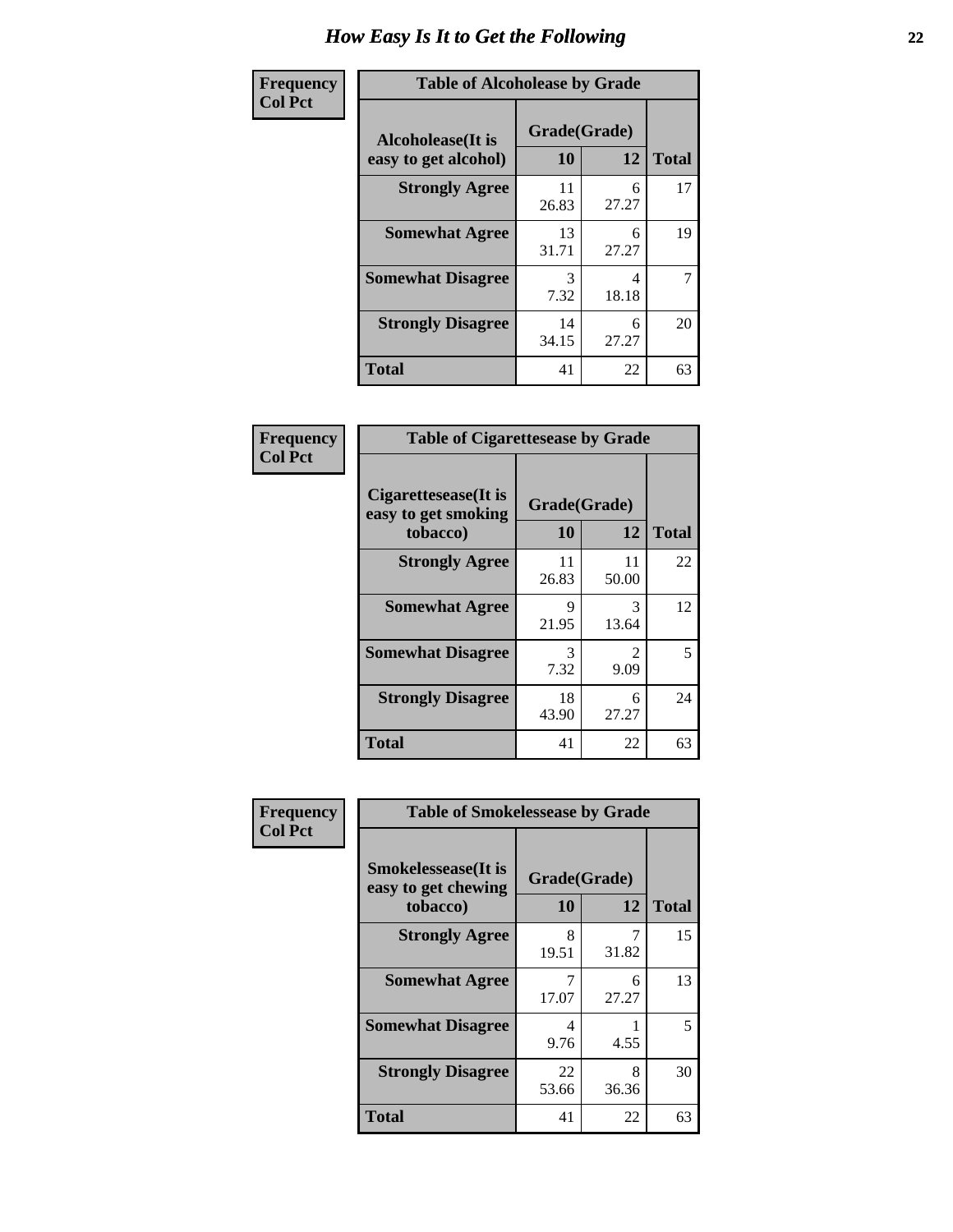# How Easy Is It to Get the Following

**Frequency**
**Col Pct**

| Table of Alcoholease by Grade | | | |
|---|---|---|---|
| **Alcoholease(It is easy to get alcohol)** | **Grade(Grade)** | | **Total** |
| | **10** | **12** | |
| **Strongly Agree** | 11<br>26.83 | 6<br>27.27 | 17 |
| **Somewhat Agree** | 13<br>31.71 | 6<br>27.27 | 19 |
| **Somewhat Disagree** | 3<br>7.32 | 4<br>18.18 | 7 |
| **Strongly Disagree** | 14<br>34.15 | 6<br>27.27 | 20 |
| **Total** | 41 | 22 | 63 |

**Frequency**
**Col Pct**

| Table of Cigarettesease by Grade | | | |
|---|---|---|---|
| **Cigarettesease(It is easy to get smoking tobacco)** | **Grade(Grade)** | | **Total** |
| | **10** | **12** | |
| **Strongly Agree** | 11<br>26.83 | 11<br>50.00 | 22 |
| **Somewhat Agree** | 9<br>21.95 | 3<br>13.64 | 12 |
| **Somewhat Disagree** | 3<br>7.32 | 2<br>9.09 | 5 |
| **Strongly Disagree** | 18<br>43.90 | 6<br>27.27 | 24 |
| **Total** | 41 | 22 | 63 |

**Frequency**
**Col Pct**

| Table of Smokelessease by Grade | | | |
|---|---|---|---|
| **Smokelessease(It is easy to get chewing tobacco)** | **Grade(Grade)** | | **Total** |
| | **10** | **12** | |
| **Strongly Agree** | 8<br>19.51 | 7<br>31.82 | 15 |
| **Somewhat Agree** | 7<br>17.07 | 6<br>27.27 | 13 |
| **Somewhat Disagree** | 4<br>9.76 | 1<br>4.55 | 5 |
| **Strongly Disagree** | 22<br>53.66 | 8<br>36.36 | 30 |
| **Total** | 41 | 22 | 63 |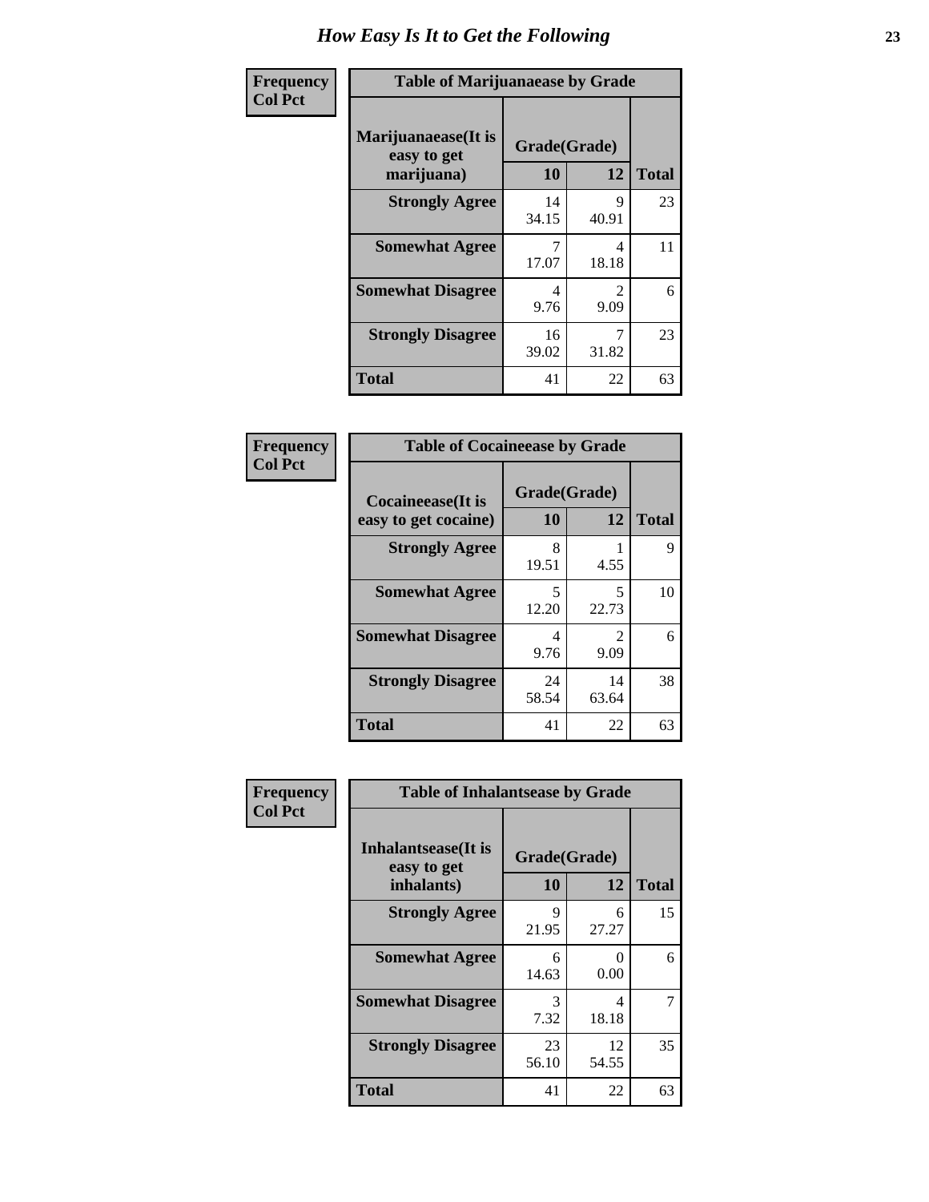# How Easy Is It to Get the Following

**Frequency / Col Pct**

**Table of Marijuanaease by Grade**

| Marijuanaease(It is easy to get marijuana) | Grade(Grade) | | Total |
|---|---|---|---|
| | 10 | 12 | |
| **Strongly Agree** | 14<br>34.15 | 9<br>40.91 | 23 |
| **Somewhat Agree** | 7<br>17.07 | 4<br>18.18 | 11 |
| **Somewhat Disagree** | 4<br>9.76 | 2<br>9.09 | 6 |
| **Strongly Disagree** | 16<br>39.02 | 7<br>31.82 | 23 |
| **Total** | 41 | 22 | 63 |

**Frequency / Col Pct**

**Table of Cocaineease by Grade**

| Cocaineease(It is easy to get cocaine) | Grade(Grade) | | Total |
|---|---|---|---|
| | 10 | 12 | |
| **Strongly Agree** | 8<br>19.51 | 1<br>4.55 | 9 |
| **Somewhat Agree** | 5<br>12.20 | 5<br>22.73 | 10 |
| **Somewhat Disagree** | 4<br>9.76 | 2<br>9.09 | 6 |
| **Strongly Disagree** | 24<br>58.54 | 14<br>63.64 | 38 |
| **Total** | 41 | 22 | 63 |

**Frequency / Col Pct**

**Table of Inhalantsease by Grade**

| Inhalantsease(It is easy to get inhalants) | Grade(Grade) | | Total |
|---|---|---|---|
| | 10 | 12 | |
| **Strongly Agree** | 9<br>21.95 | 6<br>27.27 | 15 |
| **Somewhat Agree** | 6<br>14.63 | 0<br>0.00 | 6 |
| **Somewhat Disagree** | 3<br>7.32 | 4<br>18.18 | 7 |
| **Strongly Disagree** | 23<br>56.10 | 12<br>54.55 | 35 |
| **Total** | 41 | 22 | 63 |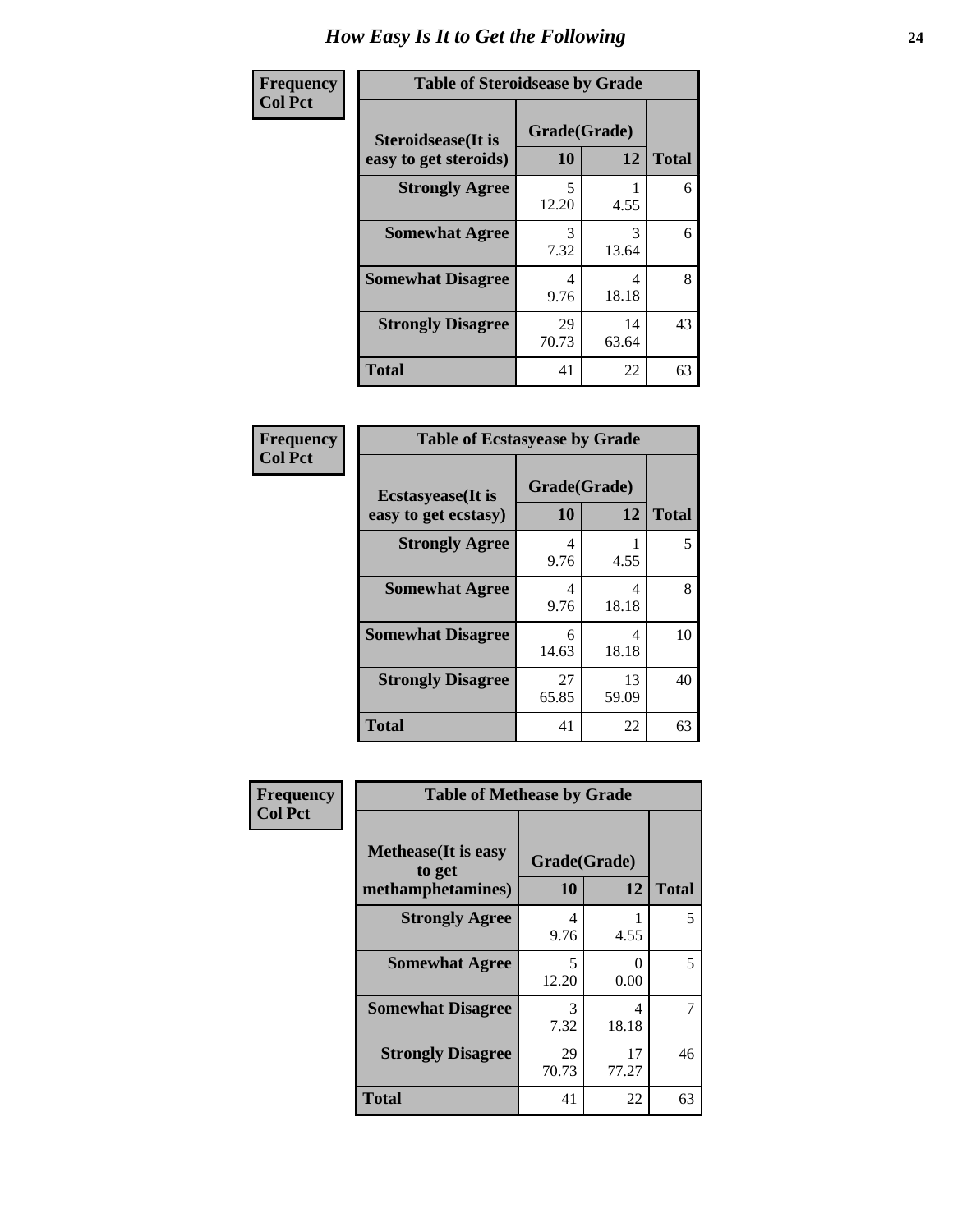# How Easy Is It to Get the Following

| Frequency Col Pct | Table of Steroidsease by Grade | | |
|---|---|---|---|
| **Steroidsease(It is easy to get steroids)** | **Grade(Grade)** | | **Total** |
| | **10** | **12** | |
| **Strongly Agree** | 5<br>12.20 | 1<br>4.55 | 6 |
| **Somewhat Agree** | 3<br>7.32 | 3<br>13.64 | 6 |
| **Somewhat Disagree** | 4<br>9.76 | 4<br>18.18 | 8 |
| **Strongly Disagree** | 29<br>70.73 | 14<br>63.64 | 43 |
| **Total** | 41 | 22 | 63 |

| Frequency Col Pct | Table of Ecstasyease by Grade | | |
|---|---|---|---|
| **Ecstasyease(It is easy to get ecstasy)** | **Grade(Grade)** | | **Total** |
| | **10** | **12** | |
| **Strongly Agree** | 4<br>9.76 | 1<br>4.55 | 5 |
| **Somewhat Agree** | 4<br>9.76 | 4<br>18.18 | 8 |
| **Somewhat Disagree** | 6<br>14.63 | 4<br>18.18 | 10 |
| **Strongly Disagree** | 27<br>65.85 | 13<br>59.09 | 40 |
| **Total** | 41 | 22 | 63 |

| Frequency Col Pct | Table of Methease by Grade | | |
|---|---|---|---|
| **Methease(It is easy to get methamphetamines)** | **Grade(Grade)** | | **Total** |
| | **10** | **12** | |
| **Strongly Agree** | 4<br>9.76 | 1<br>4.55 | 5 |
| **Somewhat Agree** | 5<br>12.20 | 0<br>0.00 | 5 |
| **Somewhat Disagree** | 3<br>7.32 | 4<br>18.18 | 7 |
| **Strongly Disagree** | 29<br>70.73 | 17<br>77.27 | 46 |
| **Total** | 41 | 22 | 63 |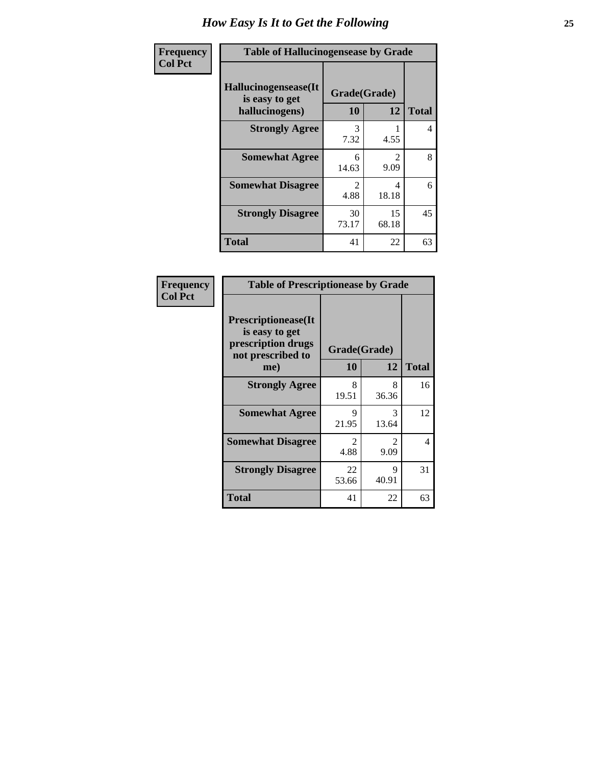# How Easy Is It to Get the Following

**Frequency**
**Col Pct**

**Table of Hallucinogensease by Grade**

| Hallucinogensease(It is easy to get hallucinogens) | Grade(Grade) | | Total |
|---|---|---|---|
| | 10 | 12 | |
| **Strongly Agree** | 3<br>7.32 | 1<br>4.55 | 4 |
| **Somewhat Agree** | 6<br>14.63 | 2<br>9.09 | 8 |
| **Somewhat Disagree** | 2<br>4.88 | 4<br>18.18 | 6 |
| **Strongly Disagree** | 30<br>73.17 | 15<br>68.18 | 45 |
| **Total** | 41 | 22 | 63 |

**Frequency**
**Col Pct**

**Table of Prescriptionease by Grade**

| Prescriptionease(It is easy to get prescription drugs not prescribed to me) | Grade(Grade) | | Total |
|---|---|---|---|
| | 10 | 12 | |
| **Strongly Agree** | 8<br>19.51 | 8<br>36.36 | 16 |
| **Somewhat Agree** | 9<br>21.95 | 3<br>13.64 | 12 |
| **Somewhat Disagree** | 2<br>4.88 | 2<br>9.09 | 4 |
| **Strongly Disagree** | 22<br>53.66 | 9<br>40.91 | 31 |
| **Total** | 41 | 22 | 63 |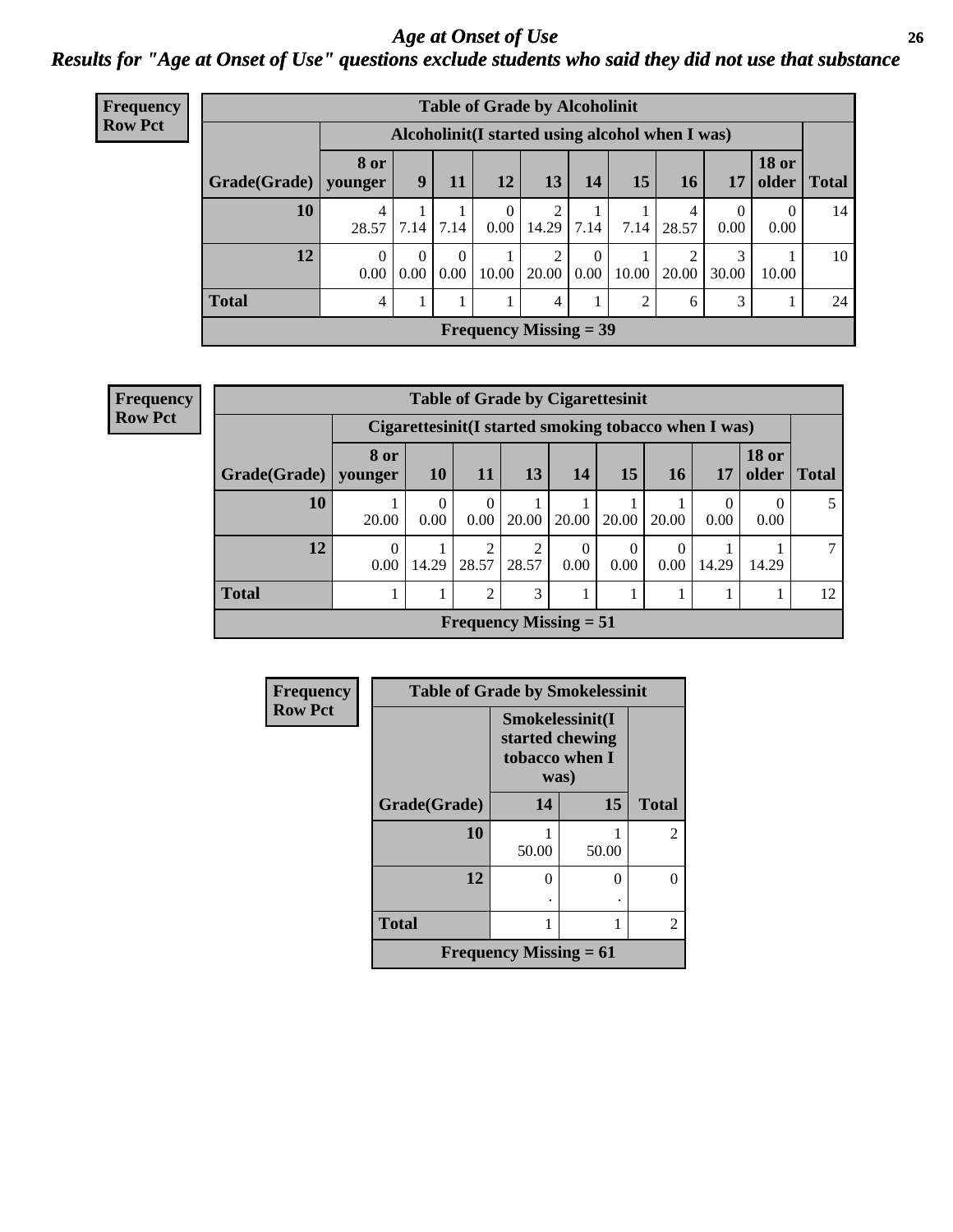# *Age at Onset of Use*

## *Results for "Age at Onset of Use" questions exclude students who said they did not use that substance*

**Frequency**
**Row Pct**

| Table of Grade by Alcoholinit | | | | | | | | | | | |
|---|---|---|---|---|---|---|---|---|---|---|---|
| | Alcoholinit(I started using alcohol when I was) | | | | | | | | | | |
| Grade(Grade) | 8 or younger | 9 | 11 | 12 | 13 | 14 | 15 | 16 | 17 | 18 or older | Total |
| 10 | 4<br>28.57 | 1<br>7.14 | 1<br>7.14 | 0<br>0.00 | 2<br>14.29 | 1<br>7.14 | 1<br>7.14 | 4<br>28.57 | 0<br>0.00 | 0<br>0.00 | 14 |
| 12 | 0<br>0.00 | 0<br>0.00 | 0<br>0.00 | 1<br>10.00 | 2<br>20.00 | 0<br>0.00 | 1<br>10.00 | 2<br>20.00 | 3<br>30.00 | 1<br>10.00 | 10 |
| Total | 4 | 1 | 1 | 1 | 4 | 1 | 2 | 6 | 3 | 1 | 24 |
| Frequency Missing = 39 | | | | | | | | | | | |

**Frequency**
**Row Pct**

| Table of Grade by Cigarettesinit | | | | | | | | | | |
|---|---|---|---|---|---|---|---|---|---|---|
| | Cigarettesinit(I started smoking tobacco when I was) | | | | | | | | | |
| Grade(Grade) | 8 or younger | 10 | 11 | 13 | 14 | 15 | 16 | 17 | 18 or older | Total |
| 10 | 1<br>20.00 | 0<br>0.00 | 0<br>0.00 | 1<br>20.00 | 1<br>20.00 | 1<br>20.00 | 1<br>20.00 | 0<br>0.00 | 0<br>0.00 | 5 |
| 12 | 0<br>0.00 | 1<br>14.29 | 2<br>28.57 | 2<br>28.57 | 0<br>0.00 | 0<br>0.00 | 0<br>0.00 | 1<br>14.29 | 1<br>14.29 | 7 |
| Total | 1 | 1 | 2 | 3 | 1 | 1 | 1 | 1 | 1 | 12 |
| Frequency Missing = 51 | | | | | | | | | | |

**Frequency**
**Row Pct**

| Table of Grade by Smokelessinit | | | |
|---|---|---|---|
| | Smokelessinit(I started chewing tobacco when I was) | | |
| Grade(Grade) | 14 | 15 | Total |
| 10 | 1<br>50.00 | 1<br>50.00 | 2 |
| 12 | 0<br>. | 0<br>. | 0 |
| Total | 1 | 1 | 2 |
| Frequency Missing = 61 | | | |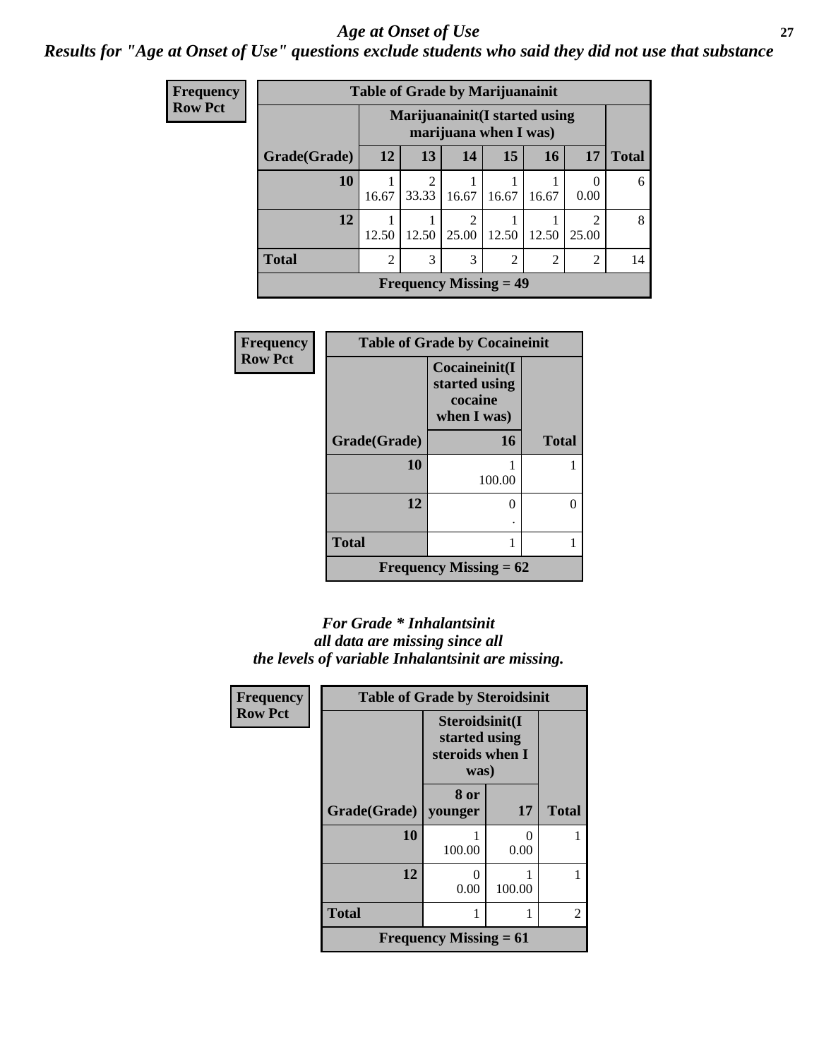# *Age at Onset of Use*

***Results for "Age at Onset of Use" questions exclude students who said they did not use that substance***

**Frequency**
**Row Pct**

| Table of Grade by Marijuanainit | | | | | | | |
|---|---|---|---|---|---|---|---|
| | Marijuanainit(I started using marijuana when I was) | | | | | | |
| Grade(Grade) | 12 | 13 | 14 | 15 | 16 | 17 | Total |
| 10 | 1<br>16.67 | 2<br>33.33 | 1<br>16.67 | 1<br>16.67 | 1<br>16.67 | 0<br>0.00 | 6 |
| 12 | 1<br>12.50 | 1<br>12.50 | 2<br>25.00 | 1<br>12.50 | 1<br>12.50 | 2<br>25.00 | 8 |
| Total | 2 | 3 | 3 | 2 | 2 | 2 | 14 |
| Frequency Missing = 49 | | | | | | | |

**Frequency**
**Row Pct**

| Table of Grade by Cocaineinit | | |
|---|---|---|
| | Cocaineinit(I started using cocaine when I was) | |
| Grade(Grade) | 16 | Total |
| 10 | 1<br>100.00 | 1 |
| 12 | 0<br>. | 0 |
| Total | 1 | 1 |
| Frequency Missing = 62 | | |

*For Grade * Inhalantsinit*
*all data are missing since all*
*the levels of variable Inhalantsinit are missing.*

**Frequency**
**Row Pct**

| Table of Grade by Steroidsinit | | | |
|---|---|---|---|
| | Steroidsinit(I started using steroids when I was) | | |
| Grade(Grade) | 8 or younger | 17 | Total |
| 10 | 1<br>100.00 | 0<br>0.00 | 1 |
| 12 | 0<br>0.00 | 1<br>100.00 | 1 |
| Total | 1 | 1 | 2 |
| Frequency Missing = 61 | | | |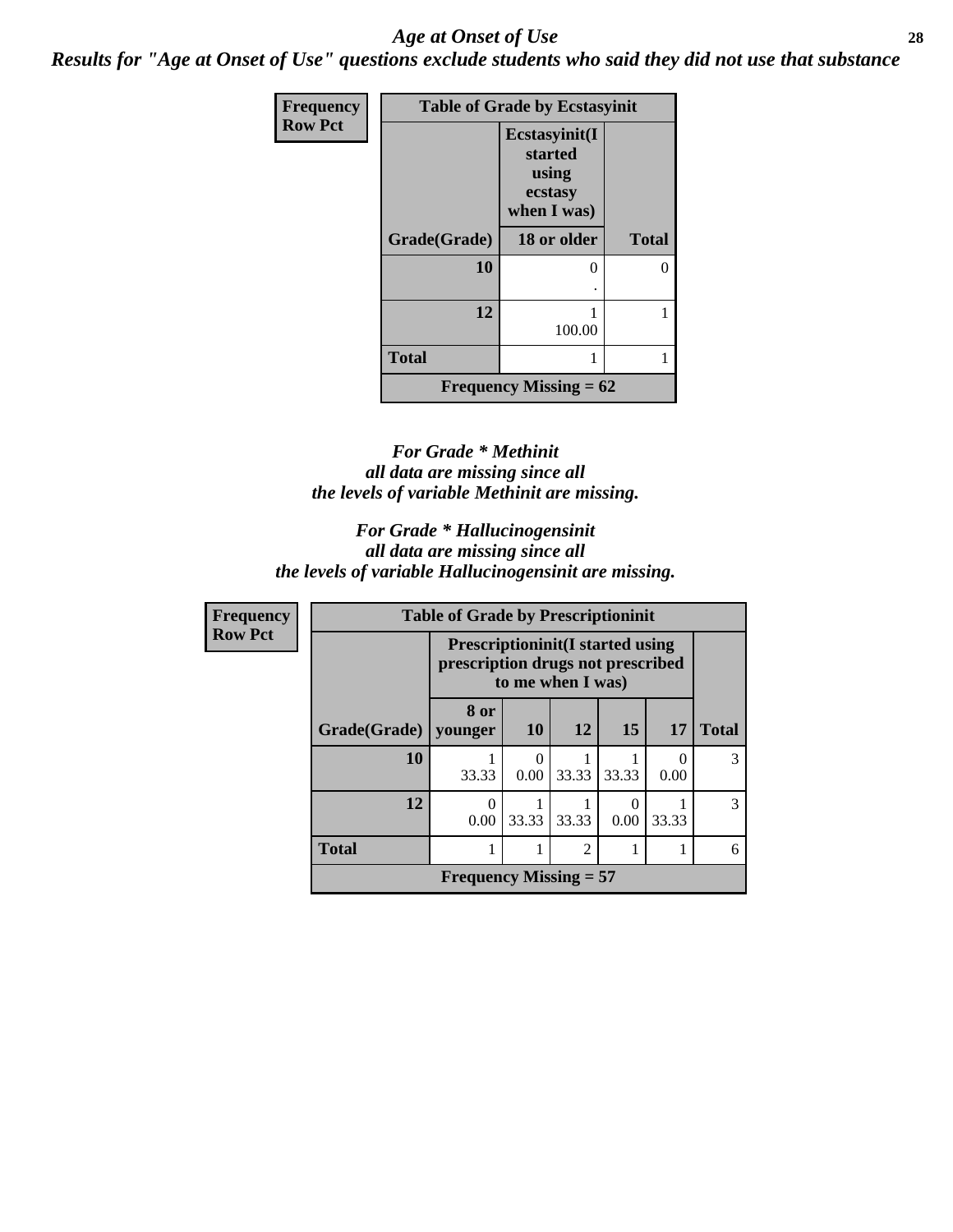*Age at Onset of Use*

***Results for "Age at Onset of Use" questions exclude students who said they did not use that substance***

| Frequency Row Pct | Table of Grade by Ecstasyinit | |
|---|---|---|
| | **Ecstasyinit(I started using ecstasy when I was)** | |
| **Grade(Grade)** | **18 or older** | **Total** |
| **10** | 0 . | 0 |
| **12** | 1 100.00 | 1 |
| **Total** | 1 | 1 |
| **Frequency Missing = 62** | | |

***For Grade * Methinit all data are missing since all the levels of variable Methinit are missing.***

***For Grade * Hallucinogensinit all data are missing since all the levels of variable Hallucinogensinit are missing.***

| Frequency Row Pct | Table of Grade by Prescriptioninit | | | | | |
|---|---|---|---|---|---|---|
| | **Prescriptioninit(I started using prescription drugs not prescribed to me when I was)** | | | | | |
| **Grade(Grade)** | **8 or younger** | **10** | **12** | **15** | **17** | **Total** |
| **10** | 1 33.33 | 0 0.00 | 1 33.33 | 1 33.33 | 0 0.00 | 3 |
| **12** | 0 0.00 | 1 33.33 | 1 33.33 | 0 0.00 | 1 33.33 | 3 |
| **Total** | 1 | 1 | 2 | 1 | 1 | 6 |
| **Frequency Missing = 57** | | | | | | |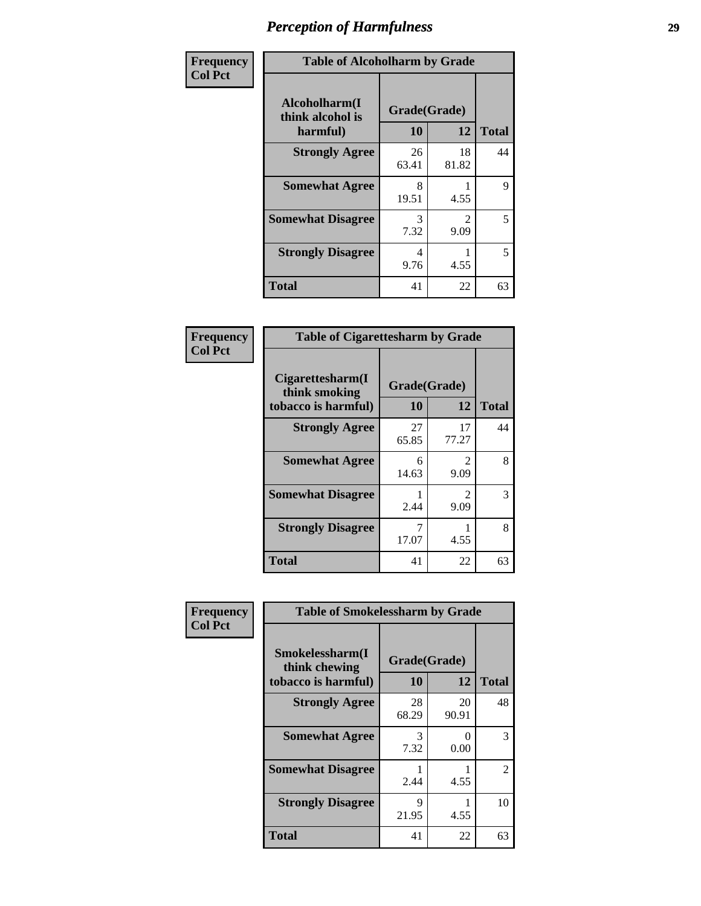# Perception of Harmfulness

**Frequency / Col Pct**

| Table of Alcoholharm by Grade | | | |
|---|---|---|---|
| Alcoholharm(I think alcohol is harmful) | Grade(Grade) | | Total |
| | 10 | 12 | |
| Strongly Agree | 26<br>63.41 | 18<br>81.82 | 44 |
| Somewhat Agree | 8<br>19.51 | 1<br>4.55 | 9 |
| Somewhat Disagree | 3<br>7.32 | 2<br>9.09 | 5 |
| Strongly Disagree | 4<br>9.76 | 1<br>4.55 | 5 |
| Total | 41 | 22 | 63 |

**Frequency / Col Pct**

| Table of Cigarettesharm by Grade | | | |
|---|---|---|---|
| Cigarettesharm(I think smoking tobacco is harmful) | Grade(Grade) | | Total |
| | 10 | 12 | |
| Strongly Agree | 27<br>65.85 | 17<br>77.27 | 44 |
| Somewhat Agree | 6<br>14.63 | 2<br>9.09 | 8 |
| Somewhat Disagree | 1<br>2.44 | 2<br>9.09 | 3 |
| Strongly Disagree | 7<br>17.07 | 1<br>4.55 | 8 |
| Total | 41 | 22 | 63 |

**Frequency / Col Pct**

| Table of Smokelessharm by Grade | | | |
|---|---|---|---|
| Smokelessharm(I think chewing tobacco is harmful) | Grade(Grade) | | Total |
| | 10 | 12 | |
| Strongly Agree | 28<br>68.29 | 20<br>90.91 | 48 |
| Somewhat Agree | 3<br>7.32 | 0<br>0.00 | 3 |
| Somewhat Disagree | 1<br>2.44 | 1<br>4.55 | 2 |
| Strongly Disagree | 9<br>21.95 | 1<br>4.55 | 10 |
| Total | 41 | 22 | 63 |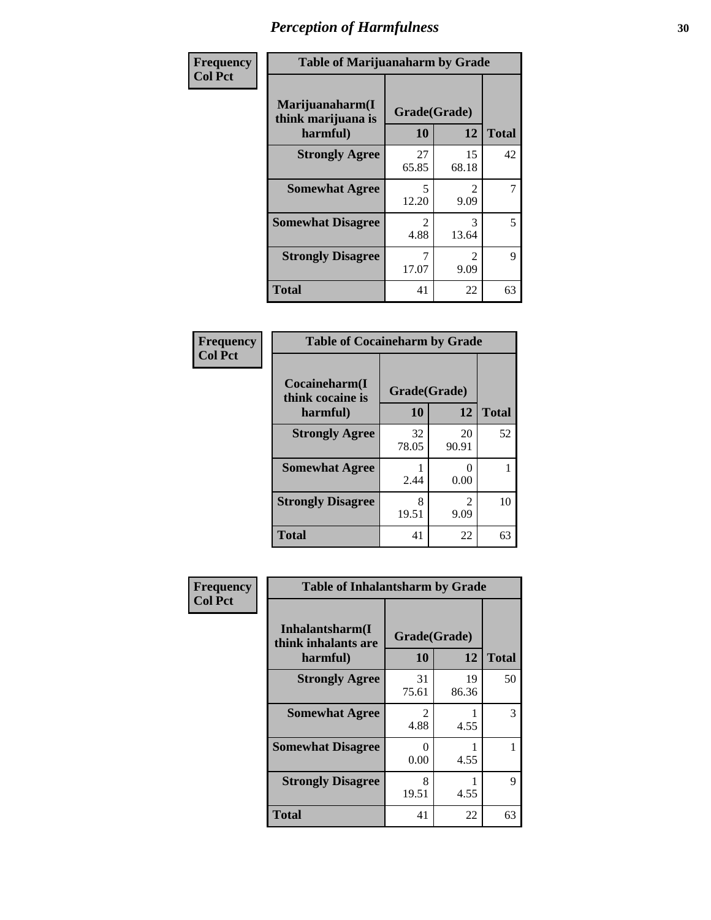# Perception of Harmfulness

| Frequency<br>Col Pct | Table of Marijuanaharm by Grade | | |
|---|---|---|---|
| Marijuanaharm(I think marijuana is harmful) | Grade(Grade) | | |
| | 10 | 12 | Total |
| Strongly Agree | 27<br>65.85 | 15<br>68.18 | 42 |
| Somewhat Agree | 5<br>12.20 | 2<br>9.09 | 7 |
| Somewhat Disagree | 2<br>4.88 | 3<br>13.64 | 5 |
| Strongly Disagree | 7<br>17.07 | 2<br>9.09 | 9 |
| Total | 41 | 22 | 63 |

| Frequency<br>Col Pct | Table of Cocaineharm by Grade | | |
|---|---|---|---|
| Cocaineharm(I think cocaine is harmful) | Grade(Grade) | | |
| | 10 | 12 | Total |
| Strongly Agree | 32<br>78.05 | 20<br>90.91 | 52 |
| Somewhat Agree | 1<br>2.44 | 0<br>0.00 | 1 |
| Strongly Disagree | 8<br>19.51 | 2<br>9.09 | 10 |
| Total | 41 | 22 | 63 |

| Frequency<br>Col Pct | Table of Inhalantsharm by Grade | | |
|---|---|---|---|
| Inhalantsharm(I think inhalants are harmful) | Grade(Grade) | | |
| | 10 | 12 | Total |
| Strongly Agree | 31<br>75.61 | 19<br>86.36 | 50 |
| Somewhat Agree | 2<br>4.88 | 1<br>4.55 | 3 |
| Somewhat Disagree | 0<br>0.00 | 1<br>4.55 | 1 |
| Strongly Disagree | 8<br>19.51 | 1<br>4.55 | 9 |
| Total | 41 | 22 | 63 |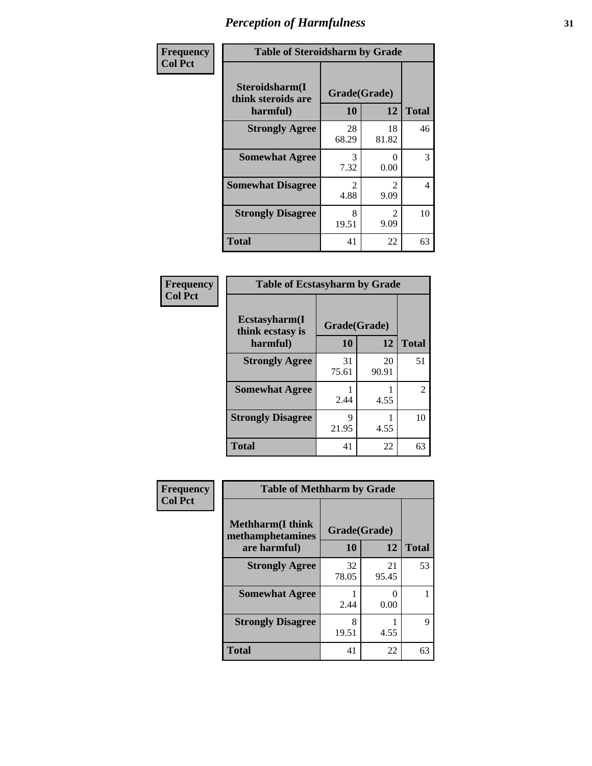# *Perception of Harmfulness*

| Frequency<br>Col Pct | Table of Steroidsharm by Grade | | |
|---|---|---|---|
| **Steroidsharm(I think steroids are harmful)** | **Grade(Grade)** | | |
| | **10** | **12** | **Total** |
| **Strongly Agree** | 28<br>68.29 | 18<br>81.82 | 46 |
| **Somewhat Agree** | 3<br>7.32 | 0<br>0.00 | 3 |
| **Somewhat Disagree** | 2<br>4.88 | 2<br>9.09 | 4 |
| **Strongly Disagree** | 8<br>19.51 | 2<br>9.09 | 10 |
| **Total** | 41 | 22 | 63 |

| Frequency<br>Col Pct | Table of Ecstasyharm by Grade | | |
|---|---|---|---|
| **Ecstasyharm(I think ecstasy is harmful)** | **Grade(Grade)** | | |
| | **10** | **12** | **Total** |
| **Strongly Agree** | 31<br>75.61 | 20<br>90.91 | 51 |
| **Somewhat Agree** | 1<br>2.44 | 1<br>4.55 | 2 |
| **Strongly Disagree** | 9<br>21.95 | 1<br>4.55 | 10 |
| **Total** | 41 | 22 | 63 |

| Frequency<br>Col Pct | Table of Methharm by Grade | | |
|---|---|---|---|
| **Methharm(I think methamphetamines are harmful)** | **Grade(Grade)** | | |
| | **10** | **12** | **Total** |
| **Strongly Agree** | 32<br>78.05 | 21<br>95.45 | 53 |
| **Somewhat Agree** | 1<br>2.44 | 0<br>0.00 | 1 |
| **Strongly Disagree** | 8<br>19.51 | 1<br>4.55 | 9 |
| **Total** | 41 | 22 | 63 |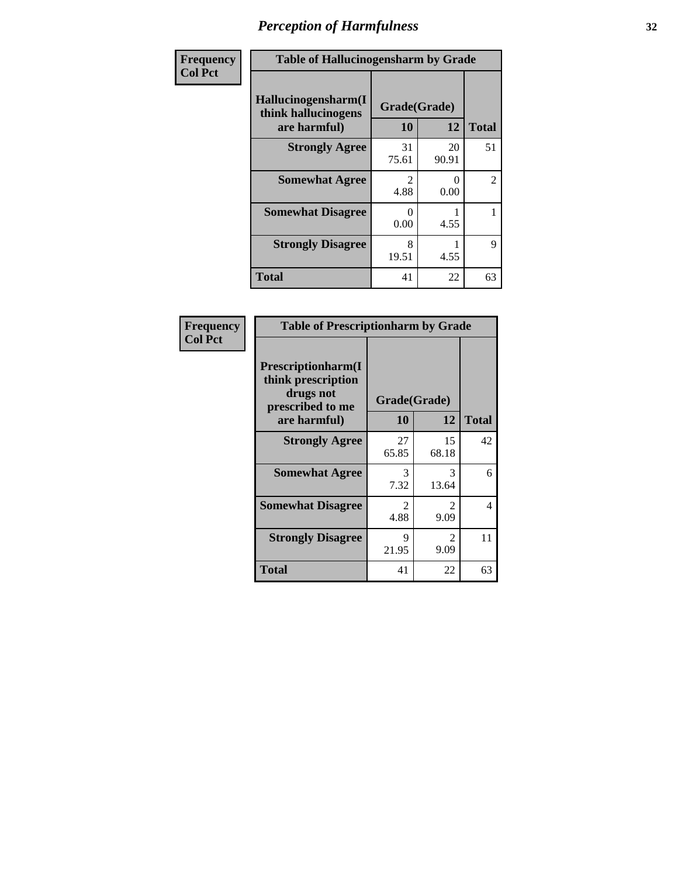# Perception of Harmfulness

| Frequency<br>Col Pct | Table of Hallucinogensharm by Grade | | |
|---|---|---|---|
| Hallucinogensharm(I think hallucinogens are harmful) | Grade(Grade) | | |
| | 10 | 12 | Total |
| Strongly Agree | 31<br>75.61 | 20<br>90.91 | 51 |
| Somewhat Agree | 2<br>4.88 | 0<br>0.00 | 2 |
| Somewhat Disagree | 0<br>0.00 | 1<br>4.55 | 1 |
| Strongly Disagree | 8<br>19.51 | 1<br>4.55 | 9 |
| Total | 41 | 22 | 63 |

| Frequency<br>Col Pct | Table of Prescriptionharm by Grade | | |
|---|---|---|---|
| Prescriptionharm(I think prescription drugs not prescribed to me are harmful) | Grade(Grade) | | |
| | 10 | 12 | Total |
| Strongly Agree | 27<br>65.85 | 15<br>68.18 | 42 |
| Somewhat Agree | 3<br>7.32 | 3<br>13.64 | 6 |
| Somewhat Disagree | 2<br>4.88 | 2<br>9.09 | 4 |
| Strongly Disagree | 9<br>21.95 | 2<br>9.09 | 11 |
| Total | 41 | 22 | 63 |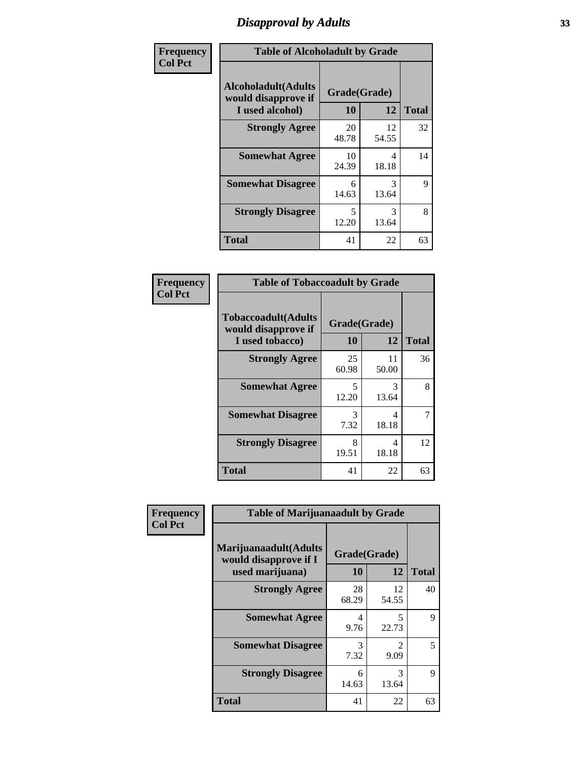# Disapproval by Adults

**Frequency**
**Col Pct**

| Table of Alcoholadult by Grade | | | |
|---|---|---|---|
| **Alcoholadult(Adults would disapprove if I used alcohol)** | **Grade(Grade)** | | **Total** |
| | **10** | **12** | |
| **Strongly Agree** | 20<br>48.78 | 12<br>54.55 | 32 |
| **Somewhat Agree** | 10<br>24.39 | 4<br>18.18 | 14 |
| **Somewhat Disagree** | 6<br>14.63 | 3<br>13.64 | 9 |
| **Strongly Disagree** | 5<br>12.20 | 3<br>13.64 | 8 |
| **Total** | 41 | 22 | 63 |

**Frequency**
**Col Pct**

| Table of Tobaccoadult by Grade | | | |
|---|---|---|---|
| **Tobaccoadult(Adults would disapprove if I used tobacco)** | **Grade(Grade)** | | **Total** |
| | **10** | **12** | |
| **Strongly Agree** | 25<br>60.98 | 11<br>50.00 | 36 |
| **Somewhat Agree** | 5<br>12.20 | 3<br>13.64 | 8 |
| **Somewhat Disagree** | 3<br>7.32 | 4<br>18.18 | 7 |
| **Strongly Disagree** | 8<br>19.51 | 4<br>18.18 | 12 |
| **Total** | 41 | 22 | 63 |

**Frequency**
**Col Pct**

| Table of Marijuanaadult by Grade | | | |
|---|---|---|---|
| **Marijuanaadult(Adults would disapprove if I used marijuana)** | **Grade(Grade)** | | **Total** |
| | **10** | **12** | |
| **Strongly Agree** | 28<br>68.29 | 12<br>54.55 | 40 |
| **Somewhat Agree** | 4<br>9.76 | 5<br>22.73 | 9 |
| **Somewhat Disagree** | 3<br>7.32 | 2<br>9.09 | 5 |
| **Strongly Disagree** | 6<br>14.63 | 3<br>13.64 | 9 |
| **Total** | 41 | 22 | 63 |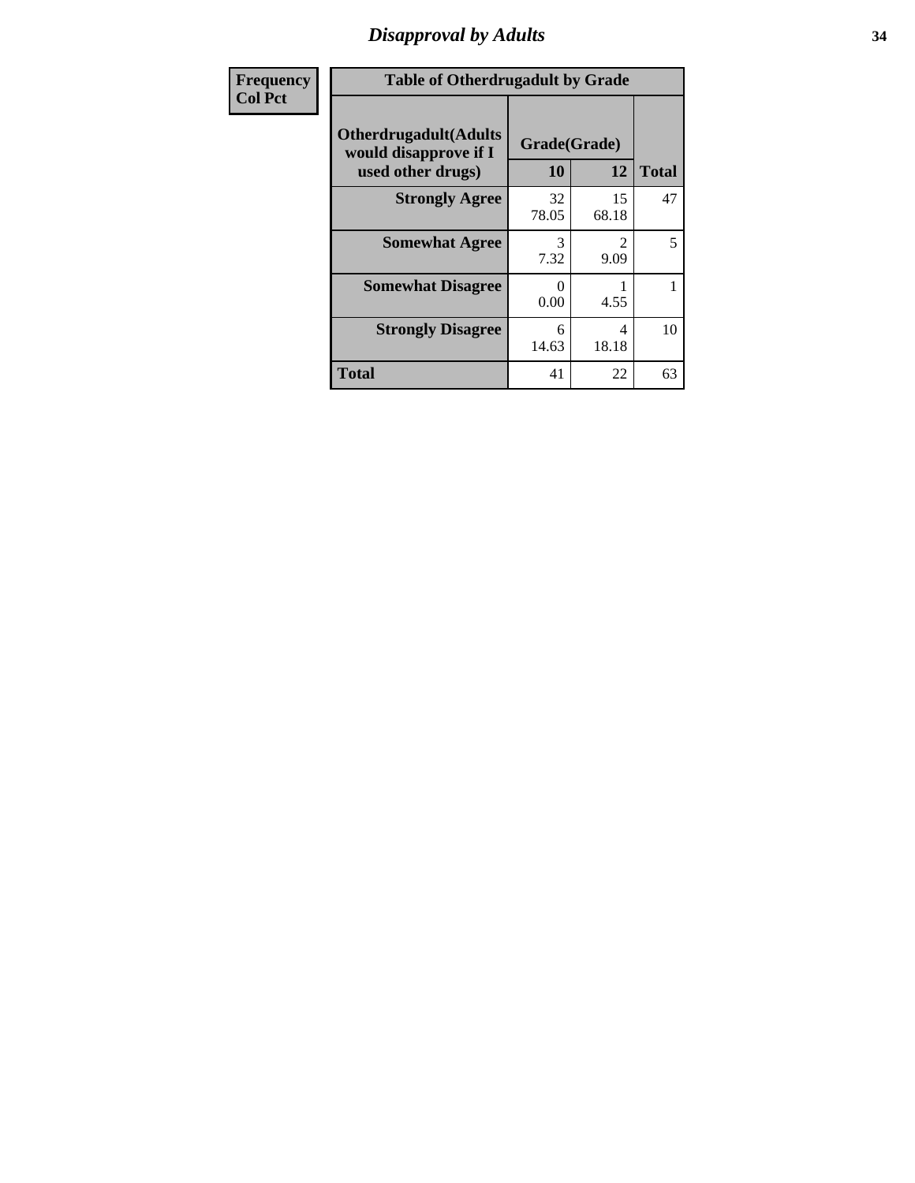# Disapproval by Adults

| Frequency<br>Col Pct |
|---|

**Table of Otherdrugadult by Grade**

| Otherdrugadult(Adults would disapprove if I used other drugs) | Grade(Grade) 10 | 12 | Total |
|---|---|---|---|
| **Strongly Agree** | 32<br>78.05 | 15<br>68.18 | 47 |
| **Somewhat Agree** | 3<br>7.32 | 2<br>9.09 | 5 |
| **Somewhat Disagree** | 0<br>0.00 | 1<br>4.55 | 1 |
| **Strongly Disagree** | 6<br>14.63 | 4<br>18.18 | 10 |
| **Total** | 41 | 22 | 63 |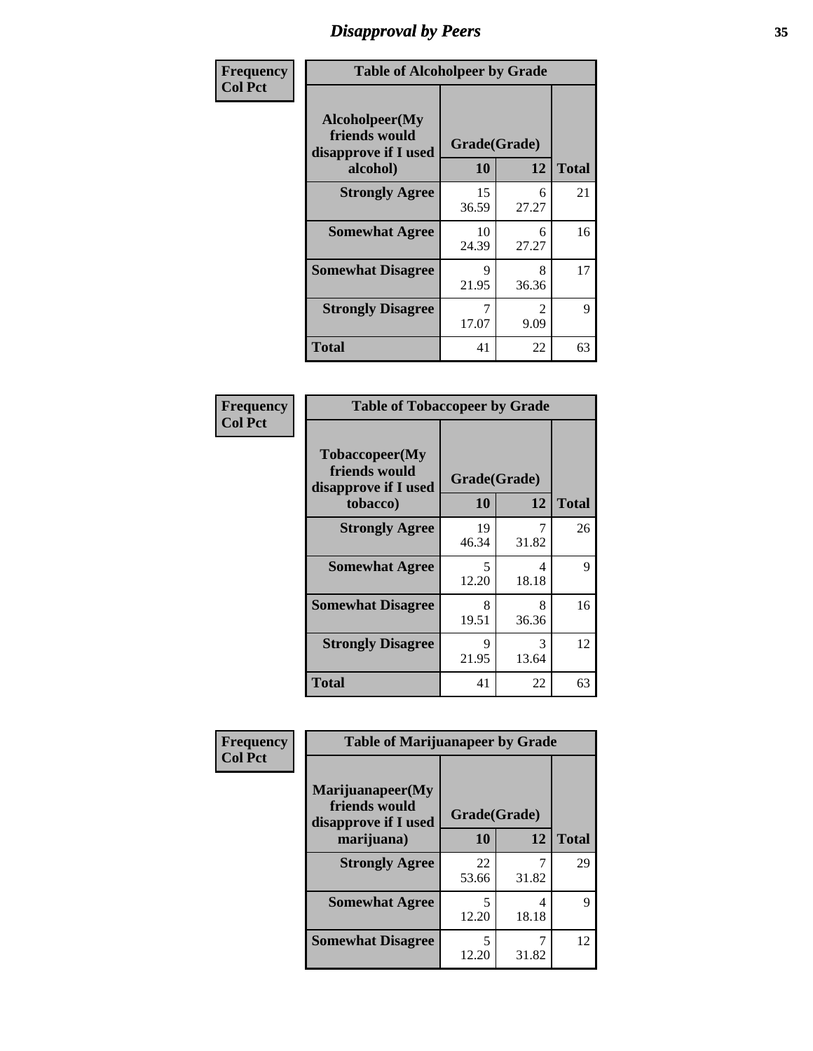# Disapproval by Peers

**Frequency**
**Col Pct**

| Table of Alcoholpeer by Grade | | | |
|---|---|---|---|
| Alcoholpeer(My friends would disapprove if I used alcohol) | Grade(Grade) | | |
| | 10 | 12 | Total |
| **Strongly Agree** | 15<br>36.59 | 6<br>27.27 | 21 |
| **Somewhat Agree** | 10<br>24.39 | 6<br>27.27 | 16 |
| **Somewhat Disagree** | 9<br>21.95 | 8<br>36.36 | 17 |
| **Strongly Disagree** | 7<br>17.07 | 2<br>9.09 | 9 |
| **Total** | 41 | 22 | 63 |

**Frequency**
**Col Pct**

| Table of Tobaccopeer by Grade | | | |
|---|---|---|---|
| Tobaccopeer(My friends would disapprove if I used tobacco) | Grade(Grade) | | |
| | 10 | 12 | Total |
| **Strongly Agree** | 19<br>46.34 | 7<br>31.82 | 26 |
| **Somewhat Agree** | 5<br>12.20 | 4<br>18.18 | 9 |
| **Somewhat Disagree** | 8<br>19.51 | 8<br>36.36 | 16 |
| **Strongly Disagree** | 9<br>21.95 | 3<br>13.64 | 12 |
| **Total** | 41 | 22 | 63 |

**Frequency**
**Col Pct**

| Table of Marijuanapeer by Grade | | | |
|---|---|---|---|
| Marijuanapeer(My friends would disapprove if I used marijuana) | Grade(Grade) | | |
| | 10 | 12 | Total |
| **Strongly Agree** | 22<br>53.66 | 7<br>31.82 | 29 |
| **Somewhat Agree** | 5<br>12.20 | 4<br>18.18 | 9 |
| **Somewhat Disagree** | 5<br>12.20 | 7<br>31.82 | 12 |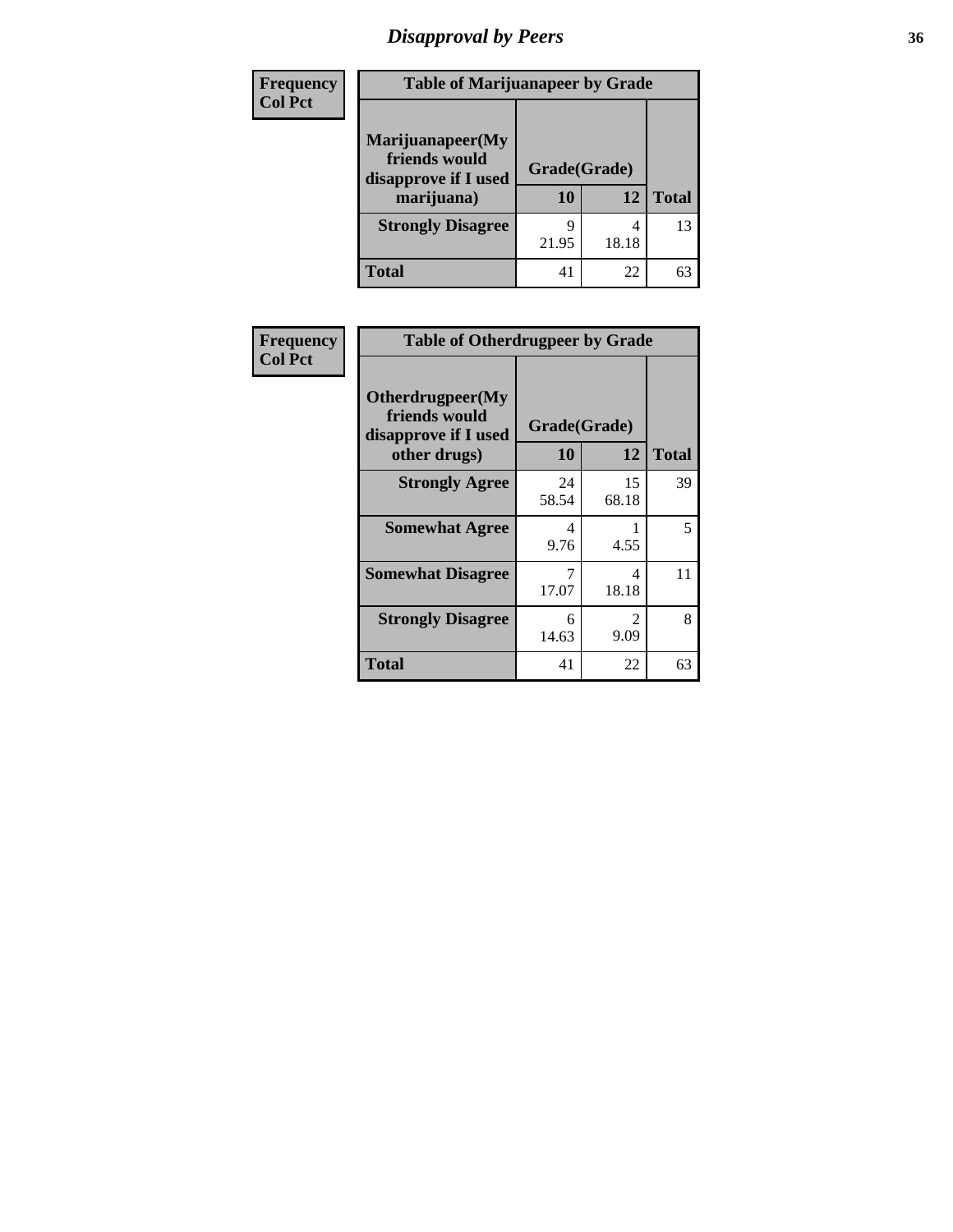# Disapproval by Peers

Frequency
Col Pct

| Table of Marijuanapeer by Grade | | | |
|---|---|---|---|
| Marijuanapeer(My friends would disapprove if I used marijuana) | Grade(Grade) | | |
| | 10 | 12 | Total |
| Strongly Disagree | 9<br>21.95 | 4<br>18.18 | 13 |
| Total | 41 | 22 | 63 |

Frequency
Col Pct

| Table of Otherdrugpeer by Grade | | | |
|---|---|---|---|
| Otherdrugpeer(My friends would disapprove if I used other drugs) | Grade(Grade) | | |
| | 10 | 12 | Total |
| Strongly Agree | 24<br>58.54 | 15<br>68.18 | 39 |
| Somewhat Agree | 4<br>9.76 | 1<br>4.55 | 5 |
| Somewhat Disagree | 7<br>17.07 | 4<br>18.18 | 11 |
| Strongly Disagree | 6<br>14.63 | 2<br>9.09 | 8 |
| Total | 41 | 22 | 63 |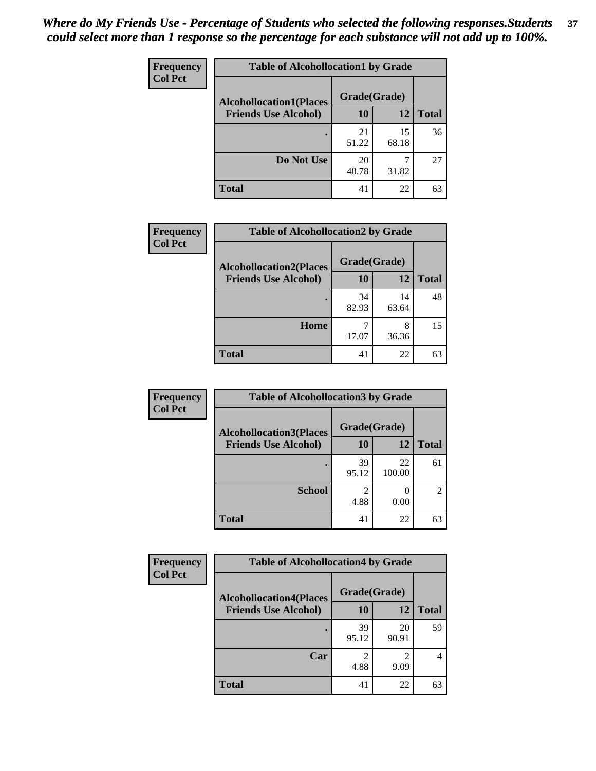*Where do My Friends Use - Percentage of Students who selected the following responses.Students could select more than 1 response so the percentage for each substance will not add up to 100%.*

**Frequency**
**Col Pct**

| Table of Alcohollocation1 by Grade | | | |
|---|---|---|---|
| **Alcohollocation1(Places Friends Use Alcohol)** | **Grade(Grade)** | | **Total** |
| | **10** | **12** | |
| **.** | 21<br>51.22 | 15<br>68.18 | 36 |
| **Do Not Use** | 20<br>48.78 | 7<br>31.82 | 27 |
| **Total** | 41 | 22 | 63 |

**Frequency**
**Col Pct**

| Table of Alcohollocation2 by Grade | | | |
|---|---|---|---|
| **Alcohollocation2(Places Friends Use Alcohol)** | **Grade(Grade)** | | **Total** |
| | **10** | **12** | |
| **.** | 34<br>82.93 | 14<br>63.64 | 48 |
| **Home** | 7<br>17.07 | 8<br>36.36 | 15 |
| **Total** | 41 | 22 | 63 |

**Frequency**
**Col Pct**

| Table of Alcohollocation3 by Grade | | | |
|---|---|---|---|
| **Alcohollocation3(Places Friends Use Alcohol)** | **Grade(Grade)** | | **Total** |
| | **10** | **12** | |
| **.** | 39<br>95.12 | 22<br>100.00 | 61 |
| **School** | 2<br>4.88 | 0<br>0.00 | 2 |
| **Total** | 41 | 22 | 63 |

**Frequency**
**Col Pct**

| Table of Alcohollocation4 by Grade | | | |
|---|---|---|---|
| **Alcohollocation4(Places Friends Use Alcohol)** | **Grade(Grade)** | | **Total** |
| | **10** | **12** | |
| **.** | 39<br>95.12 | 20<br>90.91 | 59 |
| **Car** | 2<br>4.88 | 2<br>9.09 | 4 |
| **Total** | 41 | 22 | 63 |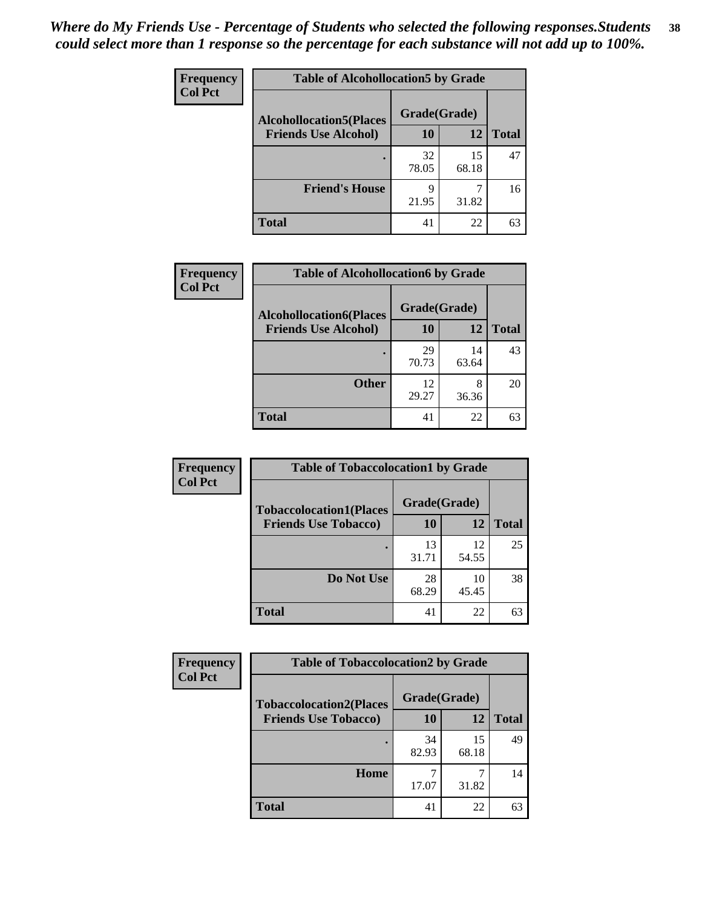*Where do My Friends Use - Percentage of Students who selected the following responses.Students could select more than 1 response so the percentage for each substance will not add up to 100%.*

**Frequency**
**Col Pct**

| Table of Alcohollocation5 by Grade | | | |
|---|---|---|---|
| **Alcohollocation5(Places Friends Use Alcohol)** | **Grade(Grade)** | | |
| | **10** | **12** | **Total** |
| **.** | 32<br>78.05 | 15<br>68.18 | 47 |
| **Friend's House** | 9<br>21.95 | 7<br>31.82 | 16 |
| **Total** | 41 | 22 | 63 |

**Frequency**
**Col Pct**

| Table of Alcohollocation6 by Grade | | | |
|---|---|---|---|
| **Alcohollocation6(Places Friends Use Alcohol)** | **Grade(Grade)** | | |
| | **10** | **12** | **Total** |
| **.** | 29<br>70.73 | 14<br>63.64 | 43 |
| **Other** | 12<br>29.27 | 8<br>36.36 | 20 |
| **Total** | 41 | 22 | 63 |

**Frequency**
**Col Pct**

| Table of Tobaccolocation1 by Grade | | | |
|---|---|---|---|
| **Tobaccolocation1(Places Friends Use Tobacco)** | **Grade(Grade)** | | |
| | **10** | **12** | **Total** |
| **.** | 13<br>31.71 | 12<br>54.55 | 25 |
| **Do Not Use** | 28<br>68.29 | 10<br>45.45 | 38 |
| **Total** | 41 | 22 | 63 |

**Frequency**
**Col Pct**

| Table of Tobaccolocation2 by Grade | | | |
|---|---|---|---|
| **Tobaccolocation2(Places Friends Use Tobacco)** | **Grade(Grade)** | | |
| | **10** | **12** | **Total** |
| **.** | 34<br>82.93 | 15<br>68.18 | 49 |
| **Home** | 7<br>17.07 | 7<br>31.82 | 14 |
| **Total** | 41 | 22 | 63 |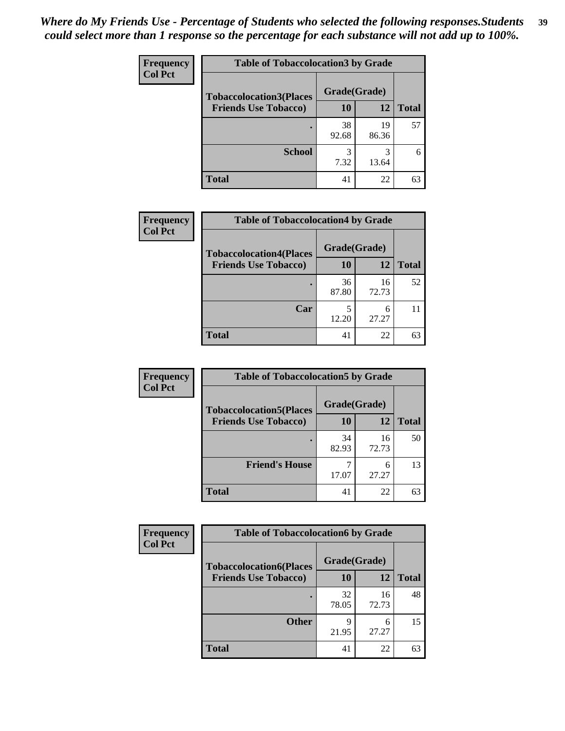*Where do My Friends Use - Percentage of Students who selected the following responses.Students could select more than 1 response so the percentage for each substance will not add up to 100%.*

**Frequency**
**Col Pct**

| Table of Tobaccolocation3 by Grade | | | |
|---|---|---|---|
| **Tobaccolocation3(Places Friends Use Tobacco)** | **Grade(Grade)** | | **Total** |
| | **10** | **12** | |
| **.** | 38<br>92.68 | 19<br>86.36 | 57 |
| **School** | 3<br>7.32 | 3<br>13.64 | 6 |
| **Total** | 41 | 22 | 63 |

**Frequency**
**Col Pct**

| Table of Tobaccolocation4 by Grade | | | |
|---|---|---|---|
| **Tobaccolocation4(Places Friends Use Tobacco)** | **Grade(Grade)** | | **Total** |
| | **10** | **12** | |
| **.** | 36<br>87.80 | 16<br>72.73 | 52 |
| **Car** | 5<br>12.20 | 6<br>27.27 | 11 |
| **Total** | 41 | 22 | 63 |

**Frequency**
**Col Pct**

| Table of Tobaccolocation5 by Grade | | | |
|---|---|---|---|
| **Tobaccolocation5(Places Friends Use Tobacco)** | **Grade(Grade)** | | **Total** |
| | **10** | **12** | |
| **.** | 34<br>82.93 | 16<br>72.73 | 50 |
| **Friend's House** | 7<br>17.07 | 6<br>27.27 | 13 |
| **Total** | 41 | 22 | 63 |

**Frequency**
**Col Pct**

| Table of Tobaccolocation6 by Grade | | | |
|---|---|---|---|
| **Tobaccolocation6(Places Friends Use Tobacco)** | **Grade(Grade)** | | **Total** |
| | **10** | **12** | |
| **.** | 32<br>78.05 | 16<br>72.73 | 48 |
| **Other** | 9<br>21.95 | 6<br>27.27 | 15 |
| **Total** | 41 | 22 | 63 |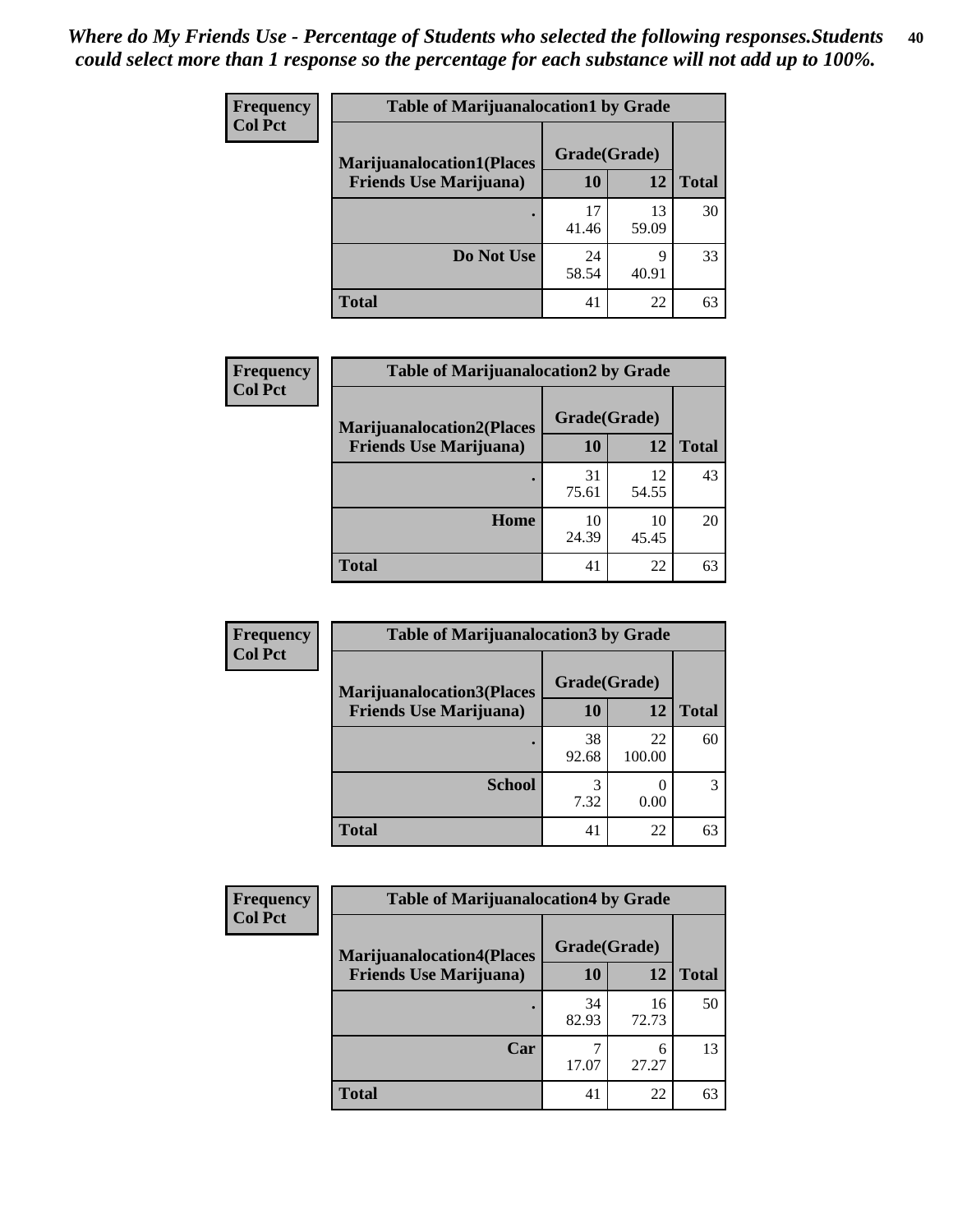*Where do My Friends Use - Percentage of Students who selected the following responses.Students could select more than 1 response so the percentage for each substance will not add up to 100%.*

**Frequency**
**Col Pct**

| Table of Marijuanalocation1 by Grade | | | |
|---|---|---|---|
| **Marijuanalocation1(Places Friends Use Marijuana)** | **Grade(Grade)** | | |
| | **10** | **12** | **Total** |
| **.** | 17<br>41.46 | 13<br>59.09 | 30 |
| **Do Not Use** | 24<br>58.54 | 9<br>40.91 | 33 |
| **Total** | 41 | 22 | 63 |

**Frequency**
**Col Pct**

| Table of Marijuanalocation2 by Grade | | | |
|---|---|---|---|
| **Marijuanalocation2(Places Friends Use Marijuana)** | **Grade(Grade)** | | |
| | **10** | **12** | **Total** |
| **.** | 31<br>75.61 | 12<br>54.55 | 43 |
| **Home** | 10<br>24.39 | 10<br>45.45 | 20 |
| **Total** | 41 | 22 | 63 |

**Frequency**
**Col Pct**

| Table of Marijuanalocation3 by Grade | | | |
|---|---|---|---|
| **Marijuanalocation3(Places Friends Use Marijuana)** | **Grade(Grade)** | | |
| | **10** | **12** | **Total** |
| **.** | 38<br>92.68 | 22<br>100.00 | 60 |
| **School** | 3<br>7.32 | 0<br>0.00 | 3 |
| **Total** | 41 | 22 | 63 |

**Frequency**
**Col Pct**

| Table of Marijuanalocation4 by Grade | | | |
|---|---|---|---|
| **Marijuanalocation4(Places Friends Use Marijuana)** | **Grade(Grade)** | | |
| | **10** | **12** | **Total** |
| **.** | 34<br>82.93 | 16<br>72.73 | 50 |
| **Car** | 7<br>17.07 | 6<br>27.27 | 13 |
| **Total** | 41 | 22 | 63 |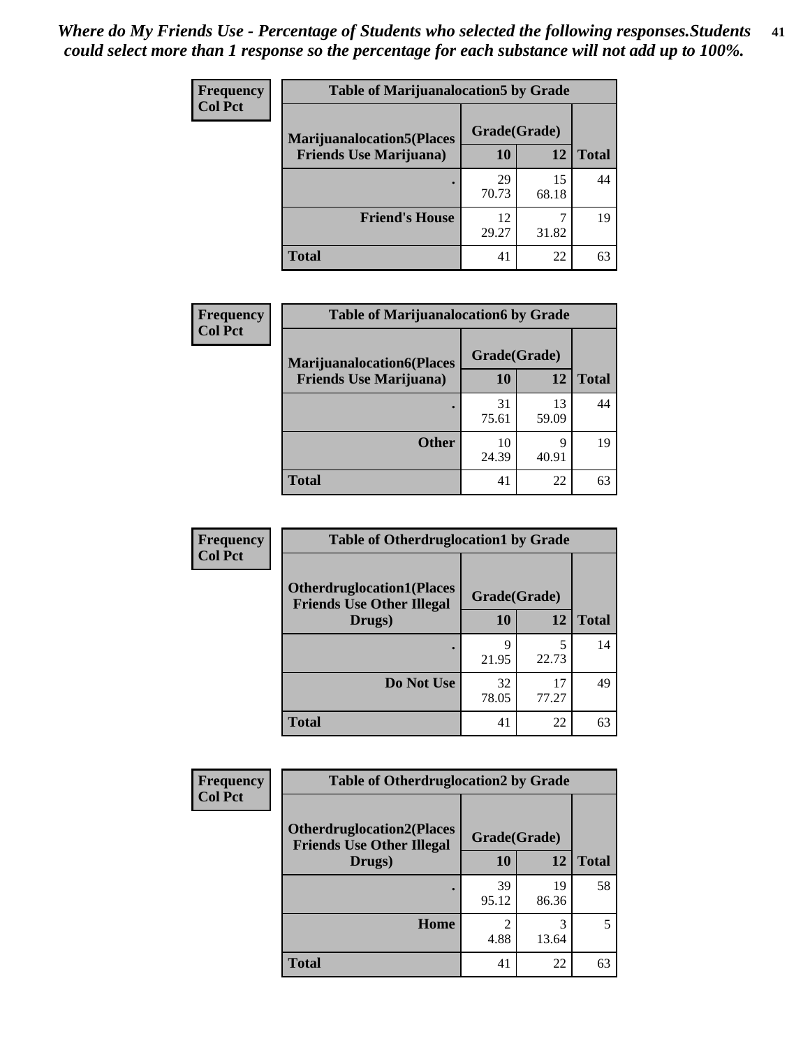*Where do My Friends Use - Percentage of Students who selected the following responses.Students could select more than 1 response so the percentage for each substance will not add up to 100%.*

**Frequency**
**Col Pct**

| Table of Marijuanalocation5 by Grade | | | |
|---|---|---|---|
| **Marijuanalocation5(Places Friends Use Marijuana)** | **Grade(Grade)** | | **Total** |
| | **10** | **12** | |
| **.** | 29<br>70.73 | 15<br>68.18 | 44 |
| **Friend's House** | 12<br>29.27 | 7<br>31.82 | 19 |
| **Total** | 41 | 22 | 63 |

**Frequency**
**Col Pct**

| Table of Marijuanalocation6 by Grade | | | |
|---|---|---|---|
| **Marijuanalocation6(Places Friends Use Marijuana)** | **Grade(Grade)** | | **Total** |
| | **10** | **12** | |
| **.** | 31<br>75.61 | 13<br>59.09 | 44 |
| **Other** | 10<br>24.39 | 9<br>40.91 | 19 |
| **Total** | 41 | 22 | 63 |

**Frequency**
**Col Pct**

| Table of Otherdruglocation1 by Grade | | | |
|---|---|---|---|
| **Otherdruglocation1(Places Friends Use Other Illegal Drugs)** | **Grade(Grade)** | | **Total** |
| | **10** | **12** | |
| **.** | 9<br>21.95 | 5<br>22.73 | 14 |
| **Do Not Use** | 32<br>78.05 | 17<br>77.27 | 49 |
| **Total** | 41 | 22 | 63 |

**Frequency**
**Col Pct**

| Table of Otherdruglocation2 by Grade | | | |
|---|---|---|---|
| **Otherdruglocation2(Places Friends Use Other Illegal Drugs)** | **Grade(Grade)** | | **Total** |
| | **10** | **12** | |
| **.** | 39<br>95.12 | 19<br>86.36 | 58 |
| **Home** | 2<br>4.88 | 3<br>13.64 | 5 |
| **Total** | 41 | 22 | 63 |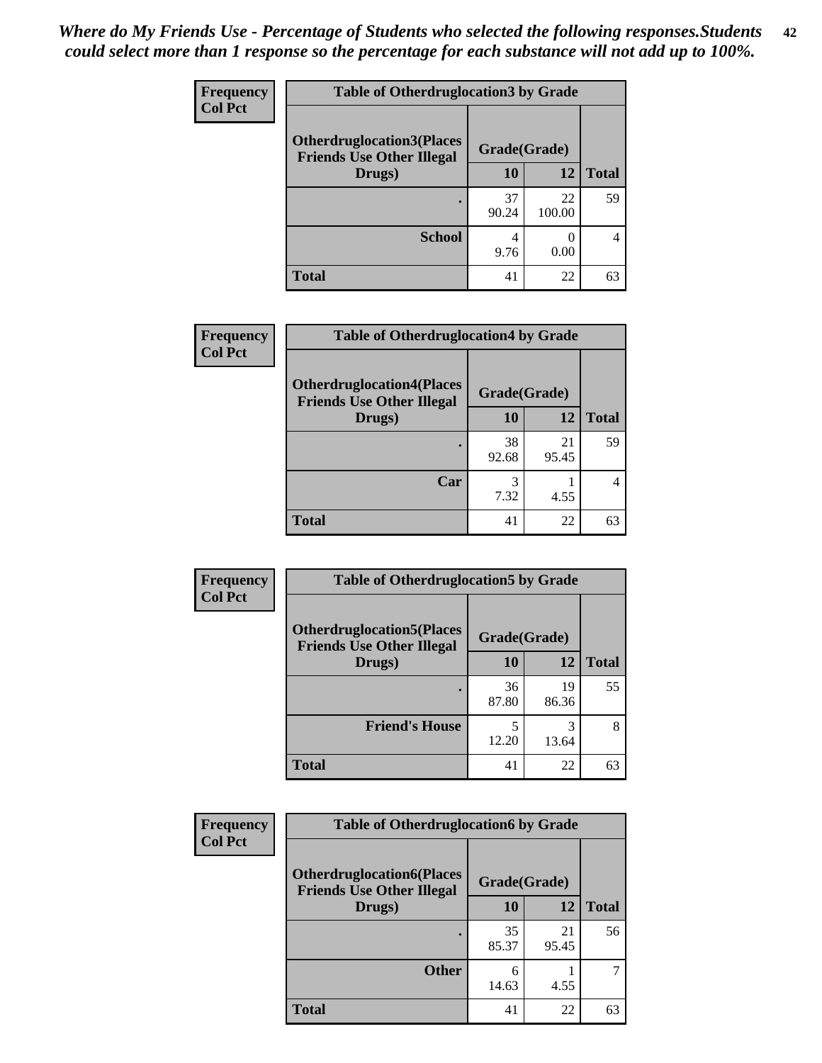*Where do My Friends Use - Percentage of Students who selected the following responses.Students could select more than 1 response so the percentage for each substance will not add up to 100%.*

**Frequency**
**Col Pct**

| Table of Otherdruglocation3 by Grade | | | |
|---|---|---|---|
| **Otherdruglocation3(Places Friends Use Other Illegal Drugs)** | **Grade(Grade)** | | **Total** |
| | **10** | **12** | |
| **.** | 37<br>90.24 | 22<br>100.00 | 59 |
| **School** | 4<br>9.76 | 0<br>0.00 | 4 |
| **Total** | 41 | 22 | 63 |

**Frequency**
**Col Pct**

| Table of Otherdruglocation4 by Grade | | | |
|---|---|---|---|
| **Otherdruglocation4(Places Friends Use Other Illegal Drugs)** | **Grade(Grade)** | | **Total** |
| | **10** | **12** | |
| **.** | 38<br>92.68 | 21<br>95.45 | 59 |
| **Car** | 3<br>7.32 | 1<br>4.55 | 4 |
| **Total** | 41 | 22 | 63 |

**Frequency**
**Col Pct**

| Table of Otherdruglocation5 by Grade | | | |
|---|---|---|---|
| **Otherdruglocation5(Places Friends Use Other Illegal Drugs)** | **Grade(Grade)** | | **Total** |
| | **10** | **12** | |
| **.** | 36<br>87.80 | 19<br>86.36 | 55 |
| **Friend's House** | 5<br>12.20 | 3<br>13.64 | 8 |
| **Total** | 41 | 22 | 63 |

**Frequency**
**Col Pct**

| Table of Otherdruglocation6 by Grade | | | |
|---|---|---|---|
| **Otherdruglocation6(Places Friends Use Other Illegal Drugs)** | **Grade(Grade)** | | **Total** |
| | **10** | **12** | |
| **.** | 35<br>85.37 | 21<br>95.45 | 56 |
| **Other** | 6<br>14.63 | 1<br>4.55 | 7 |
| **Total** | 41 | 22 | 63 |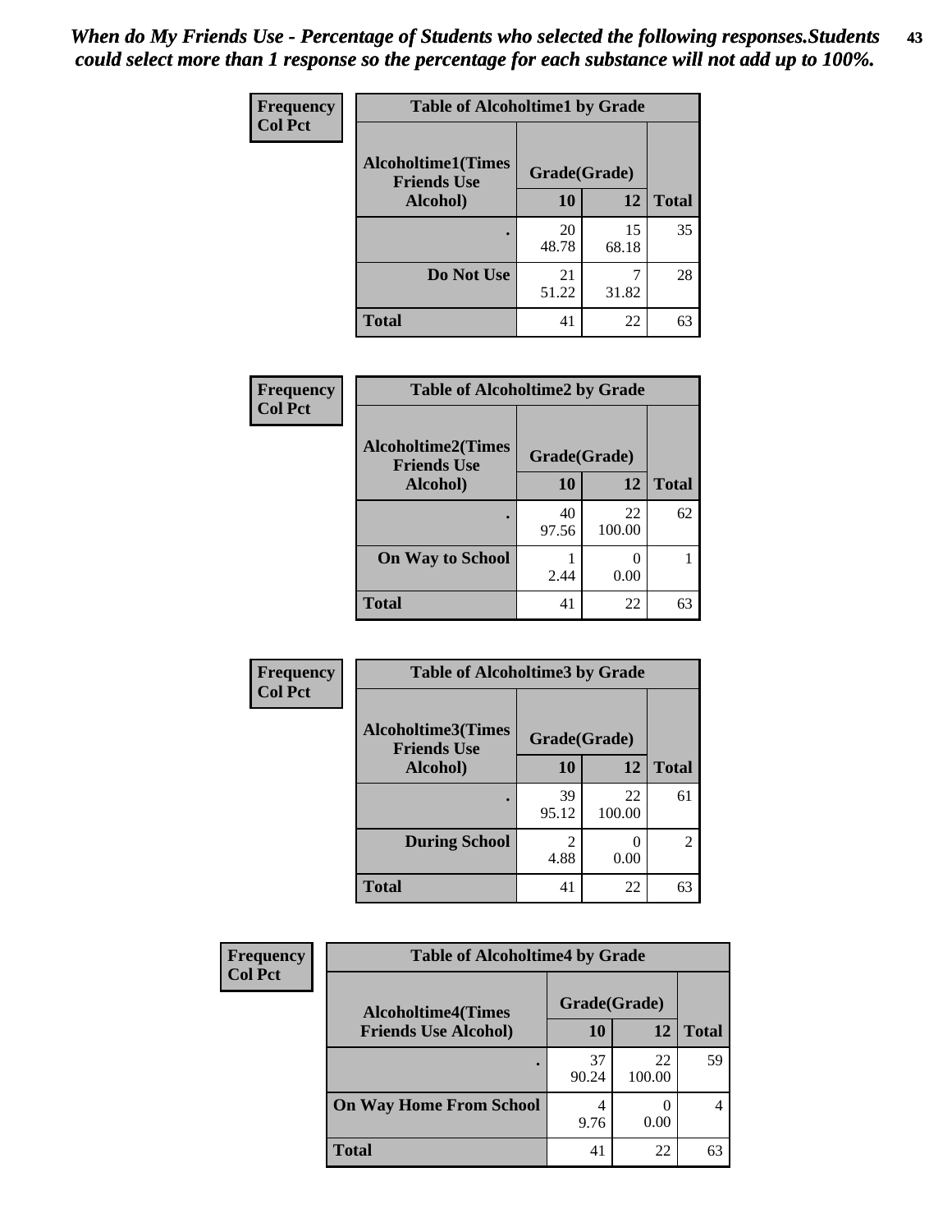*When do My Friends Use - Percentage of Students who selected the following responses.Students could select more than 1 response so the percentage for each substance will not add up to 100%.*

**Frequency**
**Col Pct**

**Table of Alcoholtime1 by Grade**

| Alcoholtime1(Times Friends Use Alcohol) | Grade(Grade) | | Total |
|---|---|---|---|
| | 10 | 12 | |
| . | 20<br>48.78 | 15<br>68.18 | 35 |
| Do Not Use | 21<br>51.22 | 7<br>31.82 | 28 |
| Total | 41 | 22 | 63 |

**Frequency**
**Col Pct**

**Table of Alcoholtime2 by Grade**

| Alcoholtime2(Times Friends Use Alcohol) | Grade(Grade) | | Total |
|---|---|---|---|
| | 10 | 12 | |
| . | 40<br>97.56 | 22<br>100.00 | 62 |
| On Way to School | 1<br>2.44 | 0<br>0.00 | 1 |
| Total | 41 | 22 | 63 |

**Frequency**
**Col Pct**

**Table of Alcoholtime3 by Grade**

| Alcoholtime3(Times Friends Use Alcohol) | Grade(Grade) | | Total |
|---|---|---|---|
| | 10 | 12 | |
| . | 39<br>95.12 | 22<br>100.00 | 61 |
| During School | 2<br>4.88 | 0<br>0.00 | 2 |
| Total | 41 | 22 | 63 |

**Frequency**
**Col Pct**

**Table of Alcoholtime4 by Grade**

| Alcoholtime4(Times Friends Use Alcohol) | Grade(Grade) | | Total |
|---|---|---|---|
| | 10 | 12 | |
| . | 37<br>90.24 | 22<br>100.00 | 59 |
| On Way Home From School | 4<br>9.76 | 0<br>0.00 | 4 |
| Total | 41 | 22 | 63 |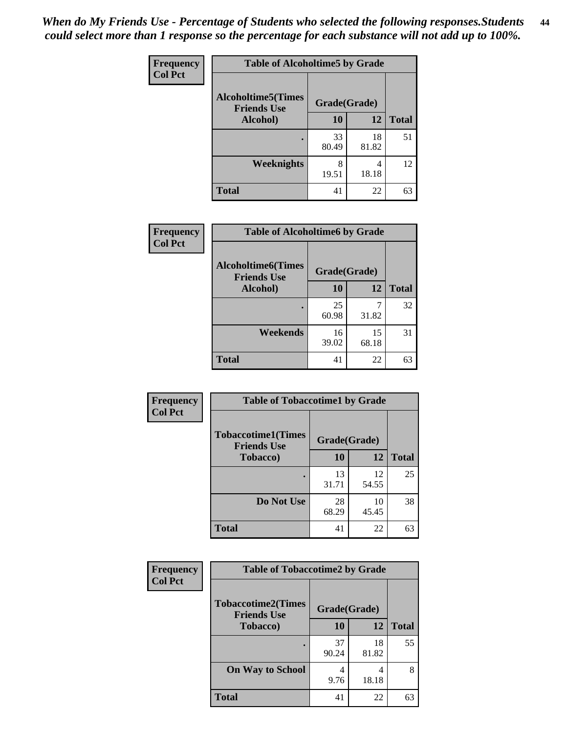*When do My Friends Use - Percentage of Students who selected the following responses.Students could select more than 1 response so the percentage for each substance will not add up to 100%.*

**Frequency**
**Col Pct**

| Table of Alcoholtime5 by Grade | | | |
|---|---|---|---|
| **Alcoholtime5(Times Friends Use Alcohol)** | **Grade(Grade)** | | **Total** |
| | **10** | **12** | |
| **.** | 33<br>80.49 | 18<br>81.82 | 51 |
| **Weeknights** | 8<br>19.51 | 4<br>18.18 | 12 |
| **Total** | 41 | 22 | 63 |

**Frequency**
**Col Pct**

| Table of Alcoholtime6 by Grade | | | |
|---|---|---|---|
| **Alcoholtime6(Times Friends Use Alcohol)** | **Grade(Grade)** | | **Total** |
| | **10** | **12** | |
| **.** | 25<br>60.98 | 7<br>31.82 | 32 |
| **Weekends** | 16<br>39.02 | 15<br>68.18 | 31 |
| **Total** | 41 | 22 | 63 |

**Frequency**
**Col Pct**

| Table of Tobaccotime1 by Grade | | | |
|---|---|---|---|
| **Tobaccotime1(Times Friends Use Tobacco)** | **Grade(Grade)** | | **Total** |
| | **10** | **12** | |
| **.** | 13<br>31.71 | 12<br>54.55 | 25 |
| **Do Not Use** | 28<br>68.29 | 10<br>45.45 | 38 |
| **Total** | 41 | 22 | 63 |

**Frequency**
**Col Pct**

| Table of Tobaccotime2 by Grade | | | |
|---|---|---|---|
| **Tobaccotime2(Times Friends Use Tobacco)** | **Grade(Grade)** | | **Total** |
| | **10** | **12** | |
| **.** | 37<br>90.24 | 18<br>81.82 | 55 |
| **On Way to School** | 4<br>9.76 | 4<br>18.18 | 8 |
| **Total** | 41 | 22 | 63 |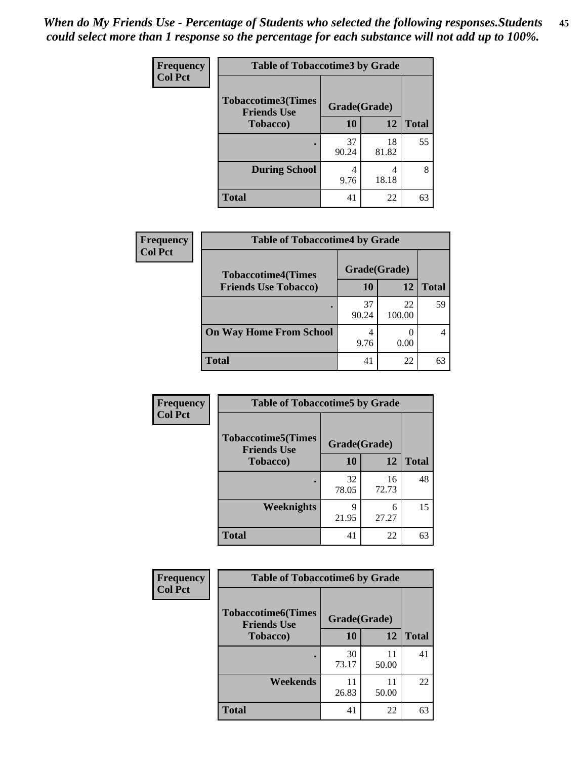*When do My Friends Use - Percentage of Students who selected the following responses.Students could select more than 1 response so the percentage for each substance will not add up to 100%.*

**Frequency**
**Col Pct**

| Table of Tobaccotime3 by Grade | | | |
|---|---|---|---|
| **Tobaccotime3(Times Friends Use Tobacco)** | **Grade(Grade)** | | **Total** |
| | **10** | **12** | |
| **.** | 37<br>90.24 | 18<br>81.82 | 55 |
| **During School** | 4<br>9.76 | 4<br>18.18 | 8 |
| **Total** | 41 | 22 | 63 |

**Frequency**
**Col Pct**

| Table of Tobaccotime4 by Grade | | | |
|---|---|---|---|
| **Tobaccotime4(Times Friends Use Tobacco)** | **Grade(Grade)** | | **Total** |
| | **10** | **12** | |
| **.** | 37<br>90.24 | 22<br>100.00 | 59 |
| **On Way Home From School** | 4<br>9.76 | 0<br>0.00 | 4 |
| **Total** | 41 | 22 | 63 |

**Frequency**
**Col Pct**

| Table of Tobaccotime5 by Grade | | | |
|---|---|---|---|
| **Tobaccotime5(Times Friends Use Tobacco)** | **Grade(Grade)** | | **Total** |
| | **10** | **12** | |
| **.** | 32<br>78.05 | 16<br>72.73 | 48 |
| **Weeknights** | 9<br>21.95 | 6<br>27.27 | 15 |
| **Total** | 41 | 22 | 63 |

**Frequency**
**Col Pct**

| Table of Tobaccotime6 by Grade | | | |
|---|---|---|---|
| **Tobaccotime6(Times Friends Use Tobacco)** | **Grade(Grade)** | | **Total** |
| | **10** | **12** | |
| **.** | 30<br>73.17 | 11<br>50.00 | 41 |
| **Weekends** | 11<br>26.83 | 11<br>50.00 | 22 |
| **Total** | 41 | 22 | 63 |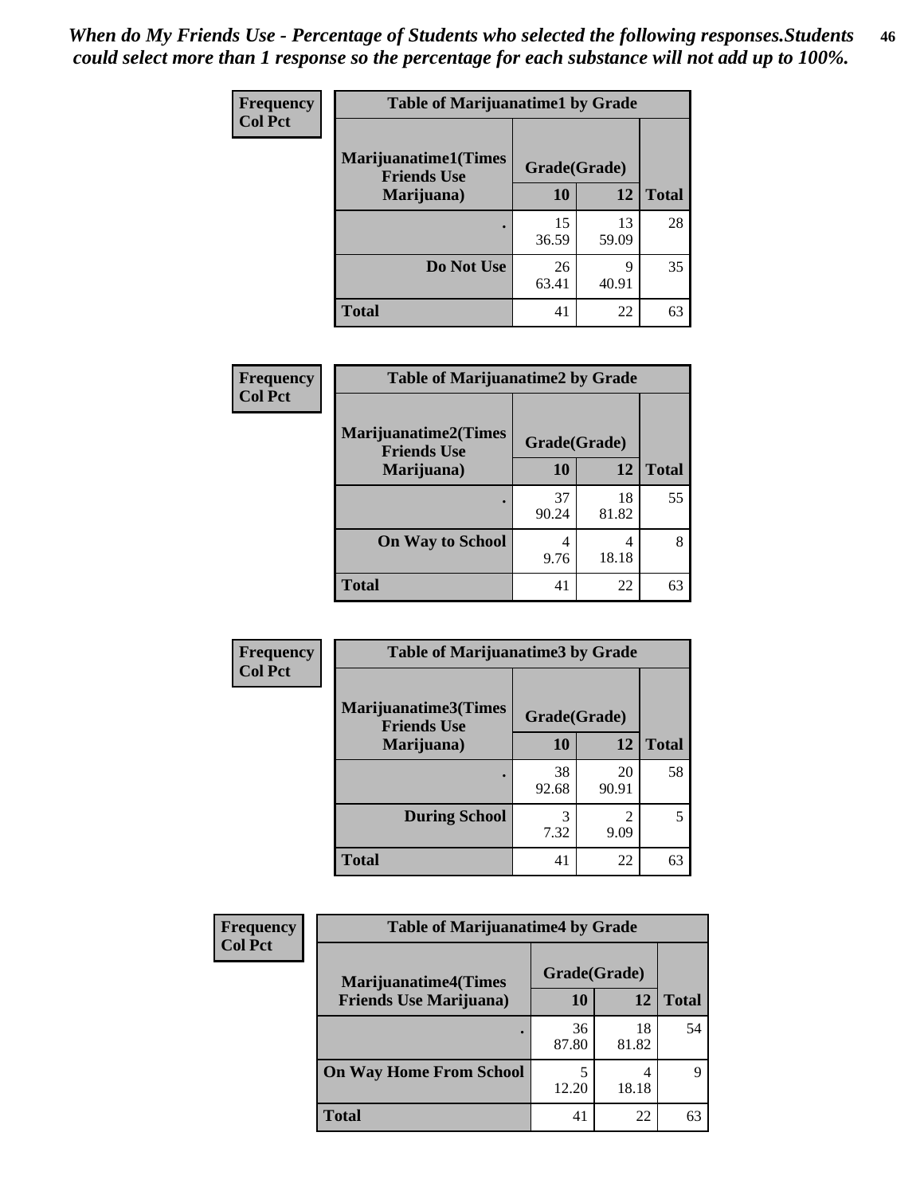*When do My Friends Use - Percentage of Students who selected the following responses.Students could select more than 1 response so the percentage for each substance will not add up to 100%.*

**Frequency**
**Col Pct**

| Table of Marijuanatime1 by Grade | | | |
|---|---|---|---|
| **Marijuanatime1(Times Friends Use Marijuana)** | **Grade(Grade)** | | **Total** |
| | **10** | **12** | |
| **.** | 15<br>36.59 | 13<br>59.09 | 28 |
| **Do Not Use** | 26<br>63.41 | 9<br>40.91 | 35 |
| **Total** | 41 | 22 | 63 |

**Frequency**
**Col Pct**

| Table of Marijuanatime2 by Grade | | | |
|---|---|---|---|
| **Marijuanatime2(Times Friends Use Marijuana)** | **Grade(Grade)** | | **Total** |
| | **10** | **12** | |
| **.** | 37<br>90.24 | 18<br>81.82 | 55 |
| **On Way to School** | 4<br>9.76 | 4<br>18.18 | 8 |
| **Total** | 41 | 22 | 63 |

**Frequency**
**Col Pct**

| Table of Marijuanatime3 by Grade | | | |
|---|---|---|---|
| **Marijuanatime3(Times Friends Use Marijuana)** | **Grade(Grade)** | | **Total** |
| | **10** | **12** | |
| **.** | 38<br>92.68 | 20<br>90.91 | 58 |
| **During School** | 3<br>7.32 | 2<br>9.09 | 5 |
| **Total** | 41 | 22 | 63 |

**Frequency**
**Col Pct**

| Table of Marijuanatime4 by Grade | | | |
|---|---|---|---|
| **Marijuanatime4(Times Friends Use Marijuana)** | **Grade(Grade)** | | **Total** |
| | **10** | **12** | |
| **.** | 36<br>87.80 | 18<br>81.82 | 54 |
| **On Way Home From School** | 5<br>12.20 | 4<br>18.18 | 9 |
| **Total** | 41 | 22 | 63 |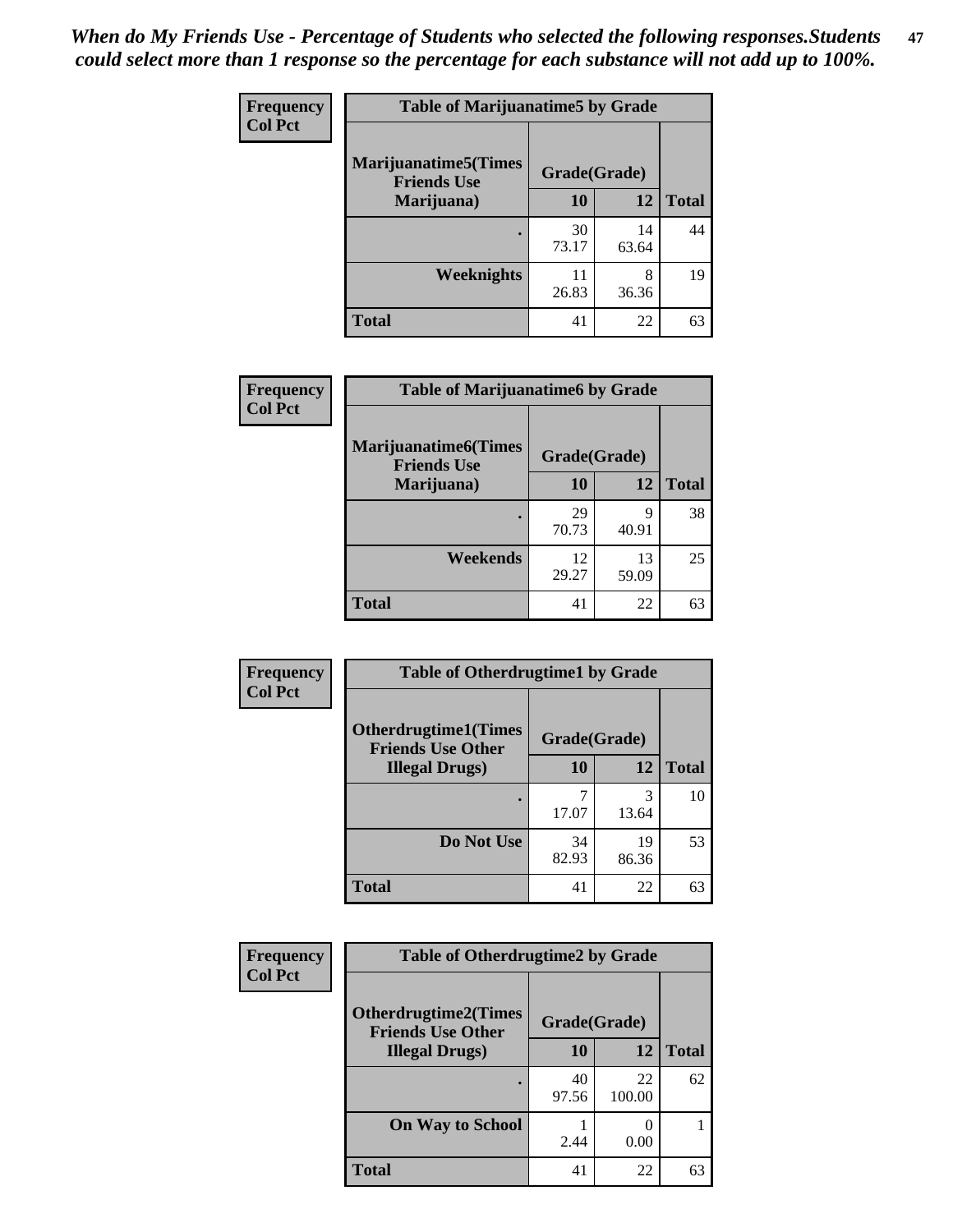*When do My Friends Use - Percentage of Students who selected the following responses.Students could select more than 1 response so the percentage for each substance will not add up to 100%.*

| Frequency Col Pct | Table of Marijuanatime5 by Grade | | |
|---|---|---|---|
| **Marijuanatime5(Times Friends Use Marijuana)** | **Grade(Grade)** | | |
| | **10** | **12** | **Total** |
| **.** | 30<br>73.17 | 14<br>63.64 | 44 |
| **Weeknights** | 11<br>26.83 | 8<br>36.36 | 19 |
| **Total** | 41 | 22 | 63 |

| Frequency Col Pct | Table of Marijuanatime6 by Grade | | |
|---|---|---|---|
| **Marijuanatime6(Times Friends Use Marijuana)** | **Grade(Grade)** | | |
| | **10** | **12** | **Total** |
| **.** | 29<br>70.73 | 9<br>40.91 | 38 |
| **Weekends** | 12<br>29.27 | 13<br>59.09 | 25 |
| **Total** | 41 | 22 | 63 |

| Frequency Col Pct | Table of Otherdrugtime1 by Grade | | |
|---|---|---|---|
| **Otherdrugtime1(Times Friends Use Other Illegal Drugs)** | **Grade(Grade)** | | |
| | **10** | **12** | **Total** |
| **.** | 7<br>17.07 | 3<br>13.64 | 10 |
| **Do Not Use** | 34<br>82.93 | 19<br>86.36 | 53 |
| **Total** | 41 | 22 | 63 |

| Frequency Col Pct | Table of Otherdrugtime2 by Grade | | |
|---|---|---|---|
| **Otherdrugtime2(Times Friends Use Other Illegal Drugs)** | **Grade(Grade)** | | |
| | **10** | **12** | **Total** |
| **.** | 40<br>97.56 | 22<br>100.00 | 62 |
| **On Way to School** | 1<br>2.44 | 0<br>0.00 | 1 |
| **Total** | 41 | 22 | 63 |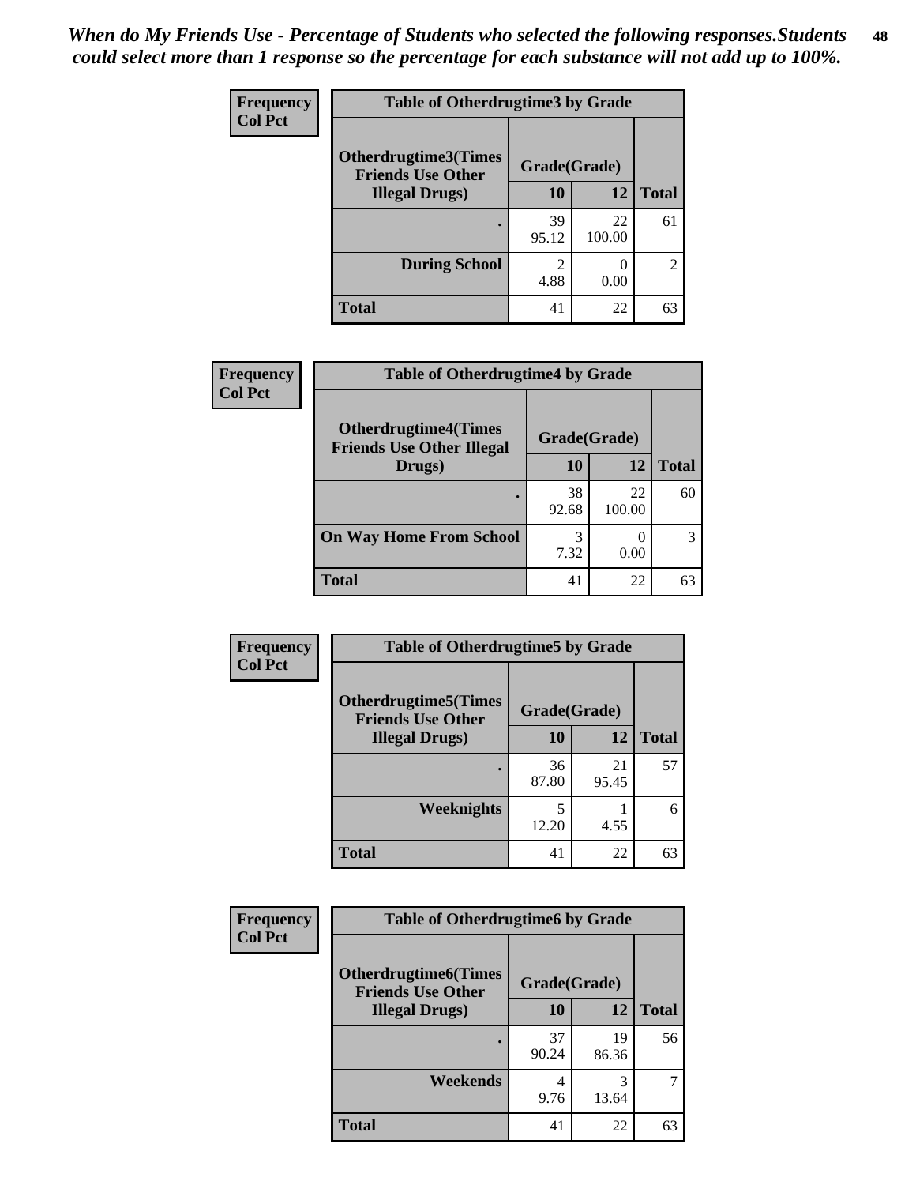*When do My Friends Use - Percentage of Students who selected the following responses.Students could select more than 1 response so the percentage for each substance will not add up to 100%.*

**Frequency**
**Col Pct**

| Table of Otherdrugtime3 by Grade | | | |
|---|---|---|---|
| **Otherdrugtime3(Times Friends Use Other Illegal Drugs)** | **Grade(Grade)** | | |
| | **10** | **12** | **Total** |
| **.** | 39<br>95.12 | 22<br>100.00 | 61 |
| **During School** | 2<br>4.88 | 0<br>0.00 | 2 |
| **Total** | 41 | 22 | 63 |

**Frequency**
**Col Pct**

| Table of Otherdrugtime4 by Grade | | | |
|---|---|---|---|
| **Otherdrugtime4(Times Friends Use Other Illegal Drugs)** | **Grade(Grade)** | | |
| | **10** | **12** | **Total** |
| **.** | 38<br>92.68 | 22<br>100.00 | 60 |
| **On Way Home From School** | 3<br>7.32 | 0<br>0.00 | 3 |
| **Total** | 41 | 22 | 63 |

**Frequency**
**Col Pct**

| Table of Otherdrugtime5 by Grade | | | |
|---|---|---|---|
| **Otherdrugtime5(Times Friends Use Other Illegal Drugs)** | **Grade(Grade)** | | |
| | **10** | **12** | **Total** |
| **.** | 36<br>87.80 | 21<br>95.45 | 57 |
| **Weeknights** | 5<br>12.20 | 1<br>4.55 | 6 |
| **Total** | 41 | 22 | 63 |

**Frequency**
**Col Pct**

| Table of Otherdrugtime6 by Grade | | | |
|---|---|---|---|
| **Otherdrugtime6(Times Friends Use Other Illegal Drugs)** | **Grade(Grade)** | | |
| | **10** | **12** | **Total** |
| **.** | 37<br>90.24 | 19<br>86.36 | 56 |
| **Weekends** | 4<br>9.76 | 3<br>13.64 | 7 |
| **Total** | 41 | 22 | 63 |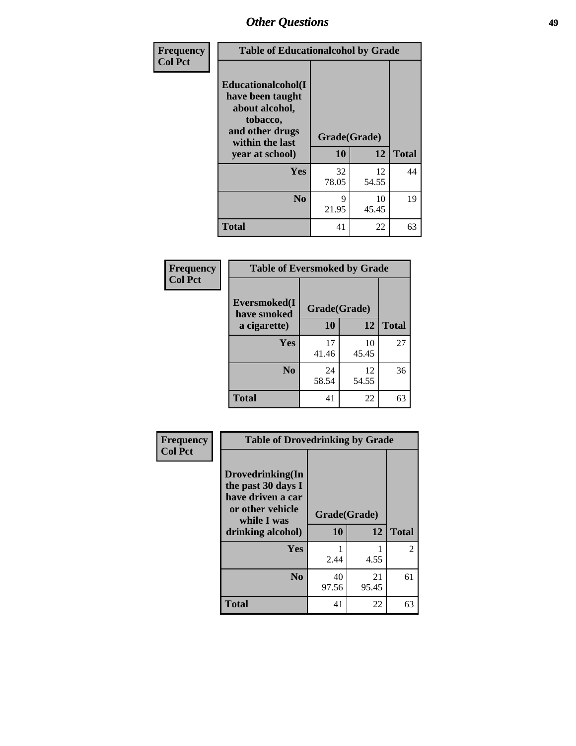## Other Questions

**Frequency**
**Col Pct**

| Table of Educationalcohol by Grade | | | |
|---|---|---|---|
| **Educationalcohol(I have been taught about alcohol, tobacco, and other drugs within the last year at school)** | **Grade(Grade)** | | |
| | **10** | **12** | **Total** |
| **Yes** | 32<br>78.05 | 12<br>54.55 | 44 |
| **No** | 9<br>21.95 | 10<br>45.45 | 19 |
| **Total** | 41 | 22 | 63 |

**Frequency**
**Col Pct**

| Table of Eversmoked by Grade | | | |
|---|---|---|---|
| **Eversmoked(I have smoked a cigarette)** | **Grade(Grade)** | | |
| | **10** | **12** | **Total** |
| **Yes** | 17<br>41.46 | 10<br>45.45 | 27 |
| **No** | 24<br>58.54 | 12<br>54.55 | 36 |
| **Total** | 41 | 22 | 63 |

**Frequency**
**Col Pct**

| Table of Drovedrinking by Grade | | | |
|---|---|---|---|
| **Drovedrinking(In the past 30 days I have driven a car or other vehicle while I was drinking alcohol)** | **Grade(Grade)** | | |
| | **10** | **12** | **Total** |
| **Yes** | 1<br>2.44 | 1<br>4.55 | 2 |
| **No** | 40<br>97.56 | 21<br>95.45 | 61 |
| **Total** | 41 | 22 | 63 |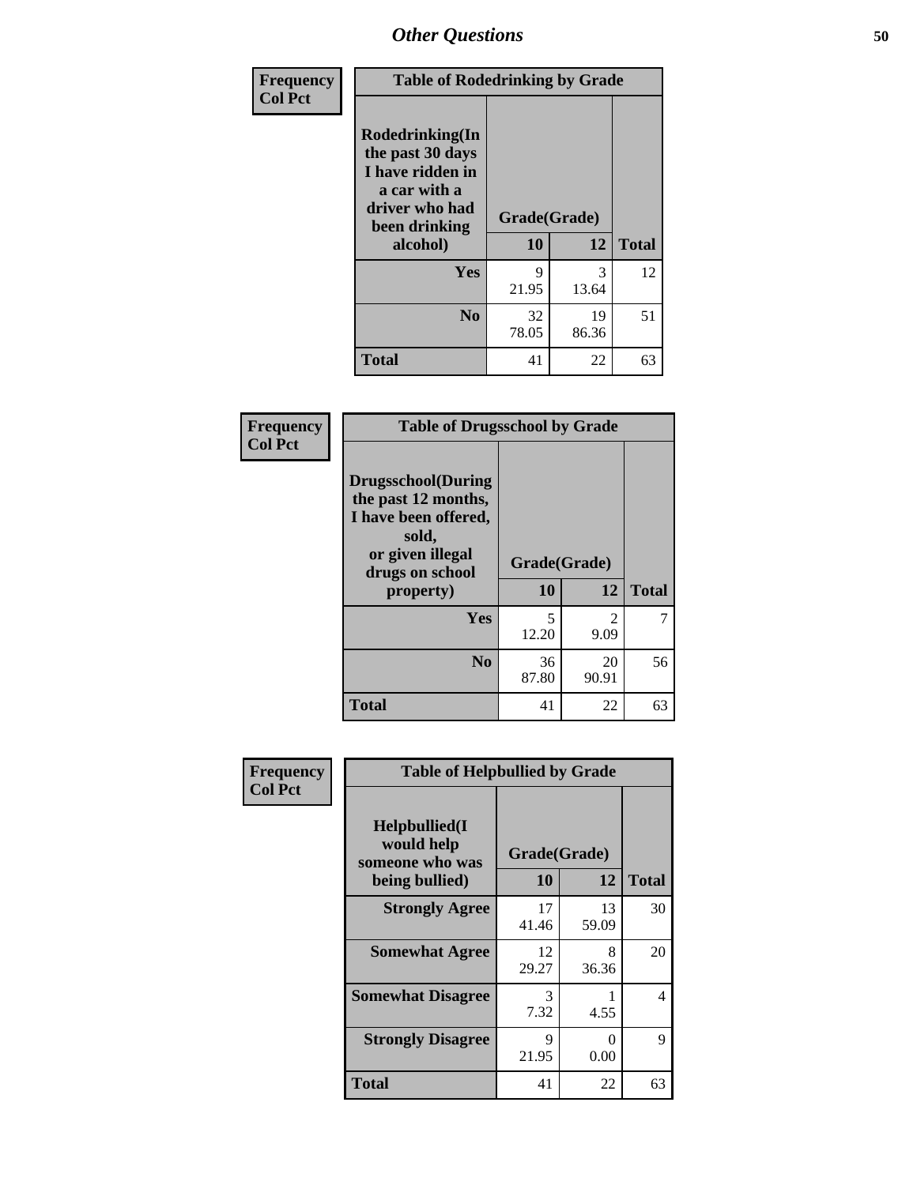## Other Questions

Frequency
Col Pct

| Table of Rodedrinking by Grade | | | |
|---|---|---|---|
| Rodedrinking(In the past 30 days I have ridden in a car with a driver who had been drinking alcohol) | Grade(Grade) | | |
| | 10 | 12 | Total |
| Yes | 9<br>21.95 | 3<br>13.64 | 12 |
| No | 32<br>78.05 | 19<br>86.36 | 51 |
| Total | 41 | 22 | 63 |

Frequency
Col Pct

| Table of Drugsschool by Grade | | | |
|---|---|---|---|
| Drugsschool(During the past 12 months, I have been offered, sold, or given illegal drugs on school property) | Grade(Grade) | | |
| | 10 | 12 | Total |
| Yes | 5<br>12.20 | 2<br>9.09 | 7 |
| No | 36<br>87.80 | 20<br>90.91 | 56 |
| Total | 41 | 22 | 63 |

Frequency
Col Pct

| Table of Helpbullied by Grade | | | |
|---|---|---|---|
| Helpbullied(I would help someone who was being bullied) | Grade(Grade) | | |
| | 10 | 12 | Total |
| Strongly Agree | 17<br>41.46 | 13<br>59.09 | 30 |
| Somewhat Agree | 12<br>29.27 | 8<br>36.36 | 20 |
| Somewhat Disagree | 3<br>7.32 | 1<br>4.55 | 4 |
| Strongly Disagree | 9<br>21.95 | 0<br>0.00 | 9 |
| Total | 41 | 22 | 63 |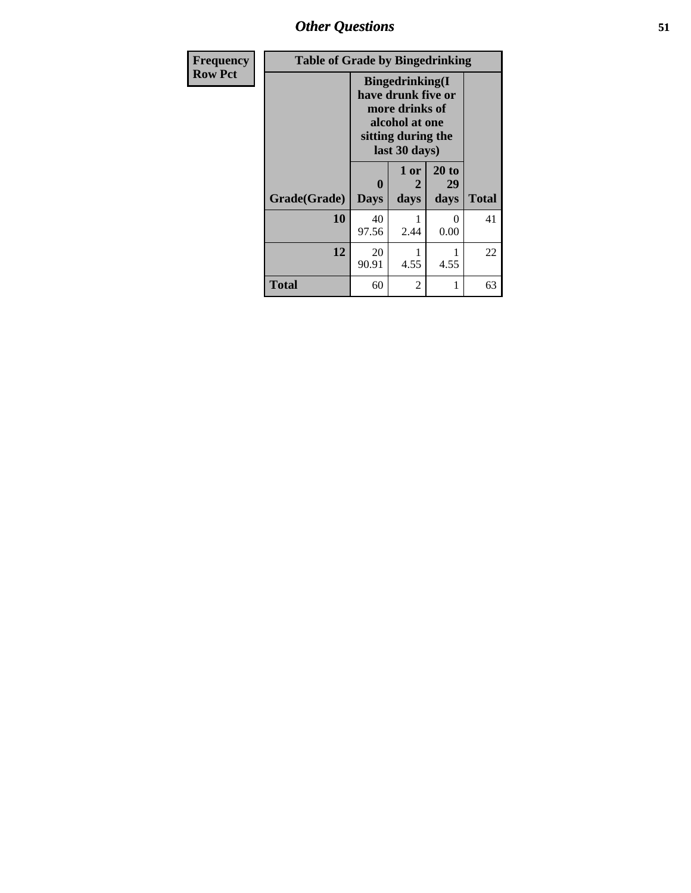## Other Questions

**Frequency**
**Row Pct**

**Table of Grade by Bingedrinking**

| Grade(Grade) | Bingedrinking(I have drunk five or more drinks of alcohol at one sitting during the last 30 days) | | | Total |
|---|---|---|---|---|
| | 0 Days | 1 or 2 days | 20 to 29 days | |
| **10** | 40<br>97.56 | 1<br>2.44 | 0<br>0.00 | 41 |
| **12** | 20<br>90.91 | 1<br>4.55 | 1<br>4.55 | 22 |
| **Total** | 60 | 2 | 1 | 63 |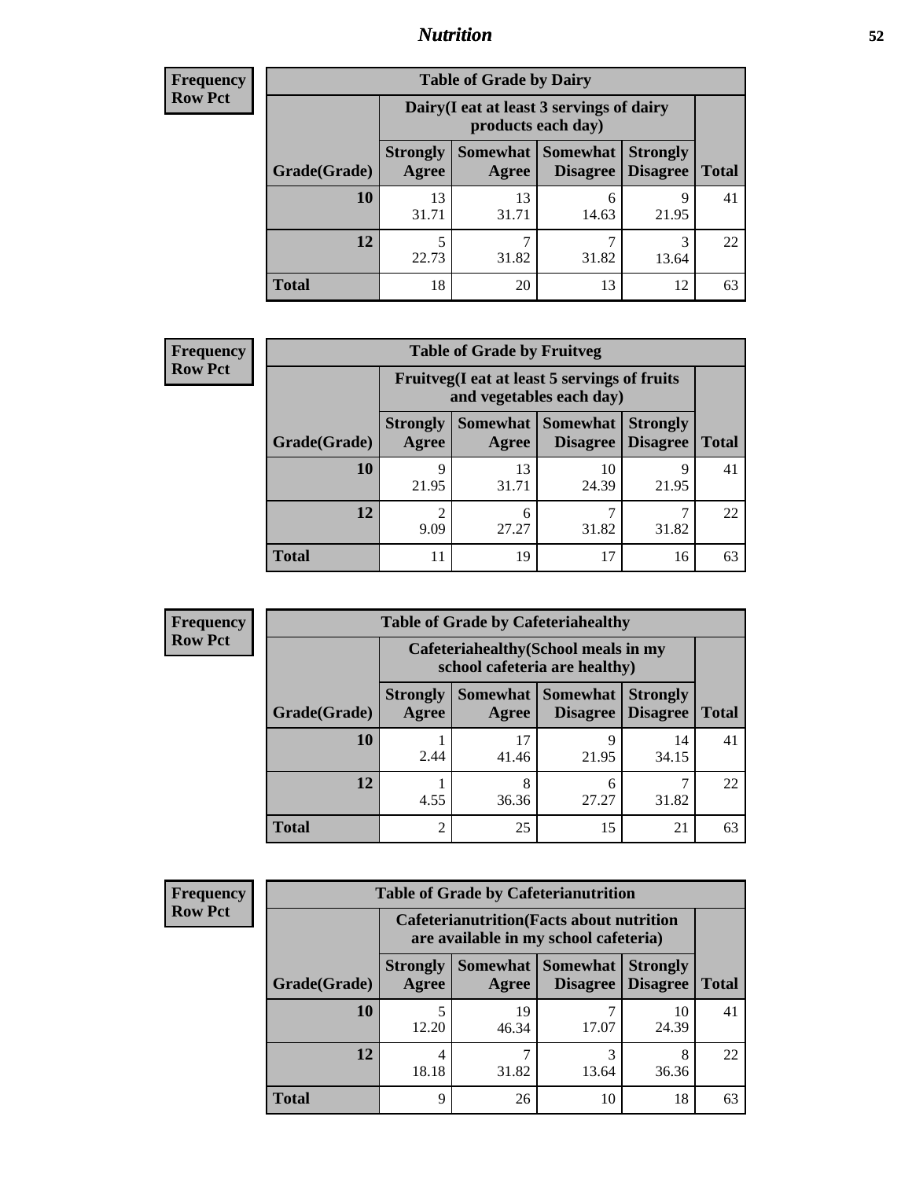## Nutrition

**Frequency**
**Row Pct**

| Table of Grade by Dairy | | | | | |
|---|---|---|---|---|---|
| | Dairy(I eat at least 3 servings of dairy products each day) | | | | |
| Grade(Grade) | Strongly Agree | Somewhat Agree | Somewhat Disagree | Strongly Disagree | Total |
| 10 | 13<br>31.71 | 13<br>31.71 | 6<br>14.63 | 9<br>21.95 | 41 |
| 12 | 5<br>22.73 | 7<br>31.82 | 7<br>31.82 | 3<br>13.64 | 22 |
| Total | 18 | 20 | 13 | 12 | 63 |

**Frequency**
**Row Pct**

| Table of Grade by Fruitveg | | | | | |
|---|---|---|---|---|---|
| | Fruitveg(I eat at least 5 servings of fruits and vegetables each day) | | | | |
| Grade(Grade) | Strongly Agree | Somewhat Agree | Somewhat Disagree | Strongly Disagree | Total |
| 10 | 9<br>21.95 | 13<br>31.71 | 10<br>24.39 | 9<br>21.95 | 41 |
| 12 | 2<br>9.09 | 6<br>27.27 | 7<br>31.82 | 7<br>31.82 | 22 |
| Total | 11 | 19 | 17 | 16 | 63 |

**Frequency**
**Row Pct**

| Table of Grade by Cafeteriahealthy | | | | | |
|---|---|---|---|---|---|
| | Cafeteriahealthy(School meals in my school cafeteria are healthy) | | | | |
| Grade(Grade) | Strongly Agree | Somewhat Agree | Somewhat Disagree | Strongly Disagree | Total |
| 10 | 1<br>2.44 | 17<br>41.46 | 9<br>21.95 | 14<br>34.15 | 41 |
| 12 | 1<br>4.55 | 8<br>36.36 | 6<br>27.27 | 7<br>31.82 | 22 |
| Total | 2 | 25 | 15 | 21 | 63 |

**Frequency**
**Row Pct**

| Table of Grade by Cafeterianutrition | | | | | |
|---|---|---|---|---|---|
| | Cafeterianutrition(Facts about nutrition are available in my school cafeteria) | | | | |
| Grade(Grade) | Strongly Agree | Somewhat Agree | Somewhat Disagree | Strongly Disagree | Total |
| 10 | 5<br>12.20 | 19<br>46.34 | 7<br>17.07 | 10<br>24.39 | 41 |
| 12 | 4<br>18.18 | 7<br>31.82 | 3<br>13.64 | 8<br>36.36 | 22 |
| Total | 9 | 26 | 10 | 18 | 63 |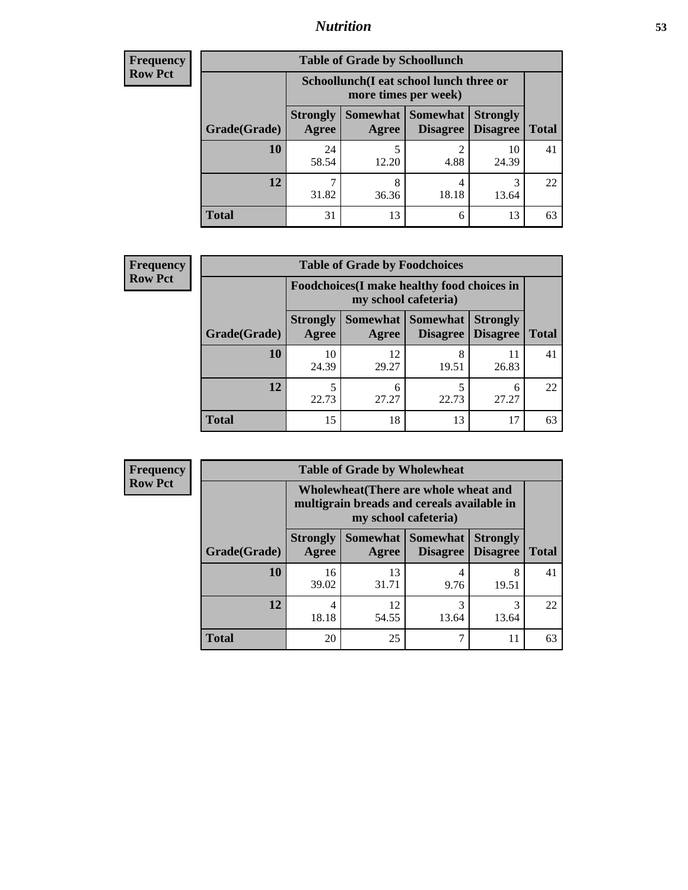# Nutrition

**Frequency**
**Row Pct**

| Table of Grade by Schoollunch | | | | | |
|---|---|---|---|---|---|
| | Schoollunch(I eat school lunch three or more times per week) | | | | |
| Grade(Grade) | Strongly Agree | Somewhat Agree | Somewhat Disagree | Strongly Disagree | Total |
| 10 | 24<br>58.54 | 5<br>12.20 | 2<br>4.88 | 10<br>24.39 | 41 |
| 12 | 7<br>31.82 | 8<br>36.36 | 4<br>18.18 | 3<br>13.64 | 22 |
| Total | 31 | 13 | 6 | 13 | 63 |

**Frequency**
**Row Pct**

| Table of Grade by Foodchoices | | | | | |
|---|---|---|---|---|---|
| | Foodchoices(I make healthy food choices in my school cafeteria) | | | | |
| Grade(Grade) | Strongly Agree | Somewhat Agree | Somewhat Disagree | Strongly Disagree | Total |
| 10 | 10<br>24.39 | 12<br>29.27 | 8<br>19.51 | 11<br>26.83 | 41 |
| 12 | 5<br>22.73 | 6<br>27.27 | 5<br>22.73 | 6<br>27.27 | 22 |
| Total | 15 | 18 | 13 | 17 | 63 |

**Frequency**
**Row Pct**

| Table of Grade by Wholewheat | | | | | |
|---|---|---|---|---|---|
| | Wholewheat(There are whole wheat and multigrain breads and cereals available in my school cafeteria) | | | | |
| Grade(Grade) | Strongly Agree | Somewhat Agree | Somewhat Disagree | Strongly Disagree | Total |
| 10 | 16<br>39.02 | 13<br>31.71 | 4<br>9.76 | 8<br>19.51 | 41 |
| 12 | 4<br>18.18 | 12<br>54.55 | 3<br>13.64 | 3<br>13.64 | 22 |
| Total | 20 | 25 | 7 | 11 | 63 |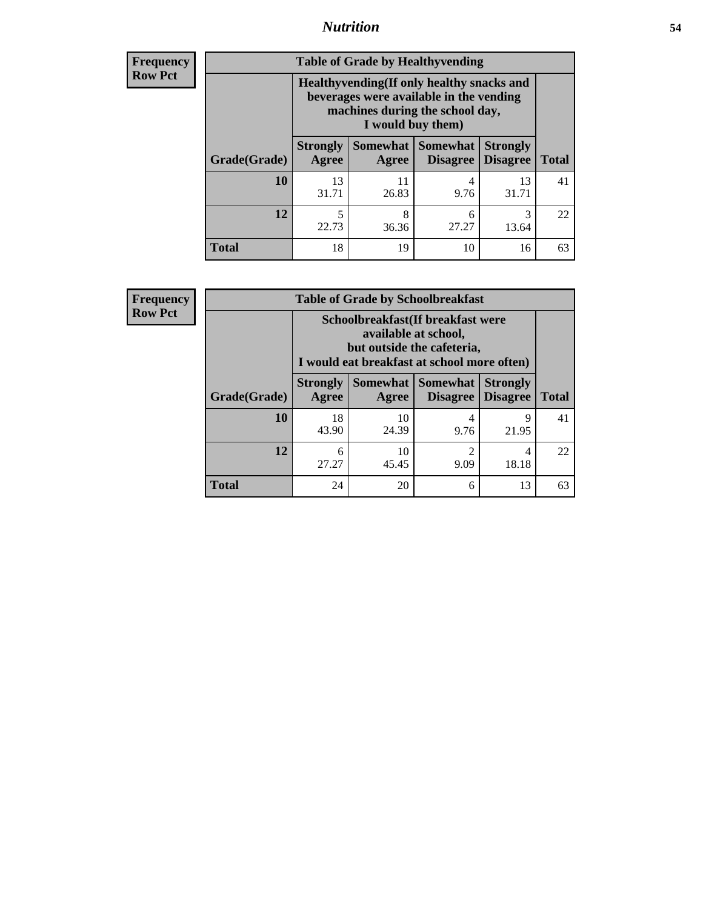**Frequency**
**Row Pct**

**Table of Grade by Healthyvending**

| Grade(Grade) | Healthyvending(If only healthy snacks and beverages were available in the vending machines during the school day, I would buy them) | | | | Total |
|---|---|---|---|---|---|
| | Strongly Agree | Somewhat Agree | Somewhat Disagree | Strongly Disagree | |
| **10** | 13<br>31.71 | 11<br>26.83 | 4<br>9.76 | 13<br>31.71 | 41 |
| **12** | 5<br>22.73 | 8<br>36.36 | 6<br>27.27 | 3<br>13.64 | 22 |
| **Total** | 18 | 19 | 10 | 16 | 63 |

**Frequency**
**Row Pct**

**Table of Grade by Schoolbreakfast**

| Grade(Grade) | Schoolbreakfast(If breakfast were available at school, but outside the cafeteria, I would eat breakfast at school more often) | | | | Total |
|---|---|---|---|---|---|
| | Strongly Agree | Somewhat Agree | Somewhat Disagree | Strongly Disagree | |
| **10** | 18<br>43.90 | 10<br>24.39 | 4<br>9.76 | 9<br>21.95 | 41 |
| **12** | 6<br>27.27 | 10<br>45.45 | 2<br>9.09 | 4<br>18.18 | 22 |
| **Total** | 24 | 20 | 6 | 13 | 63 |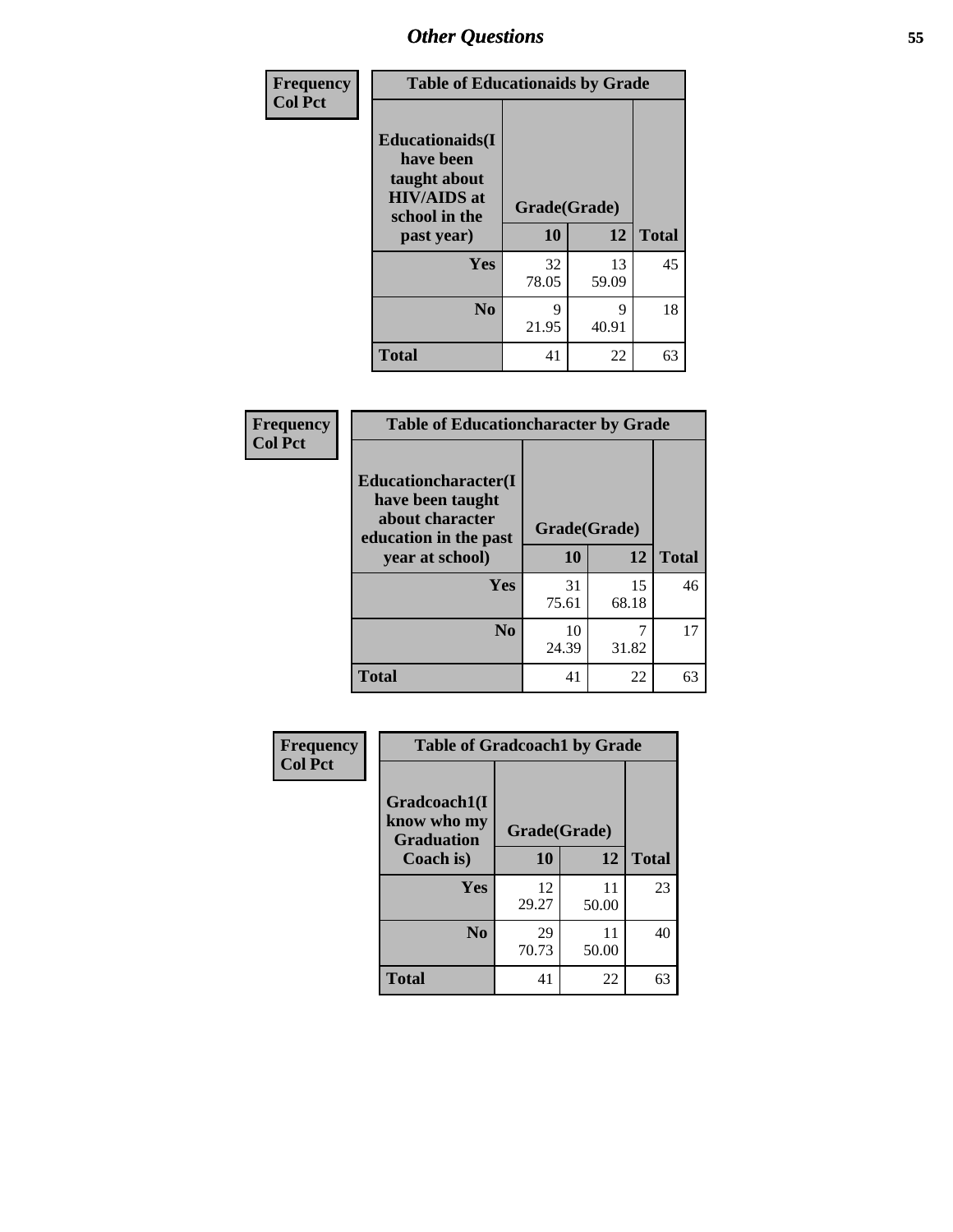# Other Questions

| Frequency<br>Col Pct | Table of Educationaids by Grade | | |
|---|---|---|---|
| Educationaids(I have been taught about HIV/AIDS at school in the past year) | Grade(Grade) | | |
| | 10 | 12 | Total |
| Yes | 32<br>78.05 | 13<br>59.09 | 45 |
| No | 9<br>21.95 | 9<br>40.91 | 18 |
| Total | 41 | 22 | 63 |

| Frequency<br>Col Pct | Table of Educationcharacter by Grade | | |
|---|---|---|---|
| Educationcharacter(I have been taught about character education in the past year at school) | Grade(Grade) | | |
| | 10 | 12 | Total |
| Yes | 31<br>75.61 | 15<br>68.18 | 46 |
| No | 10<br>24.39 | 7<br>31.82 | 17 |
| Total | 41 | 22 | 63 |

| Frequency<br>Col Pct | Table of Gradcoach1 by Grade | | |
|---|---|---|---|
| Gradcoach1(I know who my Graduation Coach is) | Grade(Grade) | | |
| | 10 | 12 | Total |
| Yes | 12<br>29.27 | 11<br>50.00 | 23 |
| No | 29<br>70.73 | 11<br>50.00 | 40 |
| Total | 41 | 22 | 63 |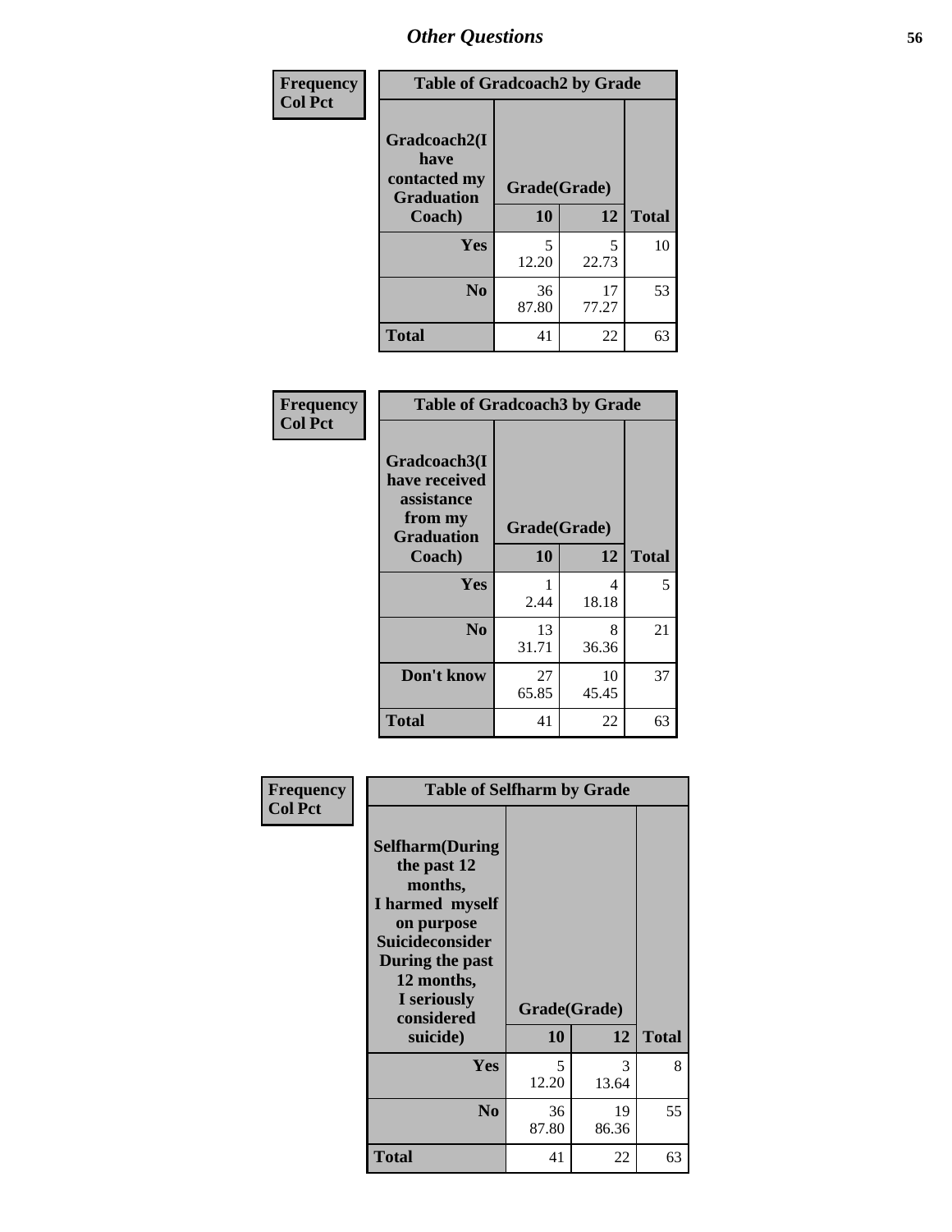## Other Questions

**Frequency**
**Col Pct**

| Table of Gradcoach2 by Grade | | | |
|---|---|---|---|
| Gradcoach2(I have contacted my Graduation Coach) | Grade(Grade) | | |
| | 10 | 12 | Total |
| Yes | 5<br>12.20 | 5<br>22.73 | 10 |
| No | 36<br>87.80 | 17<br>77.27 | 53 |
| Total | 41 | 22 | 63 |

**Frequency**
**Col Pct**

| Table of Gradcoach3 by Grade | | | |
|---|---|---|---|
| Gradcoach3(I have received assistance from my Graduation Coach) | Grade(Grade) | | |
| | 10 | 12 | Total |
| Yes | 1<br>2.44 | 4<br>18.18 | 5 |
| No | 13<br>31.71 | 8<br>36.36 | 21 |
| Don't know | 27<br>65.85 | 10<br>45.45 | 37 |
| Total | 41 | 22 | 63 |

**Frequency**
**Col Pct**

| Table of Selfharm by Grade | | | |
|---|---|---|---|
| Selfharm(During the past 12 months, I harmed myself on purpose Suicideconsider During the past 12 months, I seriously considered suicide) | Grade(Grade) | | |
| | 10 | 12 | Total |
| Yes | 5<br>12.20 | 3<br>13.64 | 8 |
| No | 36<br>87.80 | 19<br>86.36 | 55 |
| Total | 41 | 22 | 63 |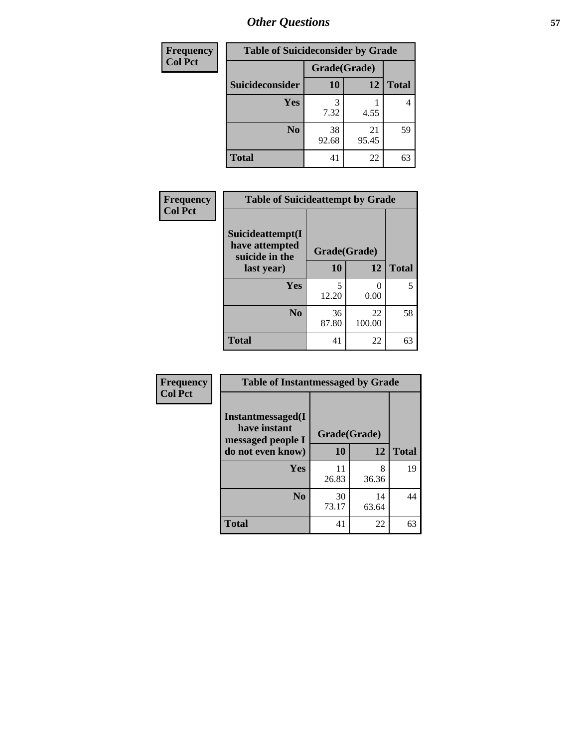## Other Questions

| Frequency Col Pct | | | |
|---|---|---|---|
| **Table of Suicideconsider by Grade** | | | |
| | **Grade(Grade)** | | |
| **Suicideconsider** | **10** | **12** | **Total** |
| **Yes** | 3<br>7.32 | 1<br>4.55 | 4 |
| **No** | 38<br>92.68 | 21<br>95.45 | 59 |
| **Total** | 41 | 22 | 63 |

| Frequency Col Pct | | | |
|---|---|---|---|
| **Table of Suicideattempt by Grade** | | | |
| **Suicideattempt(I have attempted suicide in the last year)** | **Grade(Grade)** | | |
| | **10** | **12** | **Total** |
| **Yes** | 5<br>12.20 | 0<br>0.00 | 5 |
| **No** | 36<br>87.80 | 22<br>100.00 | 58 |
| **Total** | 41 | 22 | 63 |

| Frequency Col Pct | | | |
|---|---|---|---|
| **Table of Instantmessaged by Grade** | | | |
| **Instantmessaged(I have instant messaged people I do not even know)** | **Grade(Grade)** | | |
| | **10** | **12** | **Total** |
| **Yes** | 11<br>26.83 | 8<br>36.36 | 19 |
| **No** | 30<br>73.17 | 14<br>63.64 | 44 |
| **Total** | 41 | 22 | 63 |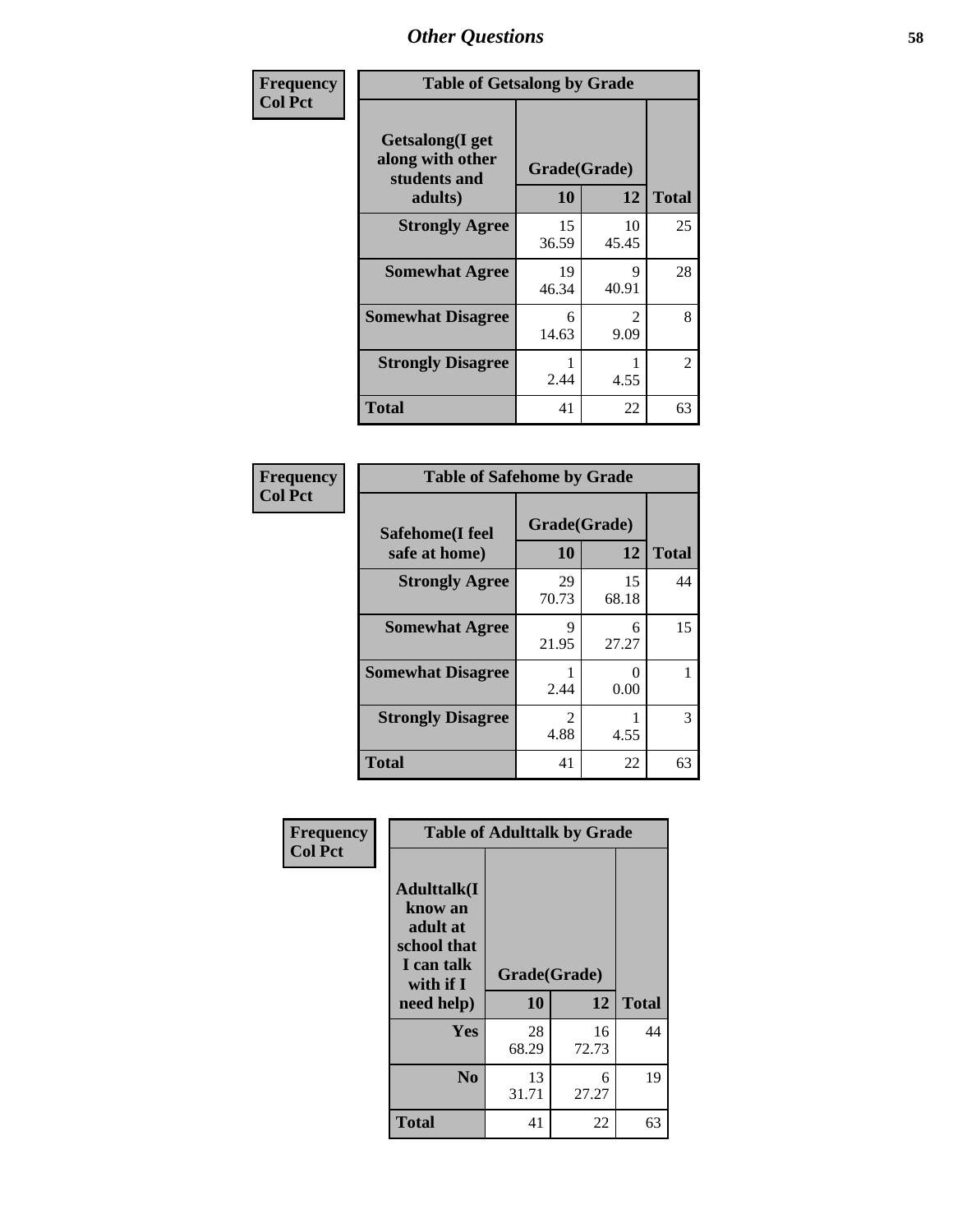*Other Questions*

**Frequency**
**Col Pct**

| Table of Getsalong by Grade | | | |
|---|---|---|---|
| Getsalong(I get along with other students and adults) | Grade(Grade) | | |
| | 10 | 12 | Total |
| Strongly Agree | 15<br>36.59 | 10<br>45.45 | 25 |
| Somewhat Agree | 19<br>46.34 | 9<br>40.91 | 28 |
| Somewhat Disagree | 6<br>14.63 | 2<br>9.09 | 8 |
| Strongly Disagree | 1<br>2.44 | 1<br>4.55 | 2 |
| Total | 41 | 22 | 63 |

**Frequency**
**Col Pct**

| Table of Safehome by Grade | | | |
|---|---|---|---|
| Safehome(I feel safe at home) | Grade(Grade) | | |
| | 10 | 12 | Total |
| Strongly Agree | 29<br>70.73 | 15<br>68.18 | 44 |
| Somewhat Agree | 9<br>21.95 | 6<br>27.27 | 15 |
| Somewhat Disagree | 1<br>2.44 | 0<br>0.00 | 1 |
| Strongly Disagree | 2<br>4.88 | 1<br>4.55 | 3 |
| Total | 41 | 22 | 63 |

**Frequency**
**Col Pct**

| Table of Adulttalk by Grade | | | |
|---|---|---|---|
| Adulttalk(I know an adult at school that I can talk with if I need help) | Grade(Grade) | | |
| | 10 | 12 | Total |
| Yes | 28<br>68.29 | 16<br>72.73 | 44 |
| No | 13<br>31.71 | 6<br>27.27 | 19 |
| Total | 41 | 22 | 63 |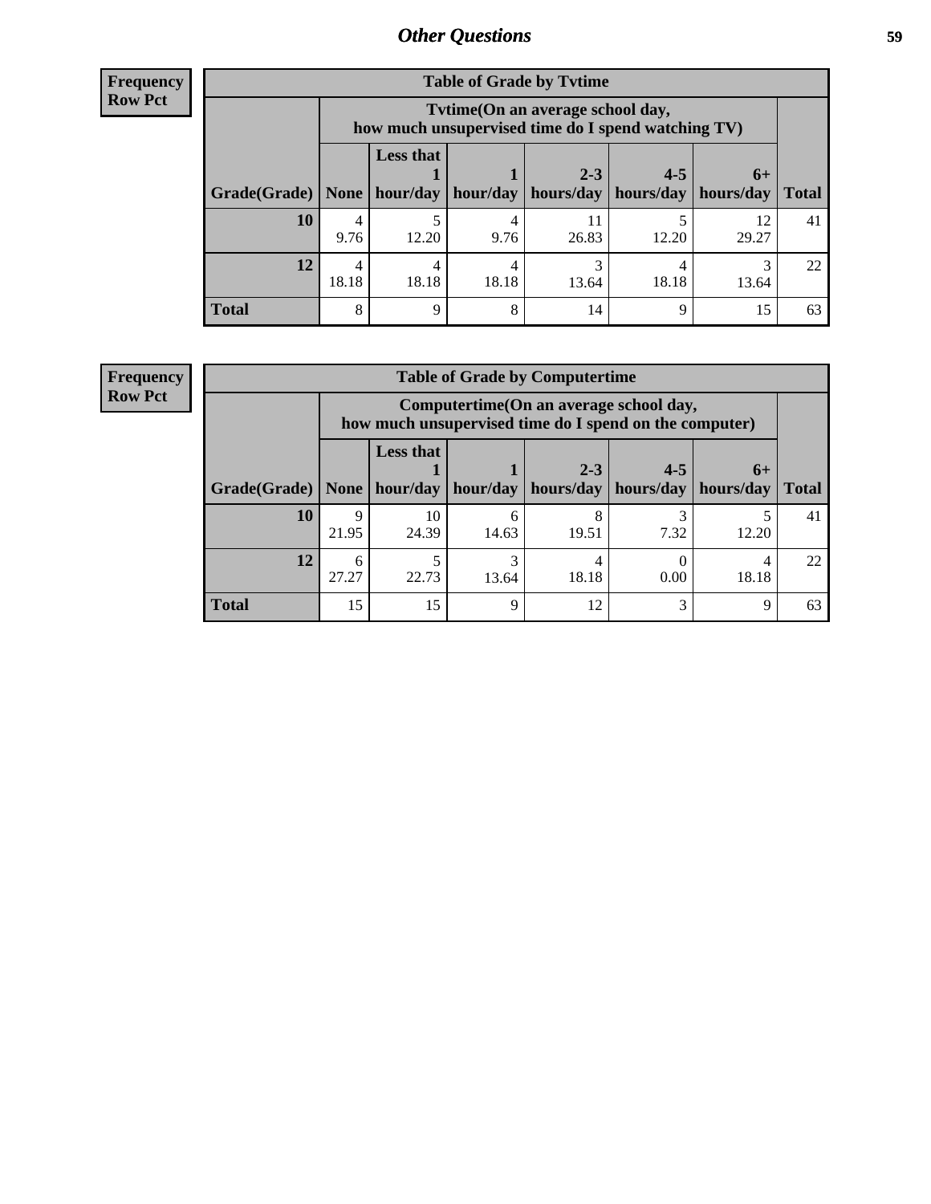## Other Questions

**Frequency**
**Row Pct**

**Table of Grade by Tvtime**

| Grade(Grade) | Tvtime(On an average school day, how much unsupervised time do I spend watching TV) | | | | | | Total |
|---|---|---|---|---|---|---|---|
| | None | Less that 1 hour/day | 1 hour/day | 2-3 hours/day | 4-5 hours/day | 6+ hours/day | |
| **10** | 4<br>9.76 | 5<br>12.20 | 4<br>9.76 | 11<br>26.83 | 5<br>12.20 | 12<br>29.27 | 41 |
| **12** | 4<br>18.18 | 4<br>18.18 | 4<br>18.18 | 3<br>13.64 | 4<br>18.18 | 3<br>13.64 | 22 |
| **Total** | 8 | 9 | 8 | 14 | 9 | 15 | 63 |

**Frequency**
**Row Pct**

**Table of Grade by Computertime**

| Grade(Grade) | Computertime(On an average school day, how much unsupervised time do I spend on the computer) | | | | | | Total |
|---|---|---|---|---|---|---|---|
| | None | Less that 1 hour/day | 1 hour/day | 2-3 hours/day | 4-5 hours/day | 6+ hours/day | |
| **10** | 9<br>21.95 | 10<br>24.39 | 6<br>14.63 | 8<br>19.51 | 3<br>7.32 | 5<br>12.20 | 41 |
| **12** | 6<br>27.27 | 5<br>22.73 | 3<br>13.64 | 4<br>18.18 | 0<br>0.00 | 4<br>18.18 | 22 |
| **Total** | 15 | 15 | 9 | 12 | 3 | 9 | 63 |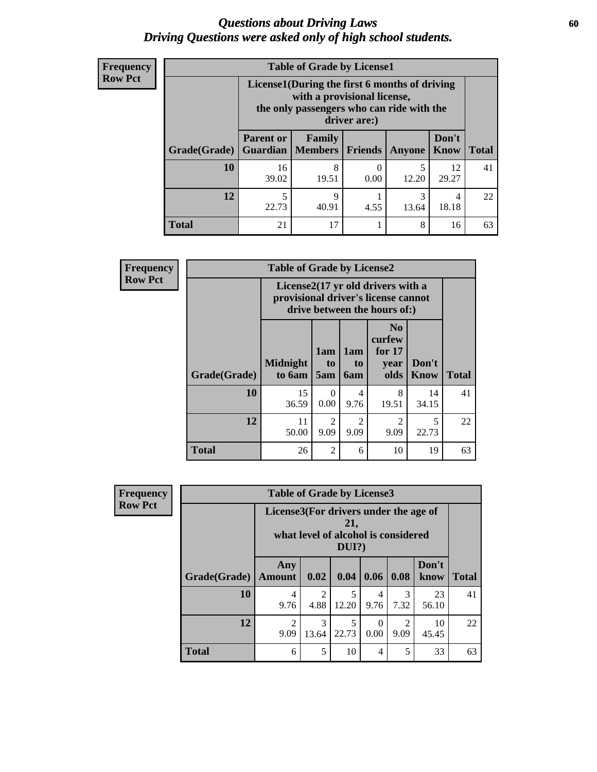# *Questions about Driving Laws*
# *Driving Questions were asked only of high school students.*

**Frequency**
**Row Pct**

**Table of Grade by License1**

| Grade(Grade) | License1(During the first 6 months of driving with a provisional license, the only passengers who can ride with the driver are:) | | | | | Total |
|---|---|---|---|---|---|---|
| | Parent or Guardian | Family Members | Friends | Anyone | Don't Know | |
| 10 | 16<br>39.02 | 8<br>19.51 | 0<br>0.00 | 5<br>12.20 | 12<br>29.27 | 41 |
| 12 | 5<br>22.73 | 9<br>40.91 | 1<br>4.55 | 3<br>13.64 | 4<br>18.18 | 22 |
| Total | 21 | 17 | 1 | 8 | 16 | 63 |

**Frequency**
**Row Pct**

**Table of Grade by License2**

| Grade(Grade) | License2(17 yr old drivers with a provisional driver's license cannot drive between the hours of:) | | | | | Total |
|---|---|---|---|---|---|---|
| | Midnight to 6am | 1am to 5am | 1am to 6am | No curfew for 17 year olds | Don't Know | |
| 10 | 15<br>36.59 | 0<br>0.00 | 4<br>9.76 | 8<br>19.51 | 14<br>34.15 | 41 |
| 12 | 11<br>50.00 | 2<br>9.09 | 2<br>9.09 | 2<br>9.09 | 5<br>22.73 | 22 |
| Total | 26 | 2 | 6 | 10 | 19 | 63 |

**Frequency**
**Row Pct**

**Table of Grade by License3**

| Grade(Grade) | License3(For drivers under the age of 21, what level of alcohol is considered DUI?) | | | | | | Total |
|---|---|---|---|---|---|---|---|
| | Any Amount | 0.02 | 0.04 | 0.06 | 0.08 | Don't know | |
| 10 | 4<br>9.76 | 2<br>4.88 | 5<br>12.20 | 4<br>9.76 | 3<br>7.32 | 23<br>56.10 | 41 |
| 12 | 2<br>9.09 | 3<br>13.64 | 5<br>22.73 | 0<br>0.00 | 2<br>9.09 | 10<br>45.45 | 22 |
| Total | 6 | 5 | 10 | 4 | 5 | 33 | 63 |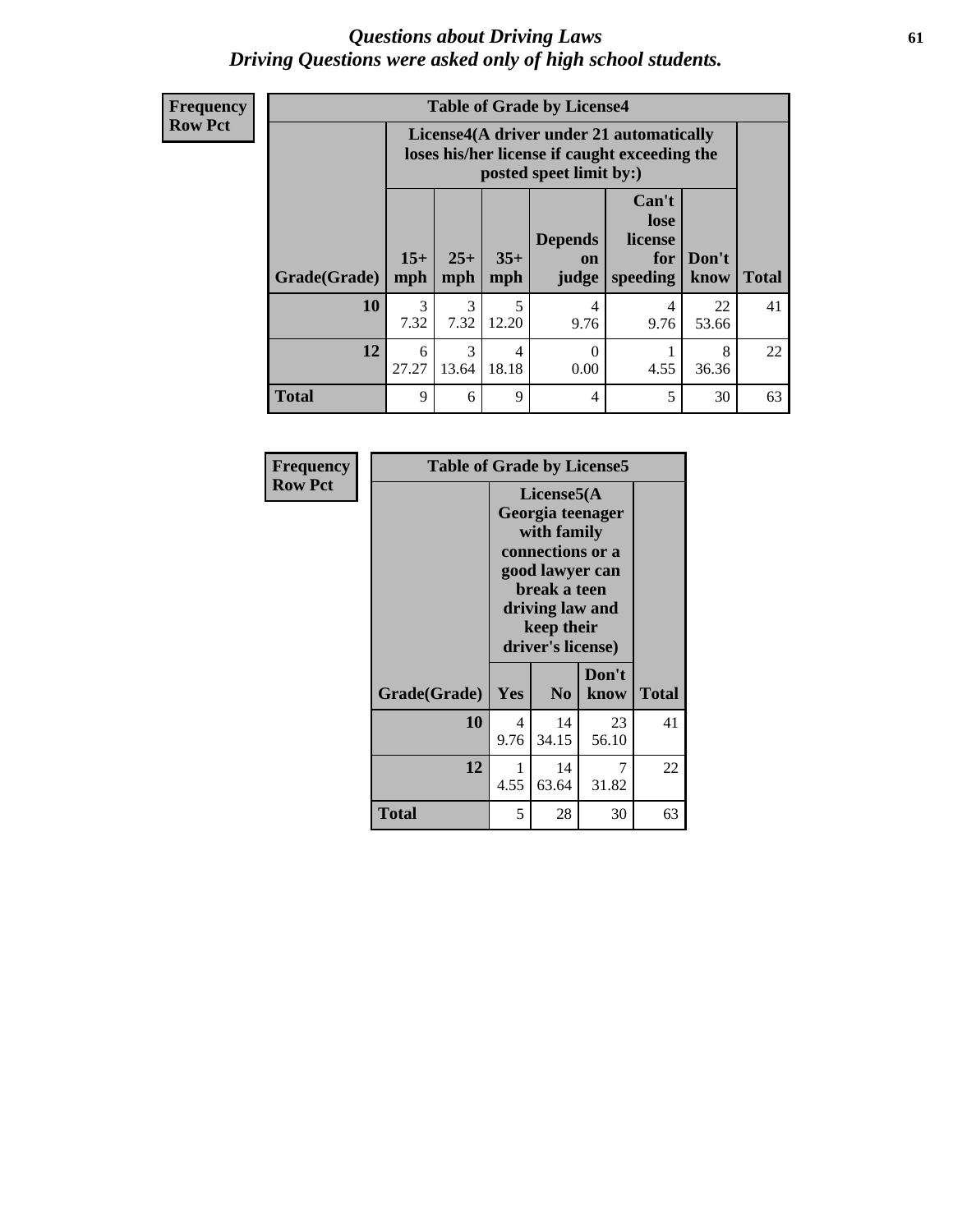# *Questions about Driving Laws*
## *Driving Questions were asked only of high school students.*

**Frequency**
**Row Pct**

**Table of Grade by License4**

| Grade(Grade) | License4(A driver under 21 automatically loses his/her license if caught exceeding the posted speet limit by:) | | | | | | Total |
|---|---|---|---|---|---|---|---|
| | 15+ mph | 25+ mph | 35+ mph | Depends on judge | Can't lose license for speeding | Don't know | |
| **10** | 3<br>7.32 | 3<br>7.32 | 5<br>12.20 | 4<br>9.76 | 4<br>9.76 | 22<br>53.66 | 41 |
| **12** | 6<br>27.27 | 3<br>13.64 | 4<br>18.18 | 0<br>0.00 | 1<br>4.55 | 8<br>36.36 | 22 |
| **Total** | 9 | 6 | 9 | 4 | 5 | 30 | 63 |

**Frequency**
**Row Pct**

**Table of Grade by License5**

| Grade(Grade) | License5(A Georgia teenager with family connections or a good lawyer can break a teen driving law and keep their driver's license) | | | Total |
|---|---|---|---|---|
| | Yes | No | Don't know | |
| **10** | 4<br>9.76 | 14<br>34.15 | 23<br>56.10 | 41 |
| **12** | 1<br>4.55 | 14<br>63.64 | 7<br>31.82 | 22 |
| **Total** | 5 | 28 | 30 | 63 |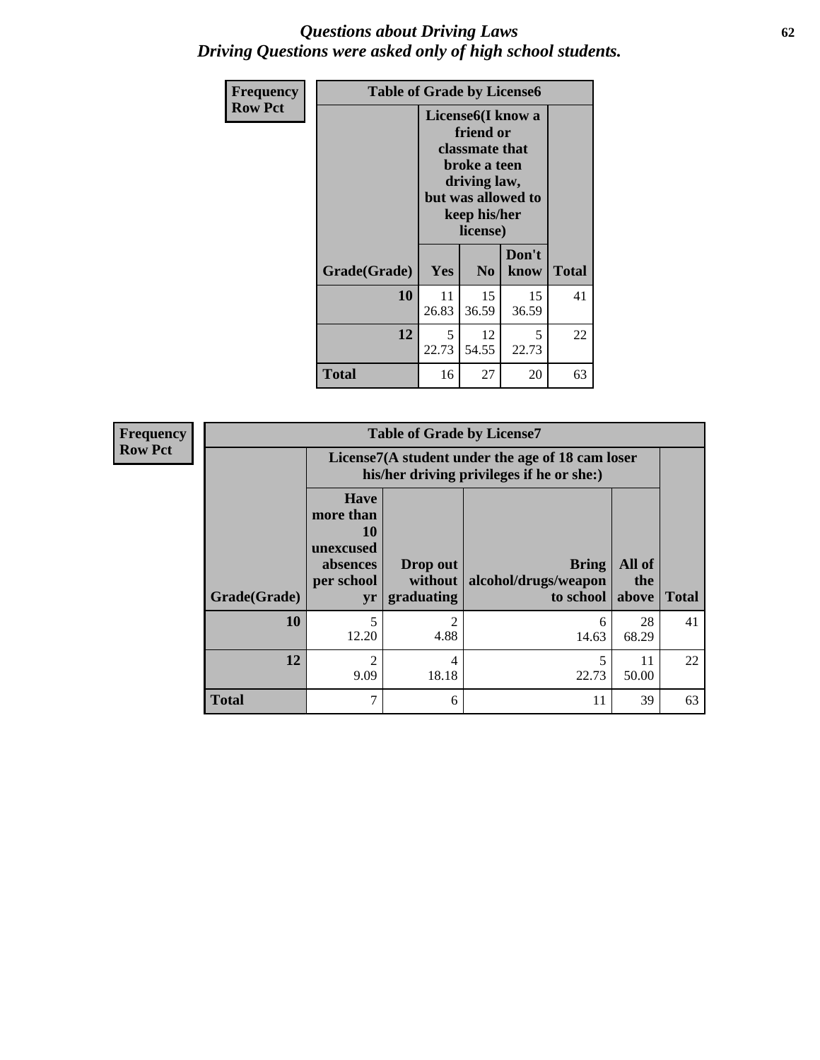# *Questions about Driving Laws*
# *Driving Questions were asked only of high school students.*

**Frequency**
**Row Pct**

| Table of Grade by License6 | | | | |
|---|---|---|---|---|
| | License6(I know a friend or classmate that broke a teen driving law, but was allowed to keep his/her license) | | | |
| **Grade(Grade)** | **Yes** | **No** | **Don't know** | **Total** |
| **10** | 11<br>26.83 | 15<br>36.59 | 15<br>36.59 | 41 |
| **12** | 5<br>22.73 | 12<br>54.55 | 5<br>22.73 | 22 |
| **Total** | 16 | 27 | 20 | 63 |

**Frequency**
**Row Pct**

| Table of Grade by License7 | | | | | |
|---|---|---|---|---|---|
| | License7(A student under the age of 18 cam loser his/her driving privileges if he or she:) | | | | |
| **Grade(Grade)** | **Have more than 10 unexcused absences per school yr** | **Drop out without graduating** | **Bring alcohol/drugs/weapon to school** | **All of the above** | **Total** |
| **10** | 5<br>12.20 | 2<br>4.88 | 6<br>14.63 | 28<br>68.29 | 41 |
| **12** | 2<br>9.09 | 4<br>18.18 | 5<br>22.73 | 11<br>50.00 | 22 |
| **Total** | 7 | 6 | 11 | 39 | 63 |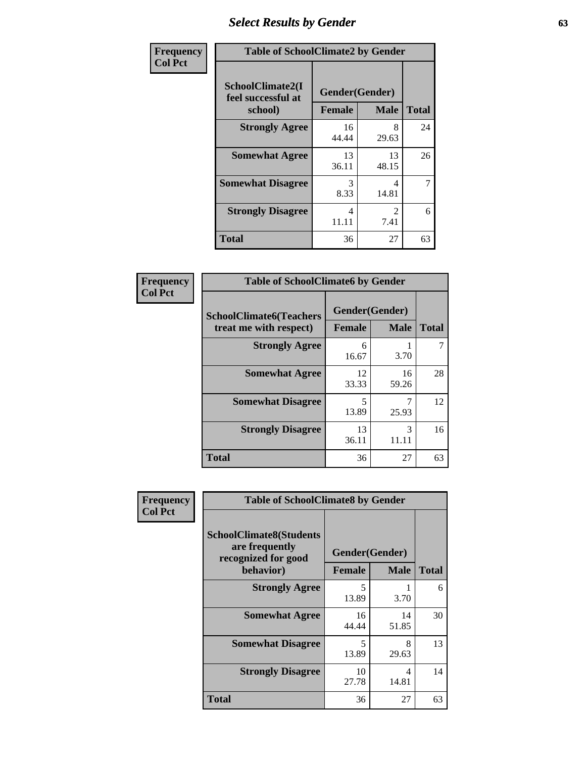## Select Results by Gender

**Frequency / Col Pct**

| Table of SchoolClimate2 by Gender | | | |
|---|---|---|---|
| SchoolClimate2(I feel successful at school) | Gender(Gender) | | |
| | Female | Male | Total |
| Strongly Agree | 16<br>44.44 | 8<br>29.63 | 24 |
| Somewhat Agree | 13<br>36.11 | 13<br>48.15 | 26 |
| Somewhat Disagree | 3<br>8.33 | 4<br>14.81 | 7 |
| Strongly Disagree | 4<br>11.11 | 2<br>7.41 | 6 |
| Total | 36 | 27 | 63 |

**Frequency / Col Pct**

| Table of SchoolClimate6 by Gender | | | |
|---|---|---|---|
| SchoolClimate6(Teachers treat me with respect) | Gender(Gender) | | |
| | Female | Male | Total |
| Strongly Agree | 6<br>16.67 | 1<br>3.70 | 7 |
| Somewhat Agree | 12<br>33.33 | 16<br>59.26 | 28 |
| Somewhat Disagree | 5<br>13.89 | 7<br>25.93 | 12 |
| Strongly Disagree | 13<br>36.11 | 3<br>11.11 | 16 |
| Total | 36 | 27 | 63 |

**Frequency / Col Pct**

| Table of SchoolClimate8 by Gender | | | |
|---|---|---|---|
| SchoolClimate8(Students are frequently recognized for good behavior) | Gender(Gender) | | |
| | Female | Male | Total |
| Strongly Agree | 5<br>13.89 | 1<br>3.70 | 6 |
| Somewhat Agree | 16<br>44.44 | 14<br>51.85 | 30 |
| Somewhat Disagree | 5<br>13.89 | 8<br>29.63 | 13 |
| Strongly Disagree | 10<br>27.78 | 4<br>14.81 | 14 |
| Total | 36 | 27 | 63 |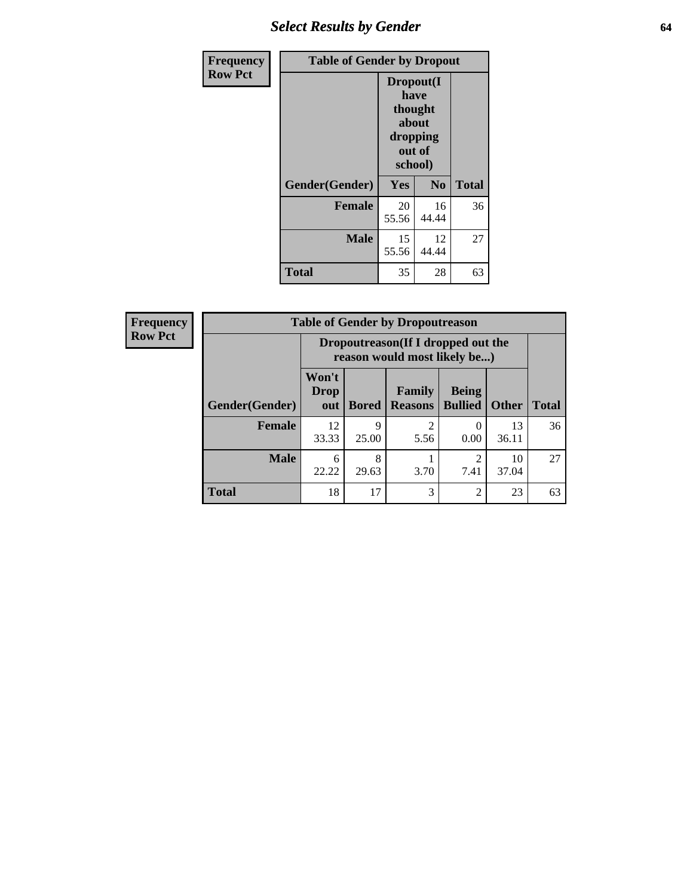| Frequency Row Pct | Table of Gender by Dropout | | |
|---|---|---|---|
| | Dropout(I have thought about dropping out of school) | | |
| Gender(Gender) | Yes | No | Total |
| **Female** | 20<br>55.56 | 16<br>44.44 | 36 |
| **Male** | 15<br>55.56 | 12<br>44.44 | 27 |
| **Total** | 35 | 28 | 63 |

| Frequency Row Pct | Table of Gender by Dropoutreason | | | | | |
|---|---|---|---|---|---|---|
| | Dropoutreason(If I dropped out the reason would most likely be...) | | | | | |
| Gender(Gender) | Won't Drop out | Bored | Family Reasons | Being Bullied | Other | Total |
| **Female** | 12<br>33.33 | 9<br>25.00 | 2<br>5.56 | 0<br>0.00 | 13<br>36.11 | 36 |
| **Male** | 6<br>22.22 | 8<br>29.63 | 1<br>3.70 | 2<br>7.41 | 10<br>37.04 | 27 |
| **Total** | 18 | 17 | 3 | 2 | 23 | 63 |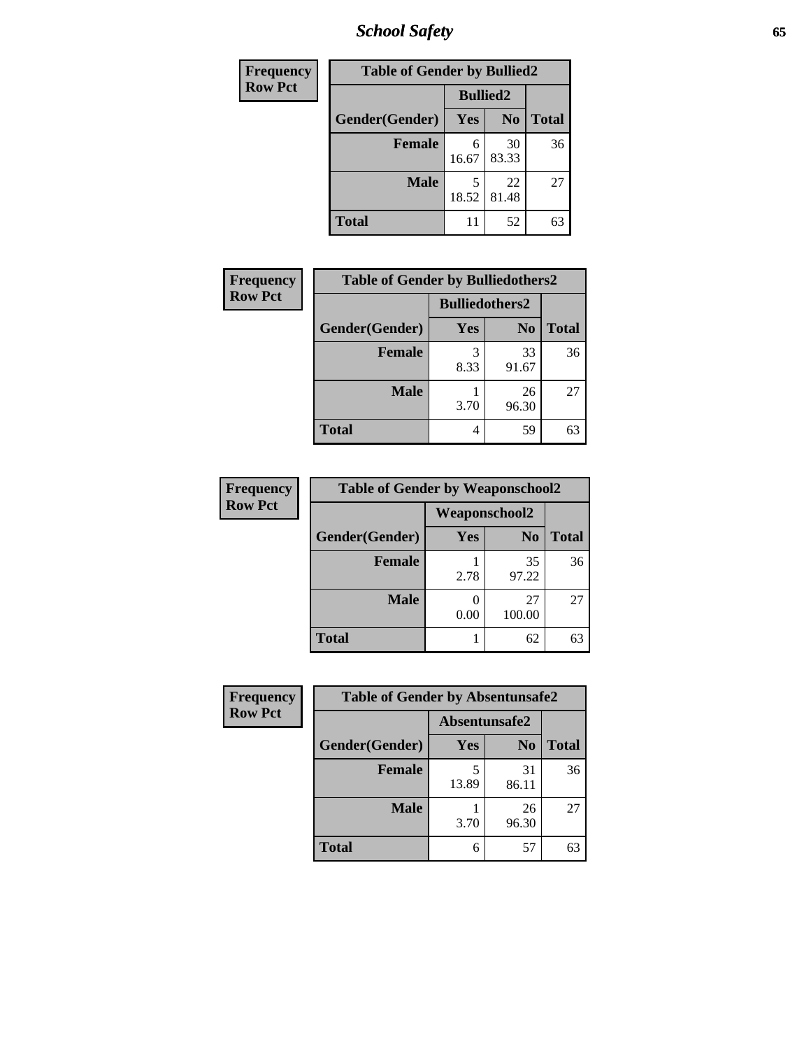## School Safety

| Frequency Row Pct |
|---|

**Table of Gender by Bullied2**

| Gender(Gender) | Bullied2 Yes | Bullied2 No | Total |
|---|---|---|---|
| **Female** | 6<br>16.67 | 30<br>83.33 | 36 |
| **Male** | 5<br>18.52 | 22<br>81.48 | 27 |
| **Total** | 11 | 52 | 63 |

| Frequency Row Pct |
|---|

**Table of Gender by Bulliedothers2**

| Gender(Gender) | Bulliedothers2 Yes | Bulliedothers2 No | Total |
|---|---|---|---|
| **Female** | 3<br>8.33 | 33<br>91.67 | 36 |
| **Male** | 1<br>3.70 | 26<br>96.30 | 27 |
| **Total** | 4 | 59 | 63 |

| Frequency Row Pct |
|---|

**Table of Gender by Weaponschool2**

| Gender(Gender) | Weaponschool2 Yes | Weaponschool2 No | Total |
|---|---|---|---|
| **Female** | 1<br>2.78 | 35<br>97.22 | 36 |
| **Male** | 0<br>0.00 | 27<br>100.00 | 27 |
| **Total** | 1 | 62 | 63 |

| Frequency Row Pct |
|---|

**Table of Gender by Absentunsafe2**

| Gender(Gender) | Absentunsafe2 Yes | Absentunsafe2 No | Total |
|---|---|---|---|
| **Female** | 5<br>13.89 | 31<br>86.11 | 36 |
| **Male** | 1<br>3.70 | 26<br>96.30 | 27 |
| **Total** | 6 | 57 | 63 |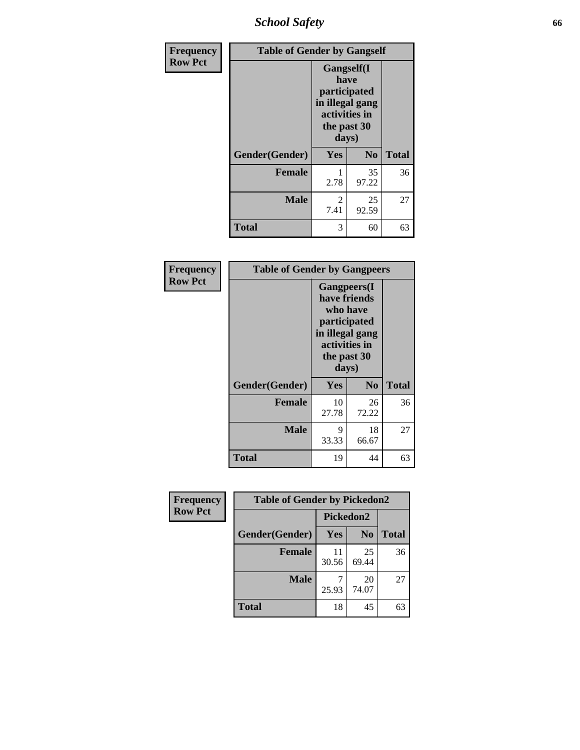# School Safety

**Frequency**
**Row Pct**

**Table of Gender by Gangself**

| Gender(Gender) | Gangself(I have participated in illegal gang activities in the past 30 days) Yes | No | Total |
|---|---|---|---|
| **Female** | 1<br>2.78 | 35<br>97.22 | 36 |
| **Male** | 2<br>7.41 | 25<br>92.59 | 27 |
| **Total** | 3 | 60 | 63 |

**Frequency**
**Row Pct**

**Table of Gender by Gangpeers**

| Gender(Gender) | Gangpeers(I have friends who have participated in illegal gang activities in the past 30 days) Yes | No | Total |
|---|---|---|---|
| **Female** | 10<br>27.78 | 26<br>72.22 | 36 |
| **Male** | 9<br>33.33 | 18<br>66.67 | 27 |
| **Total** | 19 | 44 | 63 |

**Frequency**
**Row Pct**

**Table of Gender by Pickedon2**

| Gender(Gender) | Pickedon2 Yes | No | Total |
|---|---|---|---|
| **Female** | 11<br>30.56 | 25<br>69.44 | 36 |
| **Male** | 7<br>25.93 | 20<br>74.07 | 27 |
| **Total** | 18 | 45 | 63 |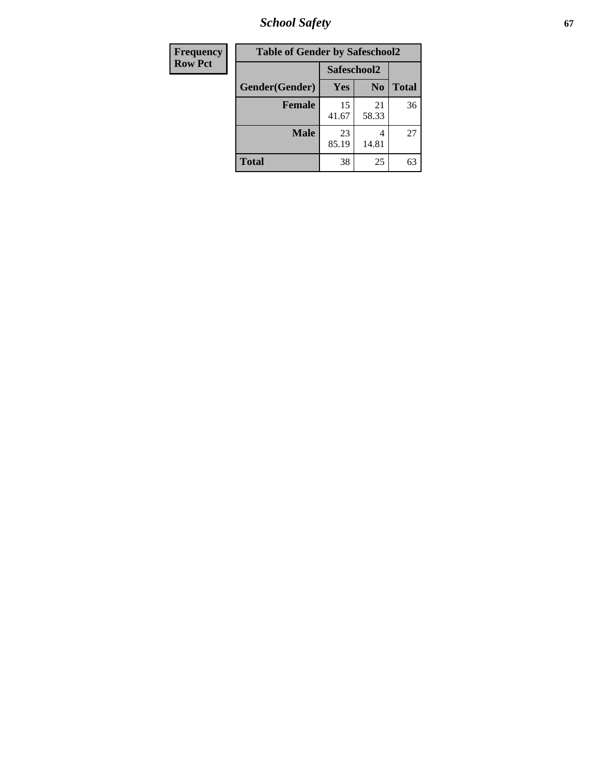| Frequency Row Pct | | | | |
|---|---|---|---|---|

**Table of Gender by Safeschool2**

| Gender(Gender) | Safeschool2 Yes | Safeschool2 No | Total |
|---|---|---|---|
| **Female** | 15<br>41.67 | 21<br>58.33 | 36 |
| **Male** | 23<br>85.19 | 4<br>14.81 | 27 |
| **Total** | 38 | 25 | 63 |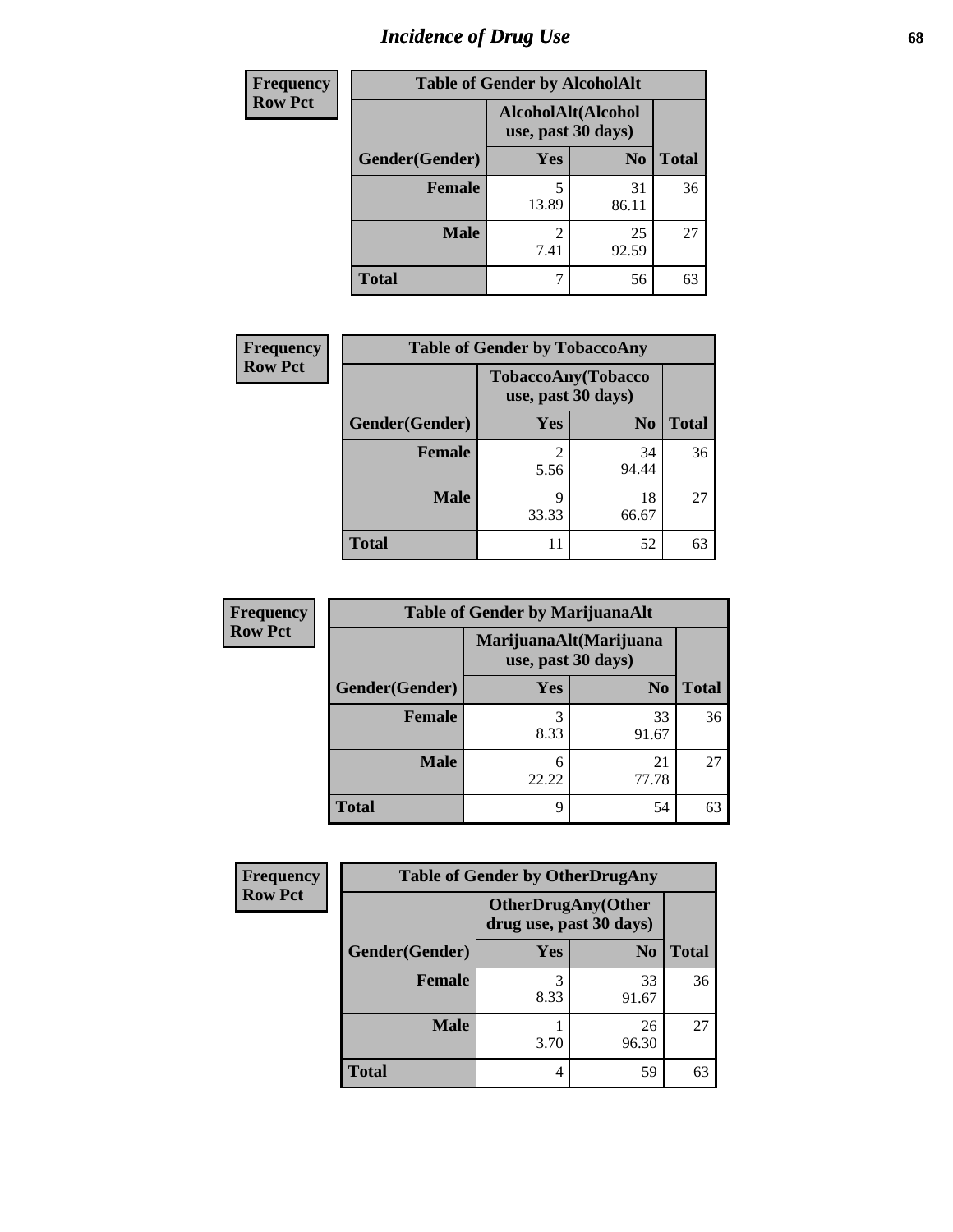# Incidence of Drug Use

| Frequency Row Pct |
|---|

**Table of Gender by AlcoholAlt**

| Gender(Gender) | AlcoholAlt(Alcohol use, past 30 days) Yes | No | Total |
|---|---|---|---|
| Female | 5<br>13.89 | 31<br>86.11 | 36 |
| Male | 2<br>7.41 | 25<br>92.59 | 27 |
| Total | 7 | 56 | 63 |

| Frequency Row Pct |
|---|

**Table of Gender by TobaccoAny**

| Gender(Gender) | TobaccoAny(Tobacco use, past 30 days) Yes | No | Total |
|---|---|---|---|
| Female | 2<br>5.56 | 34<br>94.44 | 36 |
| Male | 9<br>33.33 | 18<br>66.67 | 27 |
| Total | 11 | 52 | 63 |

| Frequency Row Pct |
|---|

**Table of Gender by MarijuanaAlt**

| Gender(Gender) | MarijuanaAlt(Marijuana use, past 30 days) Yes | No | Total |
|---|---|---|---|
| Female | 3<br>8.33 | 33<br>91.67 | 36 |
| Male | 6<br>22.22 | 21<br>77.78 | 27 |
| Total | 9 | 54 | 63 |

| Frequency Row Pct |
|---|

**Table of Gender by OtherDrugAny**

| Gender(Gender) | OtherDrugAny(Other drug use, past 30 days) Yes | No | Total |
|---|---|---|---|
| Female | 3<br>8.33 | 33<br>91.67 | 36 |
| Male | 1<br>3.70 | 26<br>96.30 | 27 |
| Total | 4 | 59 | 63 |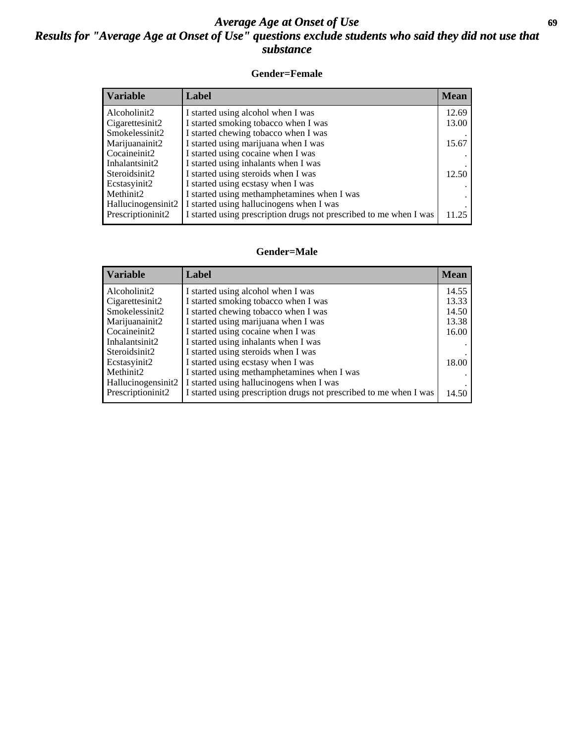# Average Age at Onset of Use

## Results for "Average Age at Onset of Use" questions exclude students who said they did not use that substance

### Gender=Female

| Variable | Label | Mean |
|---|---|---|
| Alcoholinit2 | I started using alcohol when I was | 12.69 |
| Cigarettesinit2 | I started smoking tobacco when I was | 13.00 |
| Smokelessinit2 | I started chewing tobacco when I was | . |
| Marijuanainit2 | I started using marijuana when I was | 15.67 |
| Cocaineinit2 | I started using cocaine when I was | . |
| Inhalantsinit2 | I started using inhalants when I was | . |
| Steroidsinit2 | I started using steroids when I was | 12.50 |
| Ecstasyinit2 | I started using ecstasy when I was | . |
| Methinit2 | I started using methamphetamines when I was | . |
| Hallucinogensinit2 | I started using hallucinogens when I was | . |
| Prescriptioninit2 | I started using prescription drugs not prescribed to me when I was | 11.25 |

### Gender=Male

| Variable | Label | Mean |
|---|---|---|
| Alcoholinit2 | I started using alcohol when I was | 14.55 |
| Cigarettesinit2 | I started smoking tobacco when I was | 13.33 |
| Smokelessinit2 | I started chewing tobacco when I was | 14.50 |
| Marijuanainit2 | I started using marijuana when I was | 13.38 |
| Cocaineinit2 | I started using cocaine when I was | 16.00 |
| Inhalantsinit2 | I started using inhalants when I was | . |
| Steroidsinit2 | I started using steroids when I was | . |
| Ecstasyinit2 | I started using ecstasy when I was | 18.00 |
| Methinit2 | I started using methamphetamines when I was | . |
| Hallucinogensinit2 | I started using hallucinogens when I was | . |
| Prescriptioninit2 | I started using prescription drugs not prescribed to me when I was | 14.50 |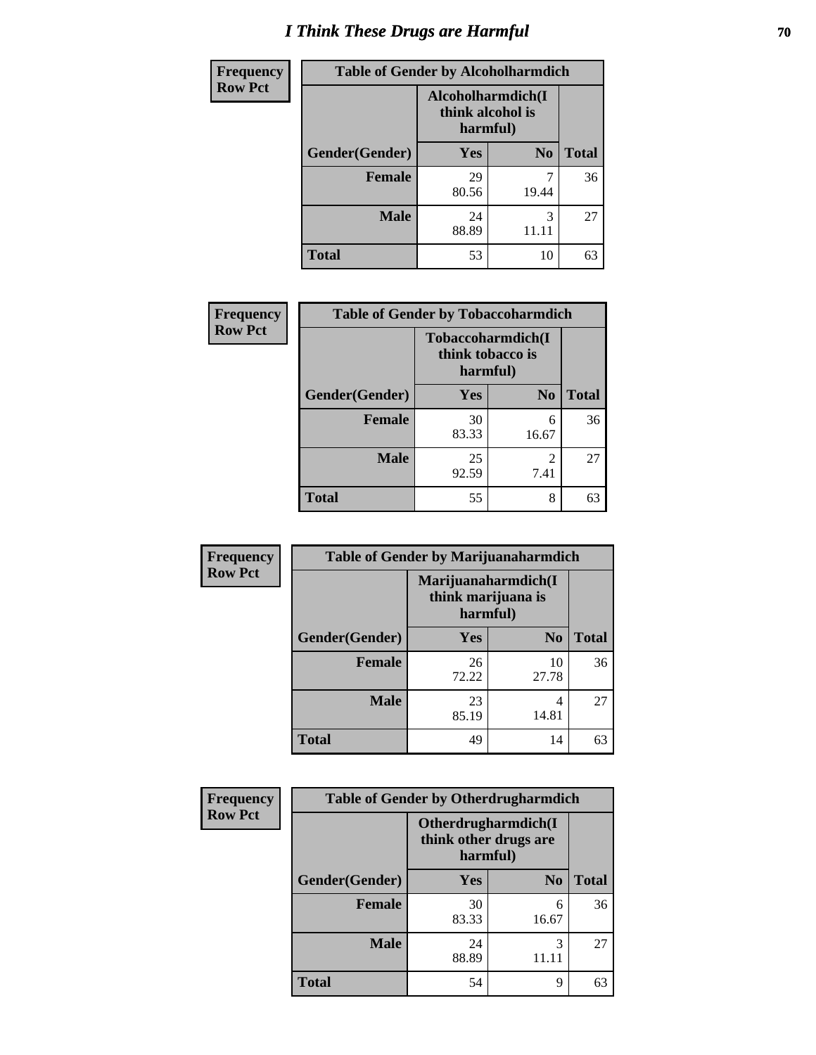# I Think These Drugs are Harmful

**Frequency**
**Row Pct**

| Table of Gender by Alcoholharmdich | | | |
|---|---|---|---|
| | Alcoholharmdich(I think alcohol is harmful) | | |
| Gender(Gender) | Yes | No | Total |
| **Female** | 29<br>80.56 | 7<br>19.44 | 36 |
| **Male** | 24<br>88.89 | 3<br>11.11 | 27 |
| **Total** | 53 | 10 | 63 |

**Frequency**
**Row Pct**

| Table of Gender by Tobaccoharmdich | | | |
|---|---|---|---|
| | Tobaccoharmdich(I think tobacco is harmful) | | |
| Gender(Gender) | Yes | No | Total |
| **Female** | 30<br>83.33 | 6<br>16.67 | 36 |
| **Male** | 25<br>92.59 | 2<br>7.41 | 27 |
| **Total** | 55 | 8 | 63 |

**Frequency**
**Row Pct**

| Table of Gender by Marijuanaharmdich | | | |
|---|---|---|---|
| | Marijuanaharmdich(I think marijuana is harmful) | | |
| Gender(Gender) | Yes | No | Total |
| **Female** | 26<br>72.22 | 10<br>27.78 | 36 |
| **Male** | 23<br>85.19 | 4<br>14.81 | 27 |
| **Total** | 49 | 14 | 63 |

**Frequency**
**Row Pct**

| Table of Gender by Otherdrugharmdich | | | |
|---|---|---|---|
| | Otherdrugharmdich(I think other drugs are harmful) | | |
| Gender(Gender) | Yes | No | Total |
| **Female** | 30<br>83.33 | 6<br>16.67 | 36 |
| **Male** | 24<br>88.89 | 3<br>11.11 | 27 |
| **Total** | 54 | 9 | 63 |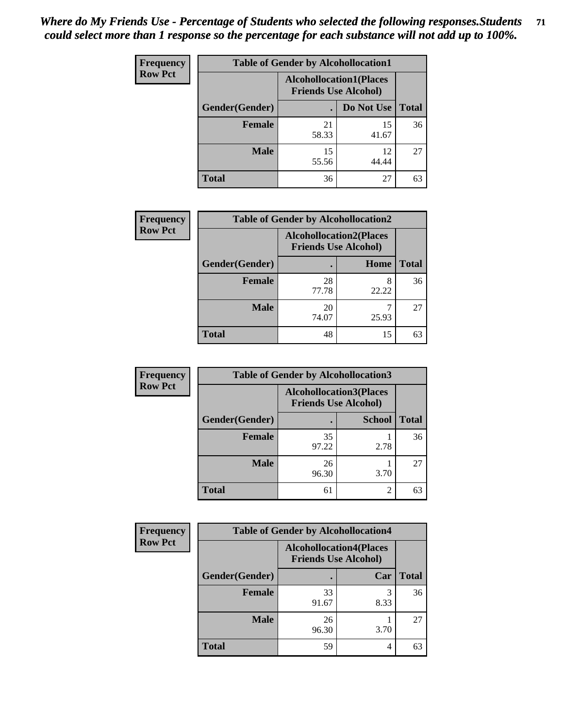*Where do My Friends Use - Percentage of Students who selected the following responses.Students could select more than 1 response so the percentage for each substance will not add up to 100%.*

**Frequency**
**Row Pct**

| Table of Gender by Alcohollocation1 | | | |
|---|---|---|---|
| | Alcohollocation1(Places Friends Use Alcohol) | | |
| Gender(Gender) | . | Do Not Use | Total |
| **Female** | 21<br>58.33 | 15<br>41.67 | 36 |
| **Male** | 15<br>55.56 | 12<br>44.44 | 27 |
| **Total** | 36 | 27 | 63 |

**Frequency**
**Row Pct**

| Table of Gender by Alcohollocation2 | | | |
|---|---|---|---|
| | Alcohollocation2(Places Friends Use Alcohol) | | |
| Gender(Gender) | . | Home | Total |
| **Female** | 28<br>77.78 | 8<br>22.22 | 36 |
| **Male** | 20<br>74.07 | 7<br>25.93 | 27 |
| **Total** | 48 | 15 | 63 |

**Frequency**
**Row Pct**

| Table of Gender by Alcohollocation3 | | | |
|---|---|---|---|
| | Alcohollocation3(Places Friends Use Alcohol) | | |
| Gender(Gender) | . | School | Total |
| **Female** | 35<br>97.22 | 1<br>2.78 | 36 |
| **Male** | 26<br>96.30 | 1<br>3.70 | 27 |
| **Total** | 61 | 2 | 63 |

**Frequency**
**Row Pct**

| Table of Gender by Alcohollocation4 | | | |
|---|---|---|---|
| | Alcohollocation4(Places Friends Use Alcohol) | | |
| Gender(Gender) | . | Car | Total |
| **Female** | 33<br>91.67 | 3<br>8.33 | 36 |
| **Male** | 26<br>96.30 | 1<br>3.70 | 27 |
| **Total** | 59 | 4 | 63 |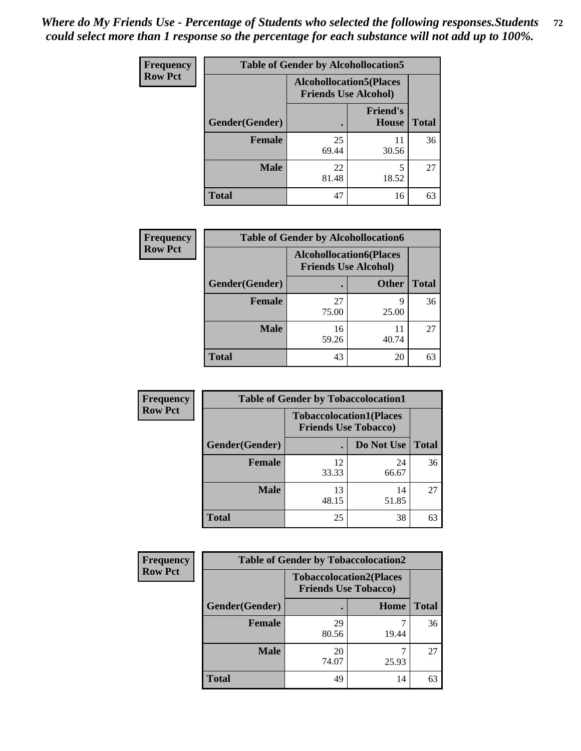*Where do My Friends Use - Percentage of Students who selected the following responses.Students could select more than 1 response so the percentage for each substance will not add up to 100%.*

**Frequency**
**Row Pct**

| Table of Gender by Alcohollocation5 | | | |
|---|---|---|---|
| | Alcohollocation5(Places Friends Use Alcohol) | | |
| Gender(Gender) | . | Friend's House | Total |
| **Female** | 25<br>69.44 | 11<br>30.56 | 36 |
| **Male** | 22<br>81.48 | 5<br>18.52 | 27 |
| **Total** | 47 | 16 | 63 |

**Frequency**
**Row Pct**

| Table of Gender by Alcohollocation6 | | | |
|---|---|---|---|
| | Alcohollocation6(Places Friends Use Alcohol) | | |
| Gender(Gender) | . | Other | Total |
| **Female** | 27<br>75.00 | 9<br>25.00 | 36 |
| **Male** | 16<br>59.26 | 11<br>40.74 | 27 |
| **Total** | 43 | 20 | 63 |

**Frequency**
**Row Pct**

| Table of Gender by Tobaccolocation1 | | | |
|---|---|---|---|
| | Tobaccolocation1(Places Friends Use Tobacco) | | |
| Gender(Gender) | . | Do Not Use | Total |
| **Female** | 12<br>33.33 | 24<br>66.67 | 36 |
| **Male** | 13<br>48.15 | 14<br>51.85 | 27 |
| **Total** | 25 | 38 | 63 |

**Frequency**
**Row Pct**

| Table of Gender by Tobaccolocation2 | | | |
|---|---|---|---|
| | Tobaccolocation2(Places Friends Use Tobacco) | | |
| Gender(Gender) | . | Home | Total |
| **Female** | 29<br>80.56 | 7<br>19.44 | 36 |
| **Male** | 20<br>74.07 | 7<br>25.93 | 27 |
| **Total** | 49 | 14 | 63 |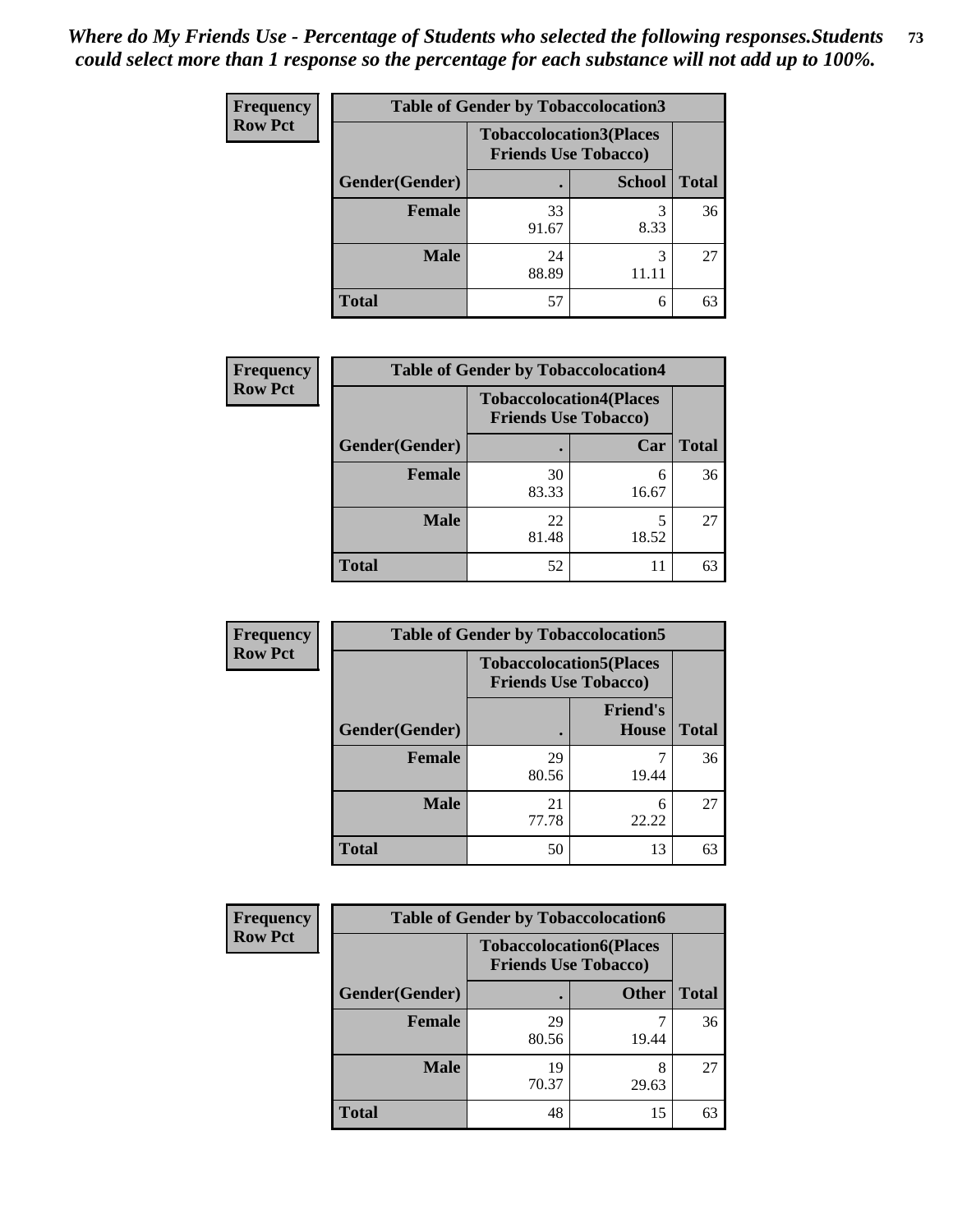*Where do My Friends Use - Percentage of Students who selected the following responses.Students could select more than 1 response so the percentage for each substance will not add up to 100%.*

**Frequency**
**Row Pct**

| Table of Gender by Tobaccolocation3 | | | |
|---|---|---|---|
| | Tobaccolocation3(Places Friends Use Tobacco) | | |
| Gender(Gender) | . | School | Total |
| Female | 33<br>91.67 | 3<br>8.33 | 36 |
| Male | 24<br>88.89 | 3<br>11.11 | 27 |
| Total | 57 | 6 | 63 |

**Frequency**
**Row Pct**

| Table of Gender by Tobaccolocation4 | | | |
|---|---|---|---|
| | Tobaccolocation4(Places Friends Use Tobacco) | | |
| Gender(Gender) | . | Car | Total |
| Female | 30<br>83.33 | 6<br>16.67 | 36 |
| Male | 22<br>81.48 | 5<br>18.52 | 27 |
| Total | 52 | 11 | 63 |

**Frequency**
**Row Pct**

| Table of Gender by Tobaccolocation5 | | | |
|---|---|---|---|
| | Tobaccolocation5(Places Friends Use Tobacco) | | |
| Gender(Gender) | . | Friend's House | Total |
| Female | 29<br>80.56 | 7<br>19.44 | 36 |
| Male | 21<br>77.78 | 6<br>22.22 | 27 |
| Total | 50 | 13 | 63 |

**Frequency**
**Row Pct**

| Table of Gender by Tobaccolocation6 | | | |
|---|---|---|---|
| | Tobaccolocation6(Places Friends Use Tobacco) | | |
| Gender(Gender) | . | Other | Total |
| Female | 29<br>80.56 | 7<br>19.44 | 36 |
| Male | 19<br>70.37 | 8<br>29.63 | 27 |
| Total | 48 | 15 | 63 |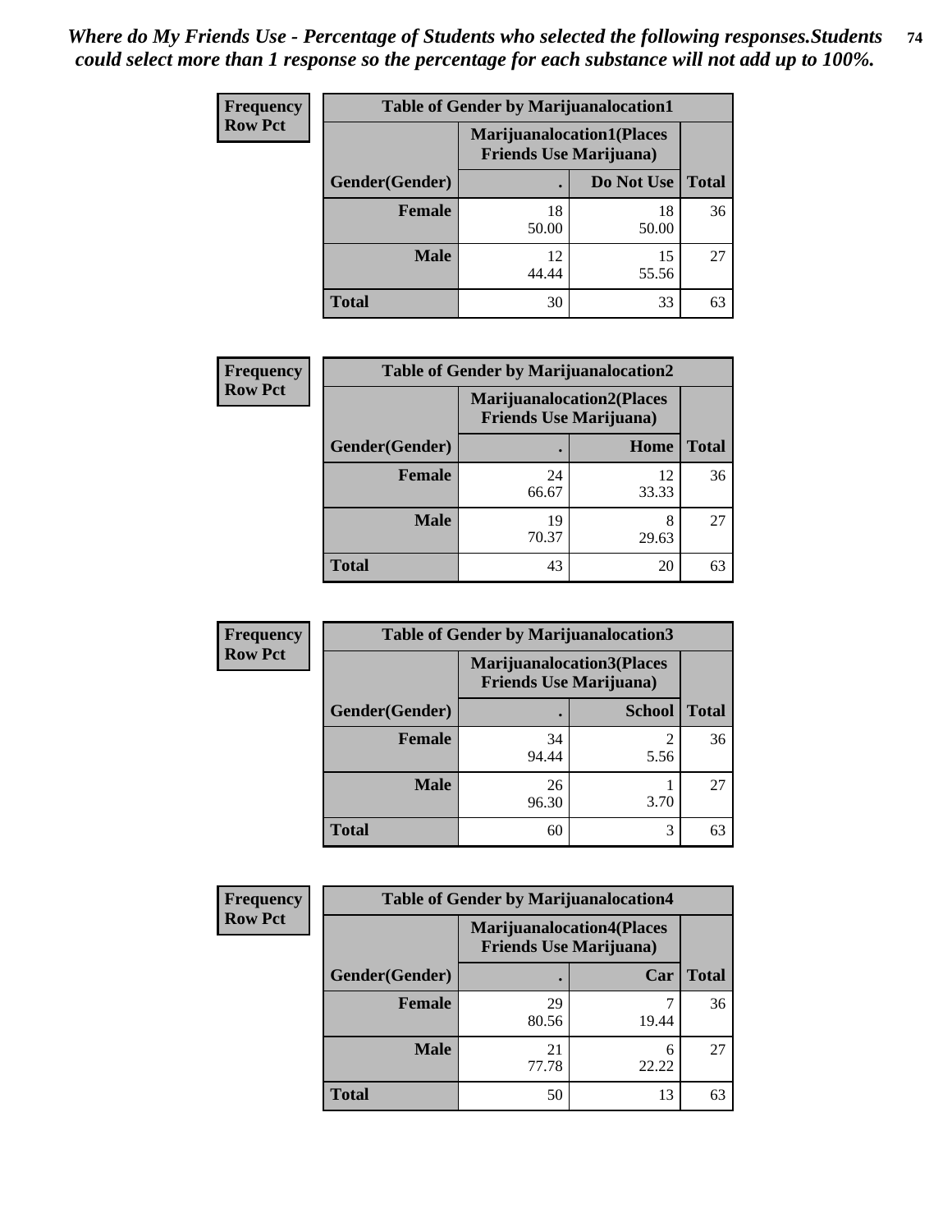*Where do My Friends Use - Percentage of Students who selected the following responses.Students could select more than 1 response so the percentage for each substance will not add up to 100%.*

**Frequency**
**Row Pct**

| Table of Gender by Marijuanalocation1 | | | |
|---|---|---|---|
| | Marijuanalocation1(Places Friends Use Marijuana) | | |
| Gender(Gender) | . | Do Not Use | Total |
| Female | 18<br>50.00 | 18<br>50.00 | 36 |
| Male | 12<br>44.44 | 15<br>55.56 | 27 |
| Total | 30 | 33 | 63 |

**Frequency**
**Row Pct**

| Table of Gender by Marijuanalocation2 | | | |
|---|---|---|---|
| | Marijuanalocation2(Places Friends Use Marijuana) | | |
| Gender(Gender) | . | Home | Total |
| Female | 24<br>66.67 | 12<br>33.33 | 36 |
| Male | 19<br>70.37 | 8<br>29.63 | 27 |
| Total | 43 | 20 | 63 |

**Frequency**
**Row Pct**

| Table of Gender by Marijuanalocation3 | | | |
|---|---|---|---|
| | Marijuanalocation3(Places Friends Use Marijuana) | | |
| Gender(Gender) | . | School | Total |
| Female | 34<br>94.44 | 2<br>5.56 | 36 |
| Male | 26<br>96.30 | 1<br>3.70 | 27 |
| Total | 60 | 3 | 63 |

**Frequency**
**Row Pct**

| Table of Gender by Marijuanalocation4 | | | |
|---|---|---|---|
| | Marijuanalocation4(Places Friends Use Marijuana) | | |
| Gender(Gender) | . | Car | Total |
| Female | 29<br>80.56 | 7<br>19.44 | 36 |
| Male | 21<br>77.78 | 6<br>22.22 | 27 |
| Total | 50 | 13 | 63 |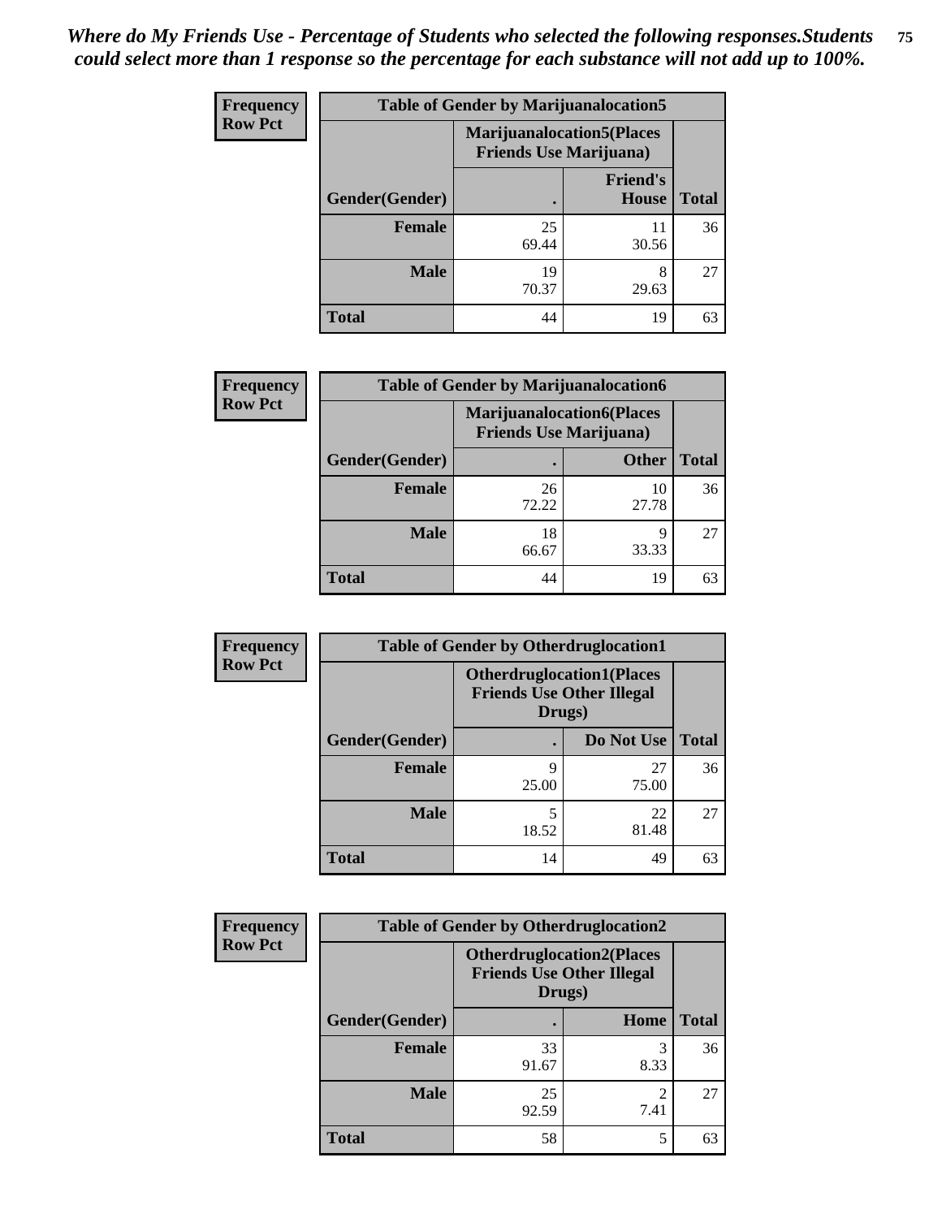*Where do My Friends Use - Percentage of Students who selected the following responses.Students could select more than 1 response so the percentage for each substance will not add up to 100%.*

**Frequency**
**Row Pct**

| Table of Gender by Marijuanalocation5 | | | |
|---|---|---|---|
| | Marijuanalocation5(Places Friends Use Marijuana) | | |
| Gender(Gender) | . | Friend's House | Total |
| Female | 25<br>69.44 | 11<br>30.56 | 36 |
| Male | 19<br>70.37 | 8<br>29.63 | 27 |
| Total | 44 | 19 | 63 |

**Frequency**
**Row Pct**

| Table of Gender by Marijuanalocation6 | | | |
|---|---|---|---|
| | Marijuanalocation6(Places Friends Use Marijuana) | | |
| Gender(Gender) | . | Other | Total |
| Female | 26<br>72.22 | 10<br>27.78 | 36 |
| Male | 18<br>66.67 | 9<br>33.33 | 27 |
| Total | 44 | 19 | 63 |

**Frequency**
**Row Pct**

| Table of Gender by Otherdruglocation1 | | | |
|---|---|---|---|
| | Otherdruglocation1(Places Friends Use Other Illegal Drugs) | | |
| Gender(Gender) | . | Do Not Use | Total |
| Female | 9<br>25.00 | 27<br>75.00 | 36 |
| Male | 5<br>18.52 | 22<br>81.48 | 27 |
| Total | 14 | 49 | 63 |

**Frequency**
**Row Pct**

| Table of Gender by Otherdruglocation2 | | | |
|---|---|---|---|
| | Otherdruglocation2(Places Friends Use Other Illegal Drugs) | | |
| Gender(Gender) | . | Home | Total |
| Female | 33<br>91.67 | 3<br>8.33 | 36 |
| Male | 25<br>92.59 | 2<br>7.41 | 27 |
| Total | 58 | 5 | 63 |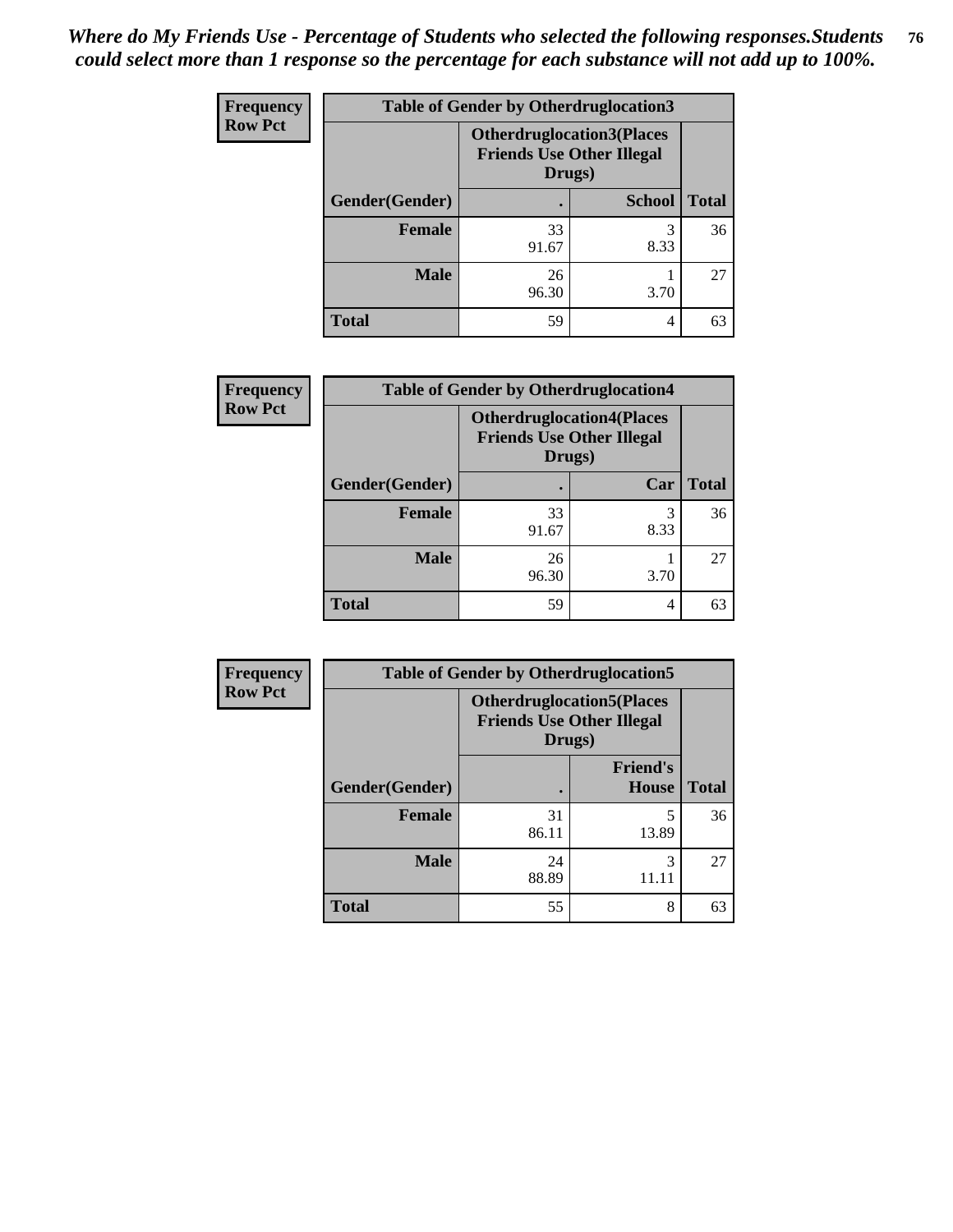*Where do My Friends Use - Percentage of Students who selected the following responses.Students could select more than 1 response so the percentage for each substance will not add up to 100%.*

**Frequency**
**Row Pct**

| Table of Gender by Otherdruglocation3 | | | |
|---|---|---|---|
| | Otherdruglocation3(Places Friends Use Other Illegal Drugs) | | |
| Gender(Gender) | . | School | Total |
| Female | 33<br>91.67 | 3<br>8.33 | 36 |
| Male | 26<br>96.30 | 1<br>3.70 | 27 |
| Total | 59 | 4 | 63 |

**Frequency**
**Row Pct**

| Table of Gender by Otherdruglocation4 | | | |
|---|---|---|---|
| | Otherdruglocation4(Places Friends Use Other Illegal Drugs) | | |
| Gender(Gender) | . | Car | Total |
| Female | 33<br>91.67 | 3<br>8.33 | 36 |
| Male | 26<br>96.30 | 1<br>3.70 | 27 |
| Total | 59 | 4 | 63 |

**Frequency**
**Row Pct**

| Table of Gender by Otherdruglocation5 | | | |
|---|---|---|---|
| | Otherdruglocation5(Places Friends Use Other Illegal Drugs) | | |
| Gender(Gender) | . | Friend's House | Total |
| Female | 31<br>86.11 | 5<br>13.89 | 36 |
| Male | 24<br>88.89 | 3<br>11.11 | 27 |
| Total | 55 | 8 | 63 |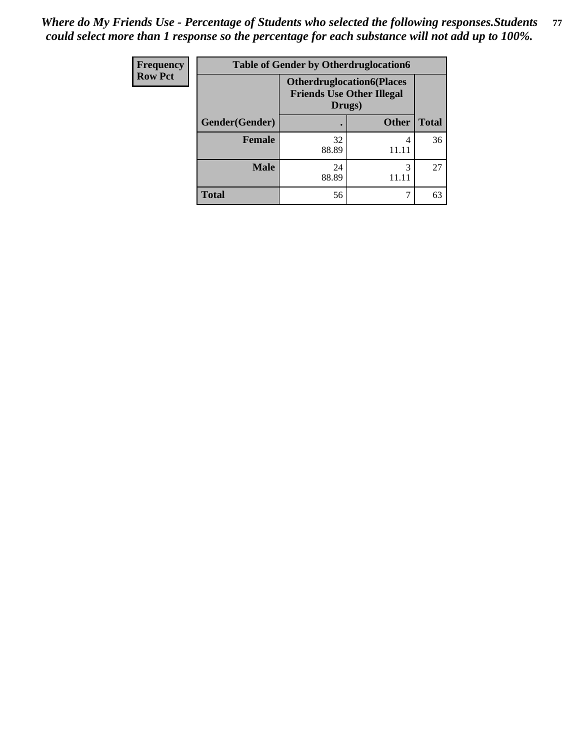*Where do My Friends Use - Percentage of Students who selected the following responses.Students could select more than 1 response so the percentage for each substance will not add up to 100%.*

| Frequency Row Pct | Table of Gender by Otherdruglocation6 | | |
|---|---|---|---|
| | **Otherdruglocation6(Places Friends Use Other Illegal Drugs)** | | |
| **Gender(Gender)** | **.** | **Other** | **Total** |
| **Female** | 32<br>88.89 | 4<br>11.11 | 36 |
| **Male** | 24<br>88.89 | 3<br>11.11 | 27 |
| **Total** | 56 | 7 | 63 |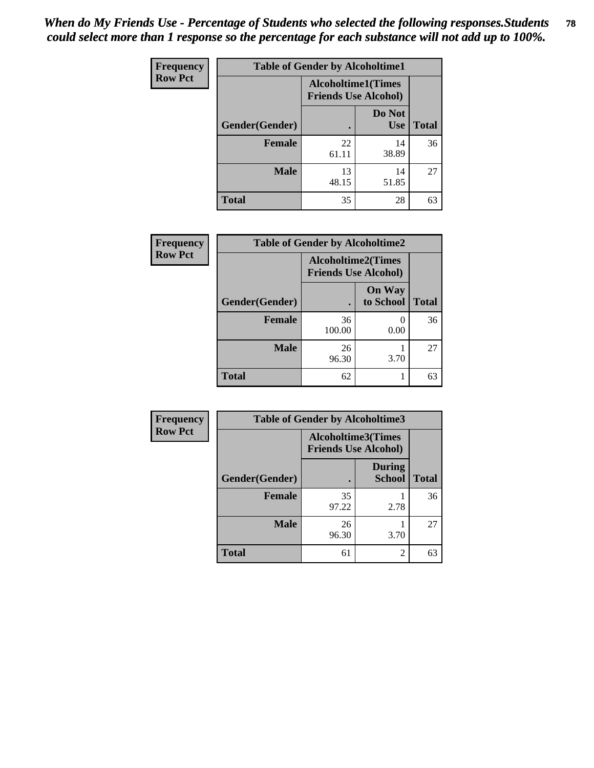*When do My Friends Use - Percentage of Students who selected the following responses.Students could select more than 1 response so the percentage for each substance will not add up to 100%.*

**Frequency**
**Row Pct**

| Table of Gender by Alcoholtime1 | | | |
|---|---|---|---|
| | Alcoholtime1(Times Friends Use Alcohol) | | |
| Gender(Gender) | . | Do Not Use | Total |
| **Female** | 22<br>61.11 | 14<br>38.89 | 36 |
| **Male** | 13<br>48.15 | 14<br>51.85 | 27 |
| **Total** | 35 | 28 | 63 |

**Frequency**
**Row Pct**

| Table of Gender by Alcoholtime2 | | | |
|---|---|---|---|
| | Alcoholtime2(Times Friends Use Alcohol) | | |
| Gender(Gender) | . | On Way to School | Total |
| **Female** | 36<br>100.00 | 0<br>0.00 | 36 |
| **Male** | 26<br>96.30 | 1<br>3.70 | 27 |
| **Total** | 62 | 1 | 63 |

**Frequency**
**Row Pct**

| Table of Gender by Alcoholtime3 | | | |
|---|---|---|---|
| | Alcoholtime3(Times Friends Use Alcohol) | | |
| Gender(Gender) | . | During School | Total |
| **Female** | 35<br>97.22 | 1<br>2.78 | 36 |
| **Male** | 26<br>96.30 | 1<br>3.70 | 27 |
| **Total** | 61 | 2 | 63 |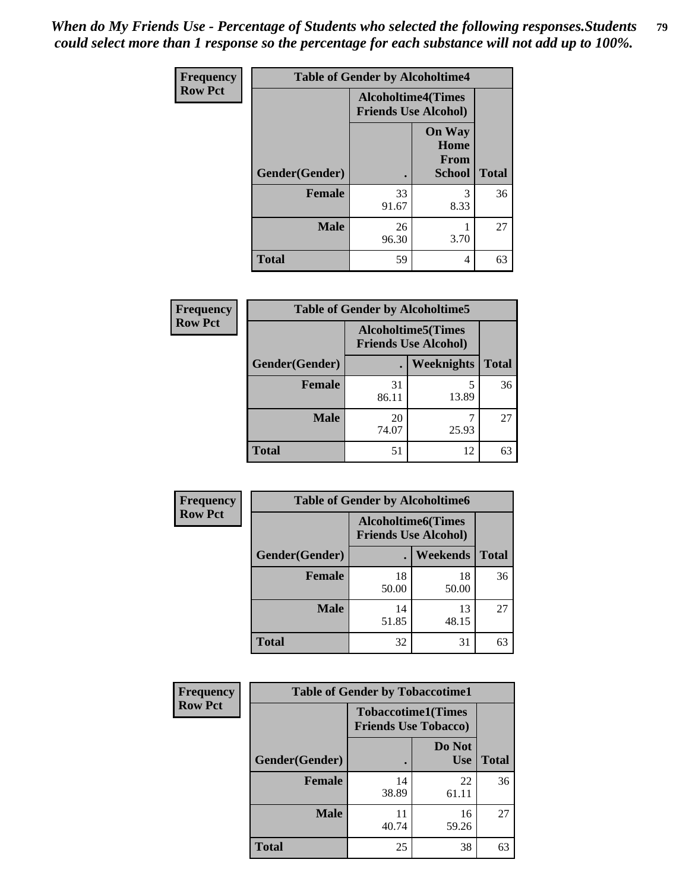*When do My Friends Use - Percentage of Students who selected the following responses.Students could select more than 1 response so the percentage for each substance will not add up to 100%.*

**Frequency**
**Row Pct**

| Table of Gender by Alcoholtime4 | | | |
|---|---|---|---|
| | Alcoholtime4(Times Friends Use Alcohol) | | |
| Gender(Gender) | . | On Way Home From School | Total |
| **Female** | 33<br>91.67 | 3<br>8.33 | 36 |
| **Male** | 26<br>96.30 | 1<br>3.70 | 27 |
| **Total** | 59 | 4 | 63 |

**Frequency**
**Row Pct**

| Table of Gender by Alcoholtime5 | | | |
|---|---|---|---|
| | Alcoholtime5(Times Friends Use Alcohol) | | |
| Gender(Gender) | . | Weeknights | Total |
| **Female** | 31<br>86.11 | 5<br>13.89 | 36 |
| **Male** | 20<br>74.07 | 7<br>25.93 | 27 |
| **Total** | 51 | 12 | 63 |

**Frequency**
**Row Pct**

| Table of Gender by Alcoholtime6 | | | |
|---|---|---|---|
| | Alcoholtime6(Times Friends Use Alcohol) | | |
| Gender(Gender) | . | Weekends | Total |
| **Female** | 18<br>50.00 | 18<br>50.00 | 36 |
| **Male** | 14<br>51.85 | 13<br>48.15 | 27 |
| **Total** | 32 | 31 | 63 |

**Frequency**
**Row Pct**

| Table of Gender by Tobaccotime1 | | | |
|---|---|---|---|
| | Tobaccotime1(Times Friends Use Tobacco) | | |
| Gender(Gender) | . | Do Not Use | Total |
| **Female** | 14<br>38.89 | 22<br>61.11 | 36 |
| **Male** | 11<br>40.74 | 16<br>59.26 | 27 |
| **Total** | 25 | 38 | 63 |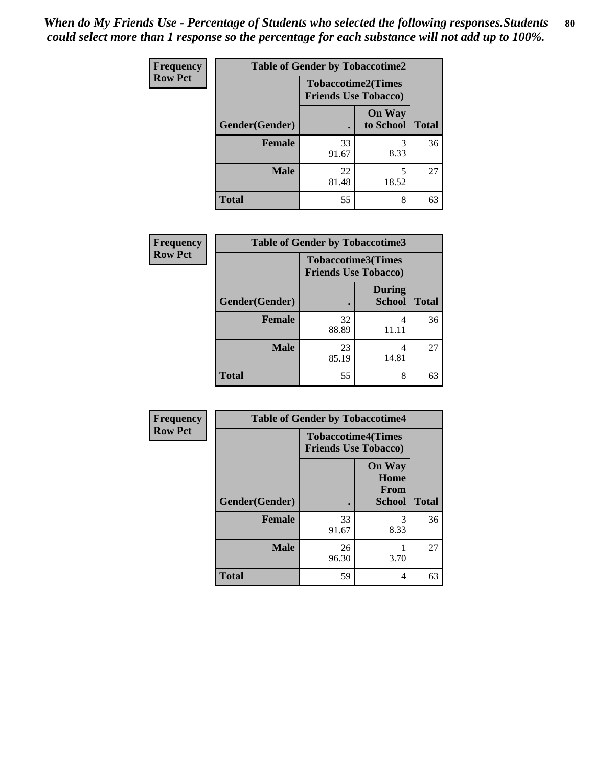*When do My Friends Use - Percentage of Students who selected the following responses.Students could select more than 1 response so the percentage for each substance will not add up to 100%.*

**Frequency**
**Row Pct**

| Table of Gender by Tobaccotime2 | | | |
|---|---|---|---|
| | Tobaccotime2(Times Friends Use Tobacco) | | |
| Gender(Gender) | . | On Way to School | Total |
| **Female** | 33<br>91.67 | 3<br>8.33 | 36 |
| **Male** | 22<br>81.48 | 5<br>18.52 | 27 |
| **Total** | 55 | 8 | 63 |

**Frequency**
**Row Pct**

| Table of Gender by Tobaccotime3 | | | |
|---|---|---|---|
| | Tobaccotime3(Times Friends Use Tobacco) | | |
| Gender(Gender) | . | During School | Total |
| **Female** | 32<br>88.89 | 4<br>11.11 | 36 |
| **Male** | 23<br>85.19 | 4<br>14.81 | 27 |
| **Total** | 55 | 8 | 63 |

**Frequency**
**Row Pct**

| Table of Gender by Tobaccotime4 | | | |
|---|---|---|---|
| | Tobaccotime4(Times Friends Use Tobacco) | | |
| Gender(Gender) | . | On Way Home From School | Total |
| **Female** | 33<br>91.67 | 3<br>8.33 | 36 |
| **Male** | 26<br>96.30 | 1<br>3.70 | 27 |
| **Total** | 59 | 4 | 63 |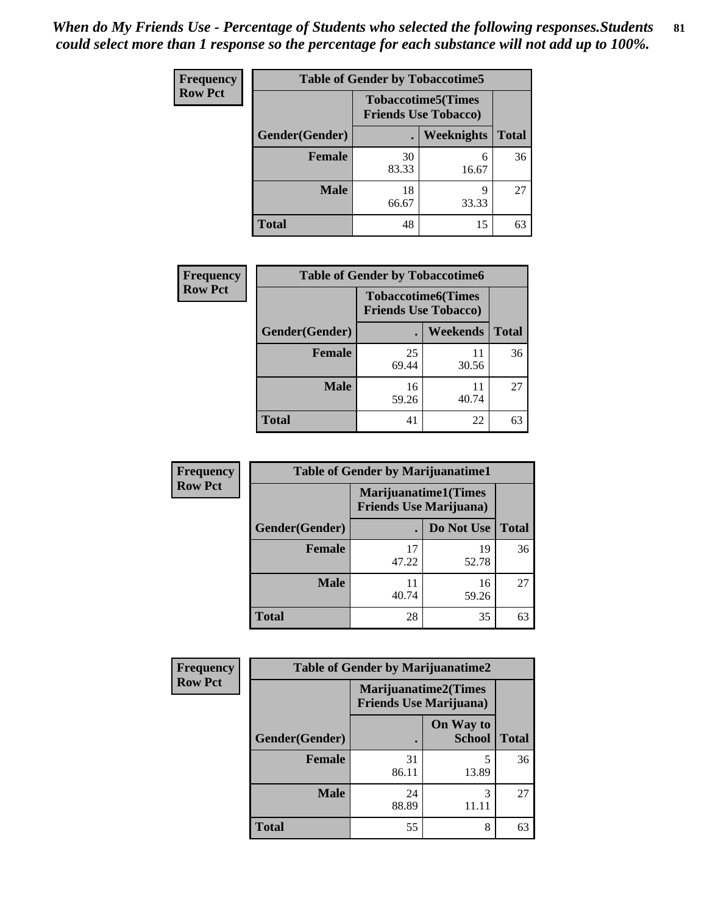*When do My Friends Use - Percentage of Students who selected the following responses.Students could select more than 1 response so the percentage for each substance will not add up to 100%.*

**Frequency**
**Row Pct**

| Table of Gender by Tobaccotime5 | | | |
|---|---|---|---|
| | Tobaccotime5(Times Friends Use Tobacco) | | |
| Gender(Gender) | . | Weeknights | Total |
| **Female** | 30<br>83.33 | 6<br>16.67 | 36 |
| **Male** | 18<br>66.67 | 9<br>33.33 | 27 |
| **Total** | 48 | 15 | 63 |

**Frequency**
**Row Pct**

| Table of Gender by Tobaccotime6 | | | |
|---|---|---|---|
| | Tobaccotime6(Times Friends Use Tobacco) | | |
| Gender(Gender) | . | Weekends | Total |
| **Female** | 25<br>69.44 | 11<br>30.56 | 36 |
| **Male** | 16<br>59.26 | 11<br>40.74 | 27 |
| **Total** | 41 | 22 | 63 |

**Frequency**
**Row Pct**

| Table of Gender by Marijuanatime1 | | | |
|---|---|---|---|
| | Marijuanatime1(Times Friends Use Marijuana) | | |
| Gender(Gender) | . | Do Not Use | Total |
| **Female** | 17<br>47.22 | 19<br>52.78 | 36 |
| **Male** | 11<br>40.74 | 16<br>59.26 | 27 |
| **Total** | 28 | 35 | 63 |

**Frequency**
**Row Pct**

| Table of Gender by Marijuanatime2 | | | |
|---|---|---|---|
| | Marijuanatime2(Times Friends Use Marijuana) | | |
| Gender(Gender) | . | On Way to School | Total |
| **Female** | 31<br>86.11 | 5<br>13.89 | 36 |
| **Male** | 24<br>88.89 | 3<br>11.11 | 27 |
| **Total** | 55 | 8 | 63 |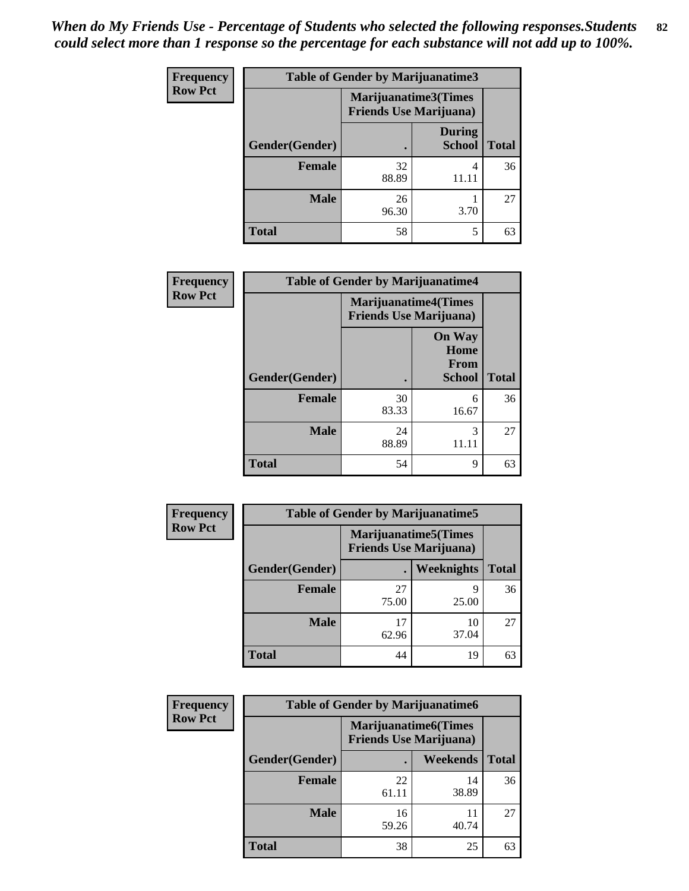*When do My Friends Use - Percentage of Students who selected the following responses.Students could select more than 1 response so the percentage for each substance will not add up to 100%.*

| Frequency Row Pct | Table of Gender by Marijuanatime3 | | |
|---|---|---|---|
| | Marijuanatime3(Times Friends Use Marijuana) | | |
| Gender(Gender) | . | During School | Total |
| Female | 32<br>88.89 | 4<br>11.11 | 36 |
| Male | 26<br>96.30 | 1<br>3.70 | 27 |
| Total | 58 | 5 | 63 |

| Frequency Row Pct | Table of Gender by Marijuanatime4 | | |
|---|---|---|---|
| | Marijuanatime4(Times Friends Use Marijuana) | | |
| Gender(Gender) | . | On Way Home From School | Total |
| Female | 30<br>83.33 | 6<br>16.67 | 36 |
| Male | 24<br>88.89 | 3<br>11.11 | 27 |
| Total | 54 | 9 | 63 |

| Frequency Row Pct | Table of Gender by Marijuanatime5 | | |
|---|---|---|---|
| | Marijuanatime5(Times Friends Use Marijuana) | | |
| Gender(Gender) | . | Weeknights | Total |
| Female | 27<br>75.00 | 9<br>25.00 | 36 |
| Male | 17<br>62.96 | 10<br>37.04 | 27 |
| Total | 44 | 19 | 63 |

| Frequency Row Pct | Table of Gender by Marijuanatime6 | | |
|---|---|---|---|
| | Marijuanatime6(Times Friends Use Marijuana) | | |
| Gender(Gender) | . | Weekends | Total |
| Female | 22<br>61.11 | 14<br>38.89 | 36 |
| Male | 16<br>59.26 | 11<br>40.74 | 27 |
| Total | 38 | 25 | 63 |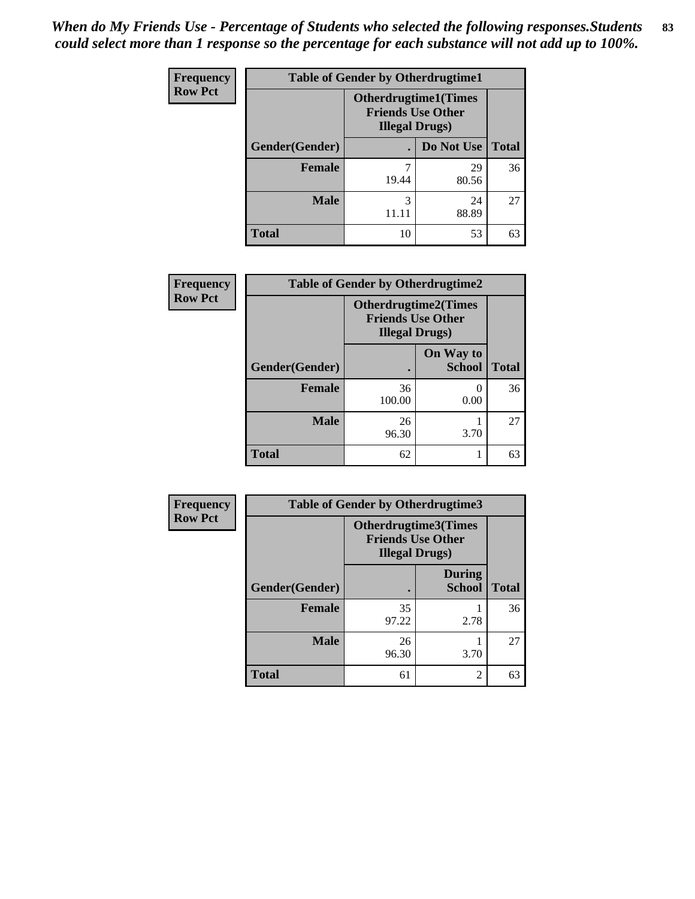*When do My Friends Use - Percentage of Students who selected the following responses.Students could select more than 1 response so the percentage for each substance will not add up to 100%.*

**Frequency**
**Row Pct**

**Table of Gender by Otherdrugtime1**

| Gender(Gender) | Otherdrugtime1(Times Friends Use Other Illegal Drugs) . | Do Not Use | Total |
|---|---|---|---|
| **Female** | 7<br>19.44 | 29<br>80.56 | 36 |
| **Male** | 3<br>11.11 | 24<br>88.89 | 27 |
| **Total** | 10 | 53 | 63 |

**Frequency**
**Row Pct**

**Table of Gender by Otherdrugtime2**

| Gender(Gender) | Otherdrugtime2(Times Friends Use Other Illegal Drugs) . | On Way to School | Total |
|---|---|---|---|
| **Female** | 36<br>100.00 | 0<br>0.00 | 36 |
| **Male** | 26<br>96.30 | 1<br>3.70 | 27 |
| **Total** | 62 | 1 | 63 |

**Frequency**
**Row Pct**

**Table of Gender by Otherdrugtime3**

| Gender(Gender) | Otherdrugtime3(Times Friends Use Other Illegal Drugs) . | During School | Total |
|---|---|---|---|
| **Female** | 35<br>97.22 | 1<br>2.78 | 36 |
| **Male** | 26<br>96.30 | 1<br>3.70 | 27 |
| **Total** | 61 | 2 | 63 |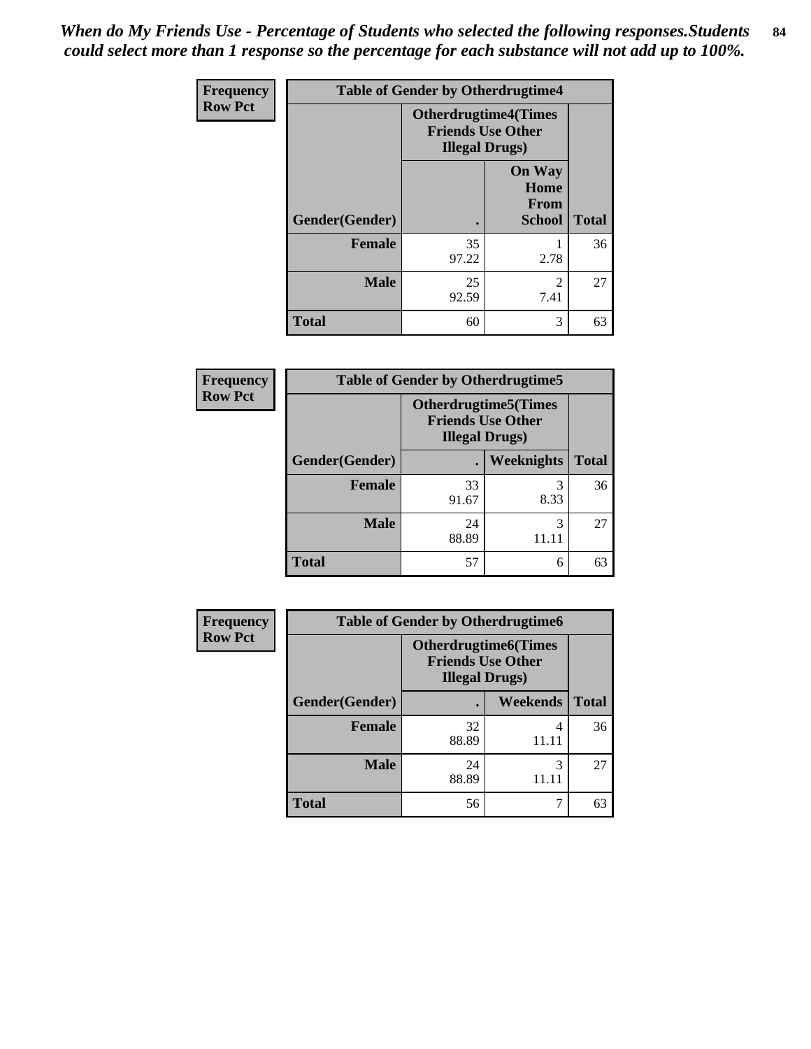*When do My Friends Use - Percentage of Students who selected the following responses.Students could select more than 1 response so the percentage for each substance will not add up to 100%.*

**Frequency**
**Row Pct**

| Table of Gender by Otherdrugtime4 | | | |
|---|---|---|---|
| | Otherdrugtime4(Times Friends Use Other Illegal Drugs) | | |
| Gender(Gender) | . | On Way Home From School | Total |
| **Female** | 35<br>97.22 | 1<br>2.78 | 36 |
| **Male** | 25<br>92.59 | 2<br>7.41 | 27 |
| **Total** | 60 | 3 | 63 |

**Frequency**
**Row Pct**

| Table of Gender by Otherdrugtime5 | | | |
|---|---|---|---|
| | Otherdrugtime5(Times Friends Use Other Illegal Drugs) | | |
| Gender(Gender) | . | Weeknights | Total |
| **Female** | 33<br>91.67 | 3<br>8.33 | 36 |
| **Male** | 24<br>88.89 | 3<br>11.11 | 27 |
| **Total** | 57 | 6 | 63 |

**Frequency**
**Row Pct**

| Table of Gender by Otherdrugtime6 | | | |
|---|---|---|---|
| | Otherdrugtime6(Times Friends Use Other Illegal Drugs) | | |
| Gender(Gender) | . | Weekends | Total |
| **Female** | 32<br>88.89 | 4<br>11.11 | 36 |
| **Male** | 24<br>88.89 | 3<br>11.11 | 27 |
| **Total** | 56 | 7 | 63 |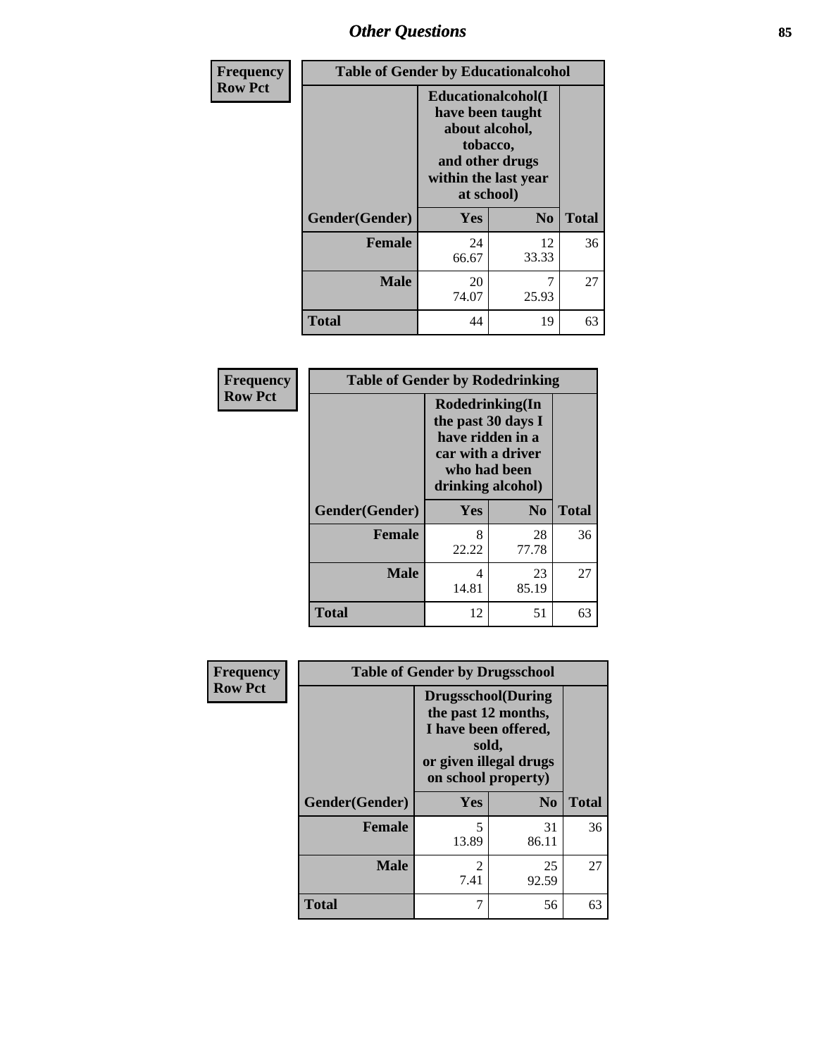# Other Questions

| Frequency Row Pct | | | |
|---|---|---|---|
| **Table of Gender by Educationalcohol** | | | |
| | **Educationalcohol(I have been taught about alcohol, tobacco, and other drugs within the last year at school)** | | |
| **Gender(Gender)** | **Yes** | **No** | **Total** |
| **Female** | 24<br>66.67 | 12<br>33.33 | 36 |
| **Male** | 20<br>74.07 | 7<br>25.93 | 27 |
| **Total** | 44 | 19 | 63 |

| Frequency Row Pct | | | |
|---|---|---|---|
| **Table of Gender by Rodedrinking** | | | |
| | **Rodedrinking(In the past 30 days I have ridden in a car with a driver who had been drinking alcohol)** | | |
| **Gender(Gender)** | **Yes** | **No** | **Total** |
| **Female** | 8<br>22.22 | 28<br>77.78 | 36 |
| **Male** | 4<br>14.81 | 23<br>85.19 | 27 |
| **Total** | 12 | 51 | 63 |

| Frequency Row Pct | | | |
|---|---|---|---|
| **Table of Gender by Drugsschool** | | | |
| | **Drugsschool(During the past 12 months, I have been offered, sold, or given illegal drugs on school property)** | | |
| **Gender(Gender)** | **Yes** | **No** | **Total** |
| **Female** | 5<br>13.89 | 31<br>86.11 | 36 |
| **Male** | 2<br>7.41 | 25<br>92.59 | 27 |
| **Total** | 7 | 56 | 63 |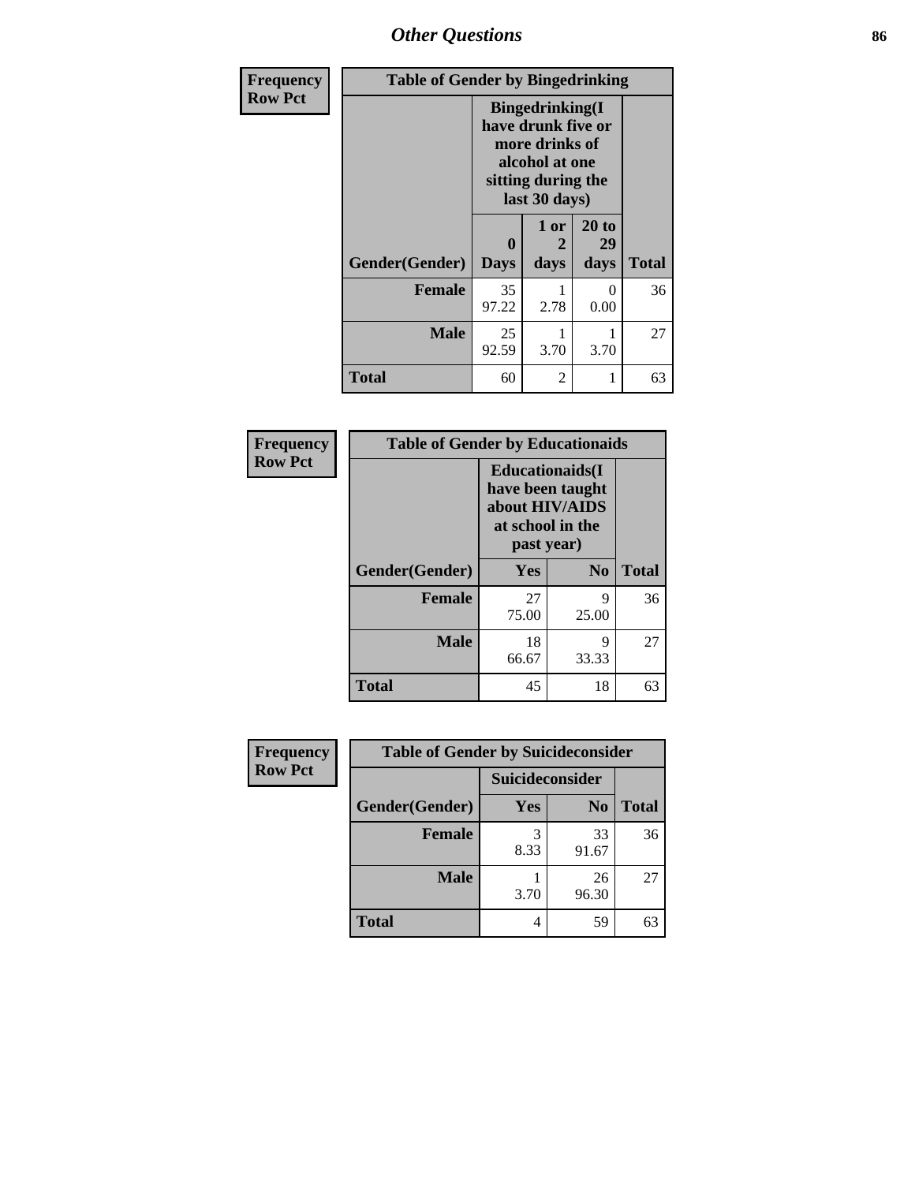# Other Questions

**Frequency**
**Row Pct**

| Table of Gender by Bingedrinking | | | | |
|---|---|---|---|---|
| | Bingedrinking(I have drunk five or more drinks of alcohol at one sitting during the last 30 days) | | | |
| Gender(Gender) | 0 Days | 1 or 2 days | 20 to 29 days | Total |
| **Female** | 35<br>97.22 | 1<br>2.78 | 0<br>0.00 | 36 |
| **Male** | 25<br>92.59 | 1<br>3.70 | 1<br>3.70 | 27 |
| **Total** | 60 | 2 | 1 | 63 |

**Frequency**
**Row Pct**

| Table of Gender by Educationaids | | | |
|---|---|---|---|
| | Educationaids(I have been taught about HIV/AIDS at school in the past year) | | |
| Gender(Gender) | Yes | No | Total |
| **Female** | 27<br>75.00 | 9<br>25.00 | 36 |
| **Male** | 18<br>66.67 | 9<br>33.33 | 27 |
| **Total** | 45 | 18 | 63 |

**Frequency**
**Row Pct**

| Table of Gender by Suicideconsider | | | |
|---|---|---|---|
| | Suicideconsider | | |
| Gender(Gender) | Yes | No | Total |
| **Female** | 3<br>8.33 | 33<br>91.67 | 36 |
| **Male** | 1<br>3.70 | 26<br>96.30 | 27 |
| **Total** | 4 | 59 | 63 |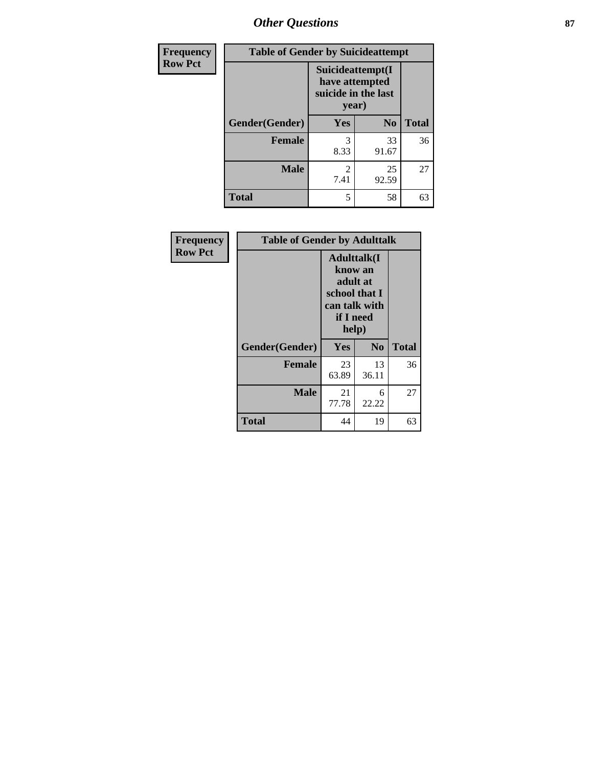| Frequency Row Pct | Table of Gender by Suicideattempt | | |
|---|---|---|---|
| | Suicideattempt(I have attempted suicide in the last year) | | |
| Gender(Gender) | Yes | No | Total |
| Female | 3<br>8.33 | 33<br>91.67 | 36 |
| Male | 2<br>7.41 | 25<br>92.59 | 27 |
| Total | 5 | 58 | 63 |

| Frequency Row Pct | Table of Gender by Adulttalk | | |
|---|---|---|---|
| | Adulttalk(I know an adult at school that I can talk with if I need help) | | |
| Gender(Gender) | Yes | No | Total |
| Female | 23<br>63.89 | 13<br>36.11 | 36 |
| Male | 21<br>77.78 | 6<br>22.22 | 27 |
| Total | 44 | 19 | 63 |